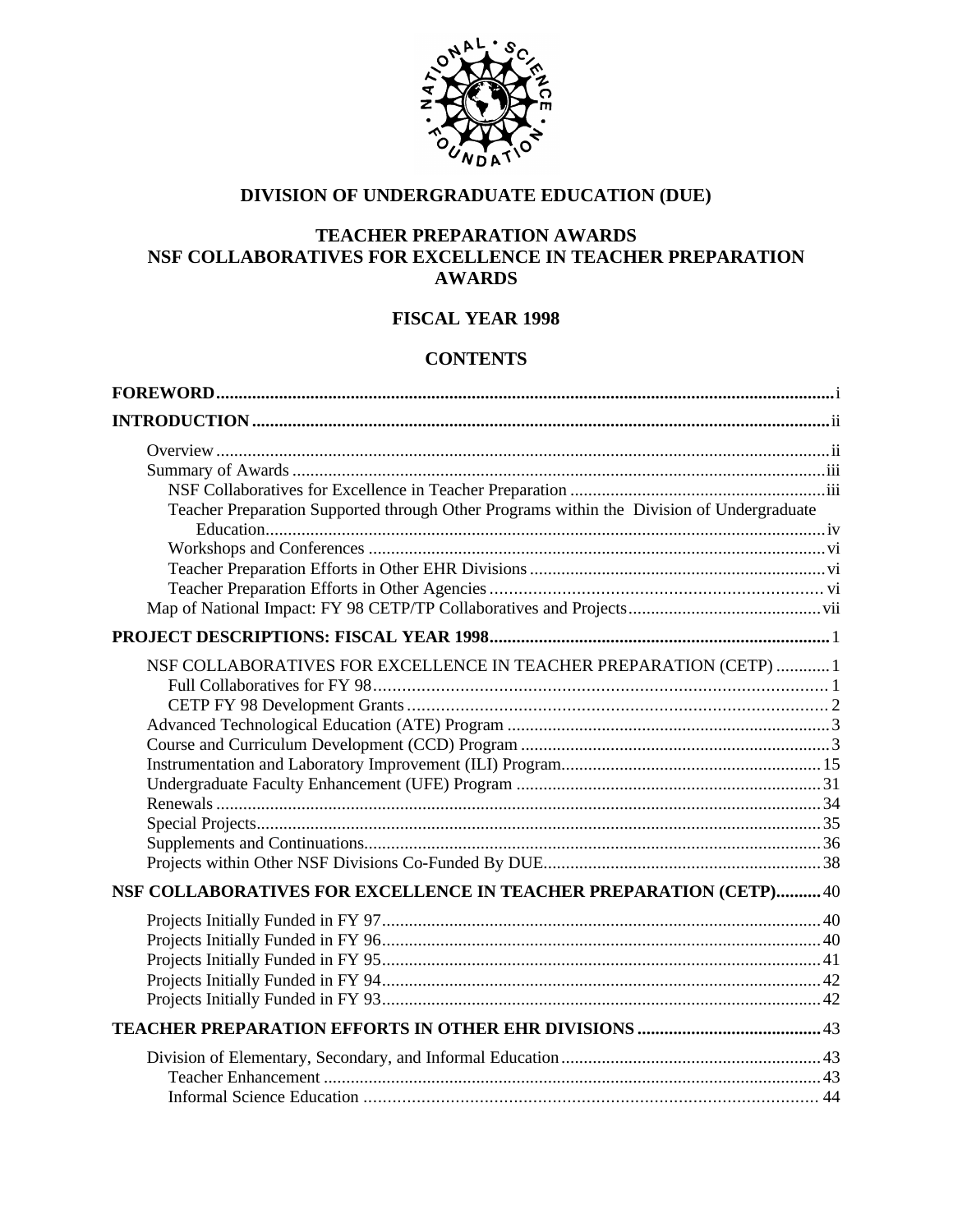# DIVISION OF UNDERGRADUATE EDUCATION (DUE)

## TEACHER PREPARATION AWARDS
## NSF COLLABORATIVES FOR EXCELLENCE IN TEACHER PREPARATION AWARDS

## FISCAL YEAR 1998

## CONTENTS

**FOREWORD** ..... i

**INTRODUCTION** ..... ii

- Overview ..... ii
- Summary of Awards ..... iii
  - NSF Collaboratives for Excellence in Teacher Preparation ..... iii
  - Teacher Preparation Supported through Other Programs within the Division of Undergraduate Education ..... iv
  - Workshops and Conferences ..... vi
  - Teacher Preparation Efforts in Other EHR Divisions ..... vi
  - Teacher Preparation Efforts in Other Agencies ..... vi
- Map of National Impact: FY 98 CETP/TP Collaboratives and Projects ..... vii

**PROJECT DESCRIPTIONS: FISCAL YEAR 1998** ..... 1

- NSF COLLABORATIVES FOR EXCELLENCE IN TEACHER PREPARATION (CETP) ..... 1
  - Full Collaboratives for FY 98 ..... 1
  - CETP FY 98 Development Grants ..... 2
- Advanced Technological Education (ATE) Program ..... 3
- Course and Curriculum Development (CCD) Program ..... 3
- Instrumentation and Laboratory Improvement (ILI) Program ..... 15
- Undergraduate Faculty Enhancement (UFE) Program ..... 31
- Renewals ..... 34
- Special Projects ..... 35
- Supplements and Continuations ..... 36
- Projects within Other NSF Divisions Co-Funded By DUE ..... 38

**NSF COLLABORATIVES FOR EXCELLENCE IN TEACHER PREPARATION (CETP)** ..... 40

- Projects Initially Funded in FY 97 ..... 40
- Projects Initially Funded in FY 96 ..... 40
- Projects Initially Funded in FY 95 ..... 41
- Projects Initially Funded in FY 94 ..... 42
- Projects Initially Funded in FY 93 ..... 42

**TEACHER PREPARATION EFFORTS IN OTHER EHR DIVISIONS** ..... 43

- Division of Elementary, Secondary, and Informal Education ..... 43
  - Teacher Enhancement ..... 43
  - Informal Science Education ..... 44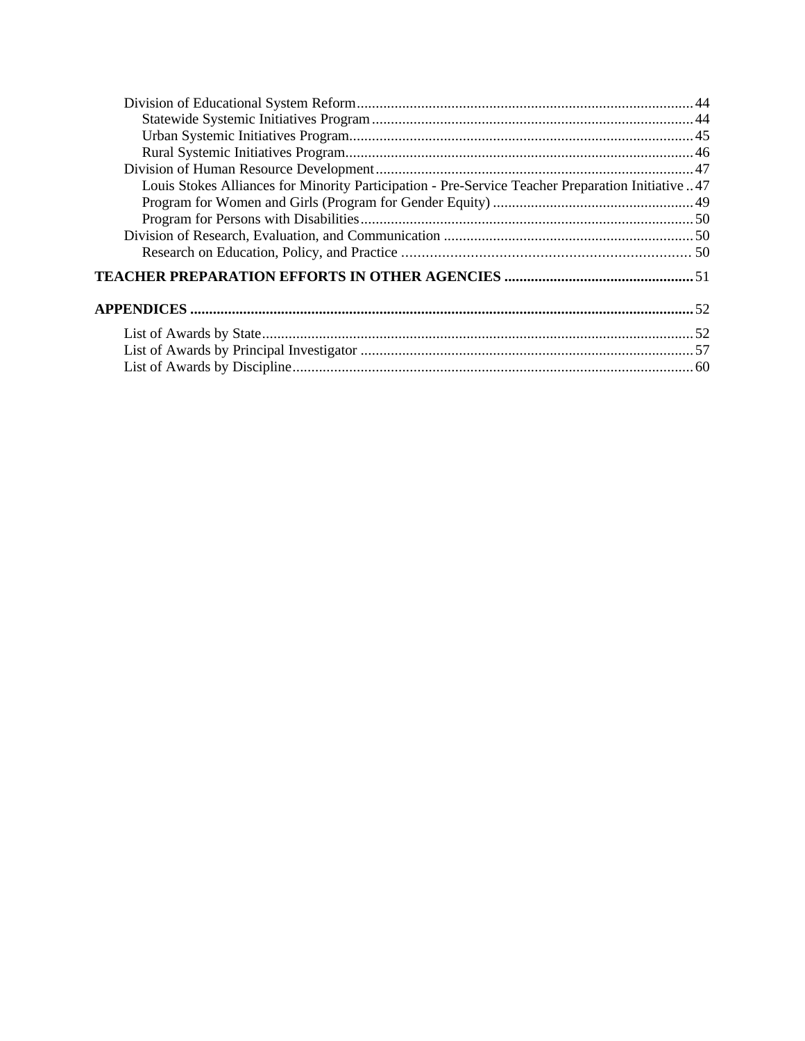- Division of Educational System Reform ........ 44
  - Statewide Systemic Initiatives Program ........ 44
  - Urban Systemic Initiatives Program ........ 45
  - Rural Systemic Initiatives Program ........ 46
- Division of Human Resource Development ........ 47
  - Louis Stokes Alliances for Minority Participation - Pre-Service Teacher Preparation Initiative ........ 47
  - Program for Women and Girls (Program for Gender Equity) ........ 49
  - Program for Persons with Disabilities ........ 50
- Division of Research, Evaluation, and Communication ........ 50
  - Research on Education, Policy, and Practice ........ 50

**TEACHER PREPARATION EFFORTS IN OTHER AGENCIES ........ 51**

**APPENDICES ........ 52**

- List of Awards by State ........ 52
- List of Awards by Principal Investigator ........ 57
- List of Awards by Discipline ........ 60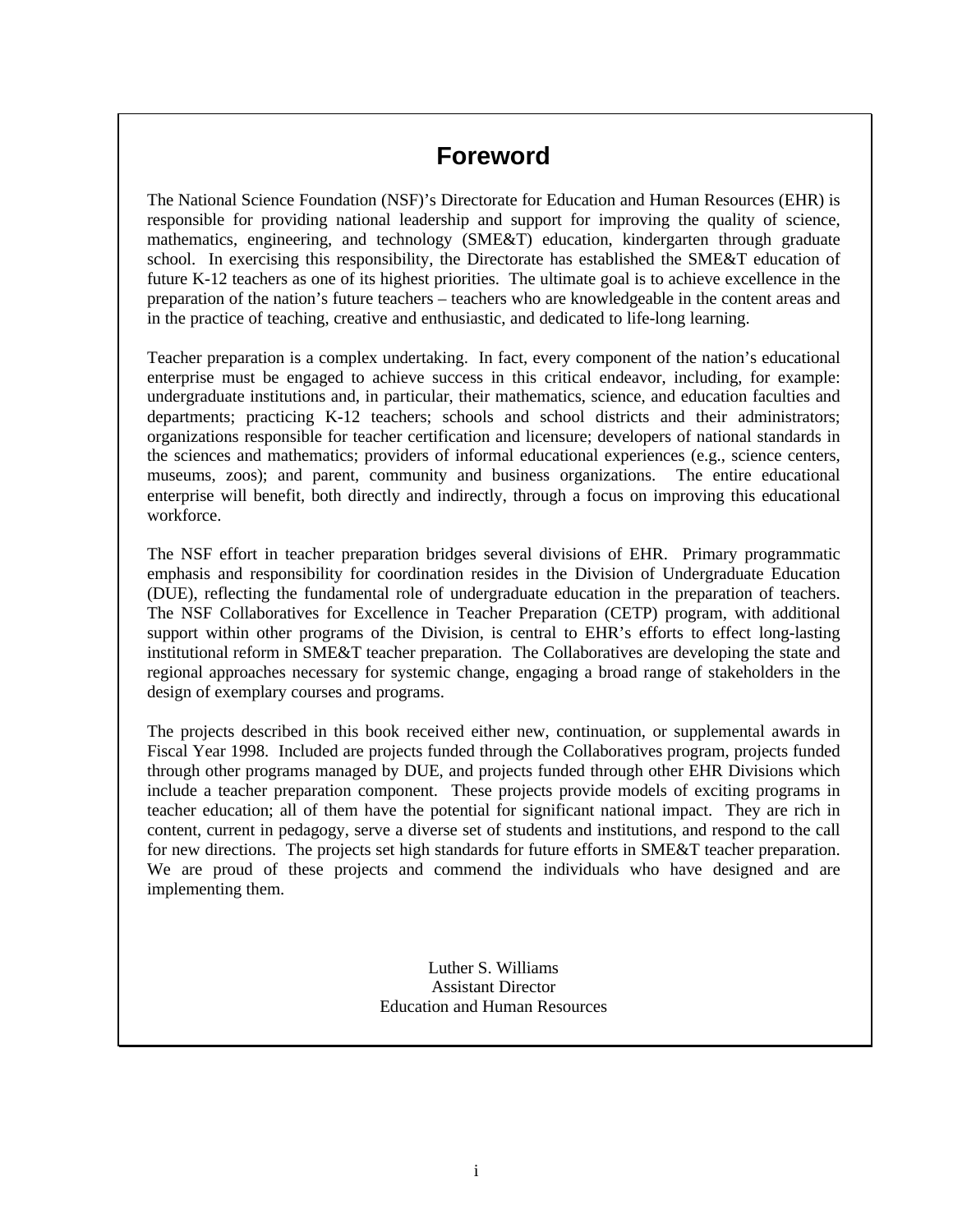# Foreword

The National Science Foundation (NSF)'s Directorate for Education and Human Resources (EHR) is responsible for providing national leadership and support for improving the quality of science, mathematics, engineering, and technology (SME&T) education, kindergarten through graduate school. In exercising this responsibility, the Directorate has established the SME&T education of future K-12 teachers as one of its highest priorities. The ultimate goal is to achieve excellence in the preparation of the nation's future teachers – teachers who are knowledgeable in the content areas and in the practice of teaching, creative and enthusiastic, and dedicated to life-long learning.

Teacher preparation is a complex undertaking. In fact, every component of the nation's educational enterprise must be engaged to achieve success in this critical endeavor, including, for example: undergraduate institutions and, in particular, their mathematics, science, and education faculties and departments; practicing K-12 teachers; schools and school districts and their administrators; organizations responsible for teacher certification and licensure; developers of national standards in the sciences and mathematics; providers of informal educational experiences (e.g., science centers, museums, zoos); and parent, community and business organizations. The entire educational enterprise will benefit, both directly and indirectly, through a focus on improving this educational workforce.

The NSF effort in teacher preparation bridges several divisions of EHR. Primary programmatic emphasis and responsibility for coordination resides in the Division of Undergraduate Education (DUE), reflecting the fundamental role of undergraduate education in the preparation of teachers. The NSF Collaboratives for Excellence in Teacher Preparation (CETP) program, with additional support within other programs of the Division, is central to EHR's efforts to effect long-lasting institutional reform in SME&T teacher preparation. The Collaboratives are developing the state and regional approaches necessary for systemic change, engaging a broad range of stakeholders in the design of exemplary courses and programs.

The projects described in this book received either new, continuation, or supplemental awards in Fiscal Year 1998. Included are projects funded through the Collaboratives program, projects funded through other programs managed by DUE, and projects funded through other EHR Divisions which include a teacher preparation component. These projects provide models of exciting programs in teacher education; all of them have the potential for significant national impact. They are rich in content, current in pedagogy, serve a diverse set of students and institutions, and respond to the call for new directions. The projects set high standards for future efforts in SME&T teacher preparation. We are proud of these projects and commend the individuals who have designed and are implementing them.

Luther S. Williams
Assistant Director
Education and Human Resources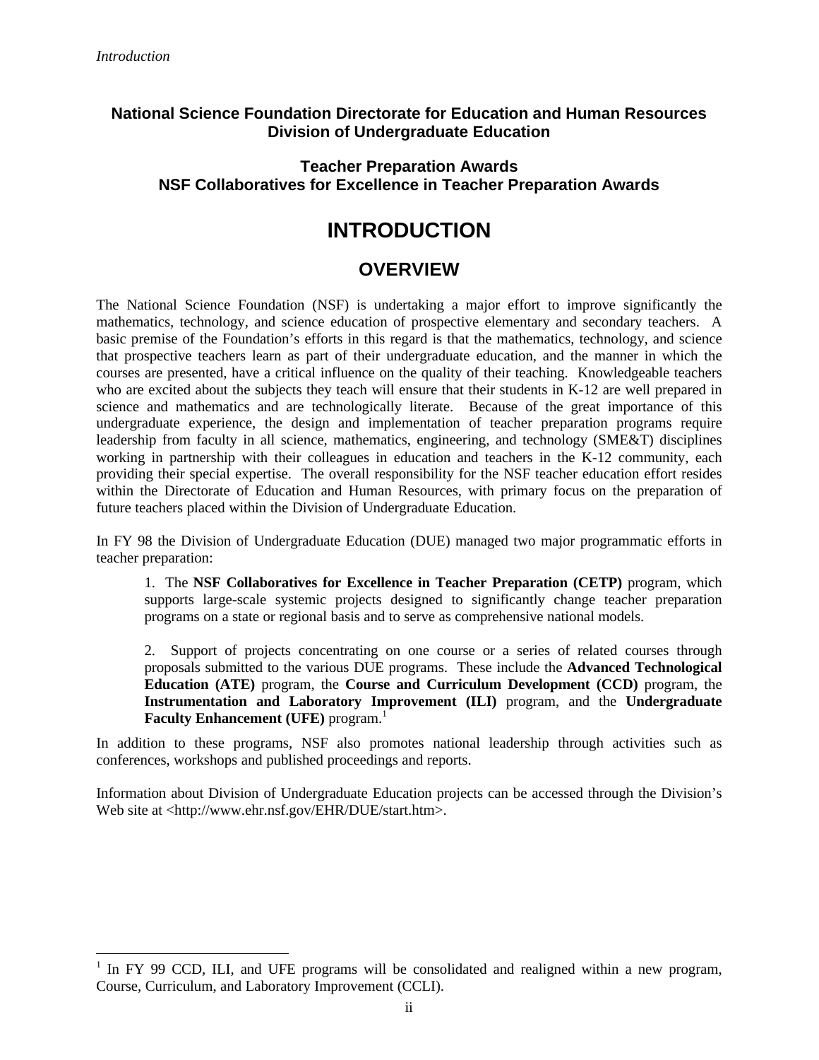**National Science Foundation Directorate for Education and Human Resources**
**Division of Undergraduate Education**

**Teacher Preparation Awards**
**NSF Collaboratives for Excellence in Teacher Preparation Awards**

# INTRODUCTION

## OVERVIEW

The National Science Foundation (NSF) is undertaking a major effort to improve significantly the mathematics, technology, and science education of prospective elementary and secondary teachers. A basic premise of the Foundation's efforts in this regard is that the mathematics, technology, and science that prospective teachers learn as part of their undergraduate education, and the manner in which the courses are presented, have a critical influence on the quality of their teaching. Knowledgeable teachers who are excited about the subjects they teach will ensure that their students in K-12 are well prepared in science and mathematics and are technologically literate. Because of the great importance of this undergraduate experience, the design and implementation of teacher preparation programs require leadership from faculty in all science, mathematics, engineering, and technology (SME&T) disciplines working in partnership with their colleagues in education and teachers in the K-12 community, each providing their special expertise. The overall responsibility for the NSF teacher education effort resides within the Directorate of Education and Human Resources, with primary focus on the preparation of future teachers placed within the Division of Undergraduate Education.

In FY 98 the Division of Undergraduate Education (DUE) managed two major programmatic efforts in teacher preparation:

> 1. The **NSF Collaboratives for Excellence in Teacher Preparation (CETP)** program, which supports large-scale systemic projects designed to significantly change teacher preparation programs on a state or regional basis and to serve as comprehensive national models.
>
> 2. Support of projects concentrating on one course or a series of related courses through proposals submitted to the various DUE programs. These include the **Advanced Technological Education (ATE)** program, the **Course and Curriculum Development (CCD)** program, the **Instrumentation and Laboratory Improvement (ILI)** program, and the **Undergraduate Faculty Enhancement (UFE)** program.[1]

In addition to these programs, NSF also promotes national leadership through activities such as conferences, workshops and published proceedings and reports.

Information about Division of Undergraduate Education projects can be accessed through the Division's Web site at <http://www.ehr.nsf.gov/EHR/DUE/start.htm>.

---

[1] In FY 99 CCD, ILI, and UFE programs will be consolidated and realigned within a new program, Course, Curriculum, and Laboratory Improvement (CCLI).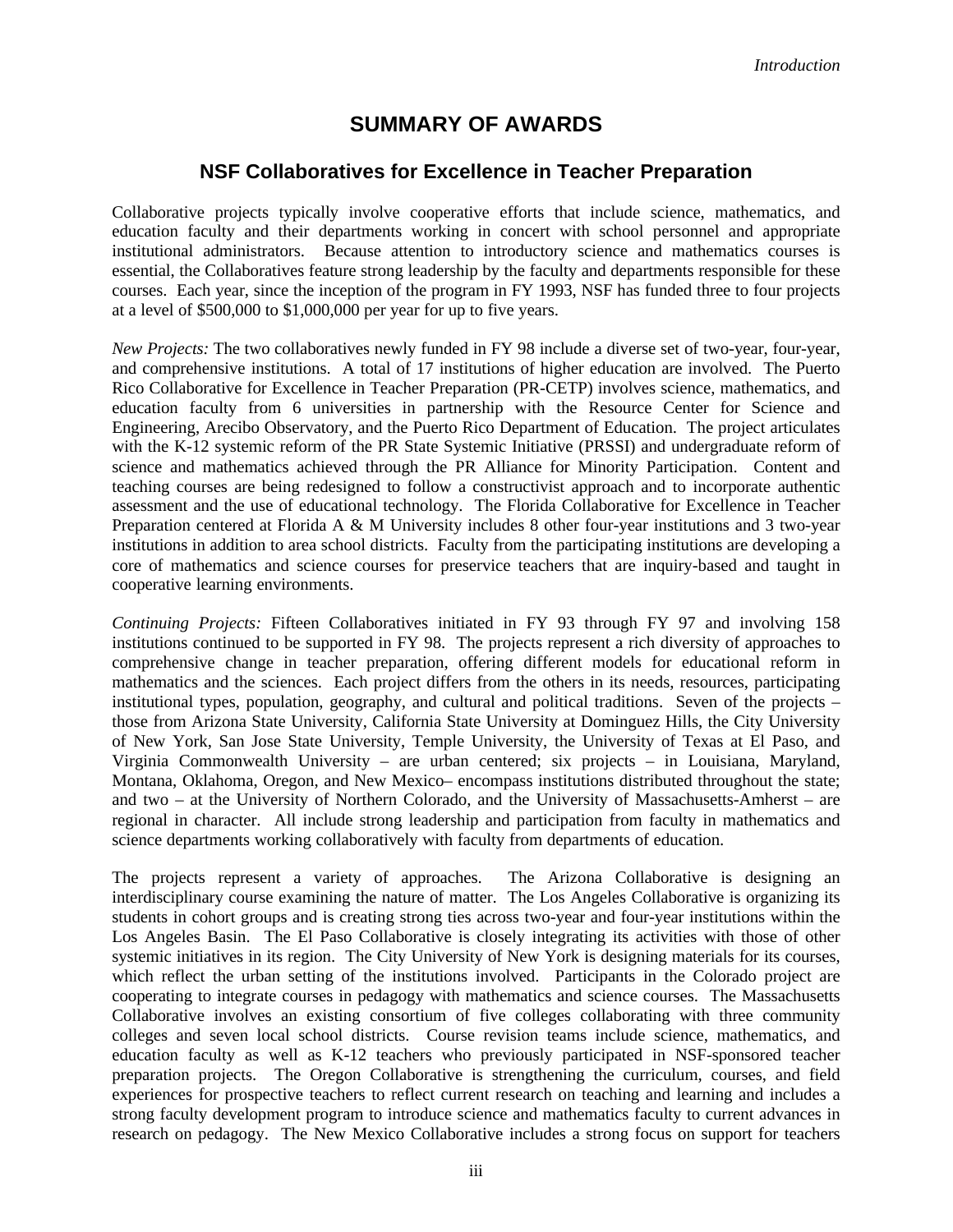# SUMMARY OF AWARDS

## NSF Collaboratives for Excellence in Teacher Preparation

Collaborative projects typically involve cooperative efforts that include science, mathematics, and education faculty and their departments working in concert with school personnel and appropriate institutional administrators. Because attention to introductory science and mathematics courses is essential, the Collaboratives feature strong leadership by the faculty and departments responsible for these courses. Each year, since the inception of the program in FY 1993, NSF has funded three to four projects at a level of $500,000 to $1,000,000 per year for up to five years.

*New Projects:* The two collaboratives newly funded in FY 98 include a diverse set of two-year, four-year, and comprehensive institutions. A total of 17 institutions of higher education are involved. The Puerto Rico Collaborative for Excellence in Teacher Preparation (PR-CETP) involves science, mathematics, and education faculty from 6 universities in partnership with the Resource Center for Science and Engineering, Arecibo Observatory, and the Puerto Rico Department of Education. The project articulates with the K-12 systemic reform of the PR State Systemic Initiative (PRSSI) and undergraduate reform of science and mathematics achieved through the PR Alliance for Minority Participation. Content and teaching courses are being redesigned to follow a constructivist approach and to incorporate authentic assessment and the use of educational technology. The Florida Collaborative for Excellence in Teacher Preparation centered at Florida A & M University includes 8 other four-year institutions and 3 two-year institutions in addition to area school districts. Faculty from the participating institutions are developing a core of mathematics and science courses for preservice teachers that are inquiry-based and taught in cooperative learning environments.

*Continuing Projects:* Fifteen Collaboratives initiated in FY 93 through FY 97 and involving 158 institutions continued to be supported in FY 98. The projects represent a rich diversity of approaches to comprehensive change in teacher preparation, offering different models for educational reform in mathematics and the sciences. Each project differs from the others in its needs, resources, participating institutional types, population, geography, and cultural and political traditions. Seven of the projects – those from Arizona State University, California State University at Dominguez Hills, the City University of New York, San Jose State University, Temple University, the University of Texas at El Paso, and Virginia Commonwealth University – are urban centered; six projects – in Louisiana, Maryland, Montana, Oklahoma, Oregon, and New Mexico– encompass institutions distributed throughout the state; and two – at the University of Northern Colorado, and the University of Massachusetts-Amherst – are regional in character. All include strong leadership and participation from faculty in mathematics and science departments working collaboratively with faculty from departments of education.

The projects represent a variety of approaches. The Arizona Collaborative is designing an interdisciplinary course examining the nature of matter. The Los Angeles Collaborative is organizing its students in cohort groups and is creating strong ties across two-year and four-year institutions within the Los Angeles Basin. The El Paso Collaborative is closely integrating its activities with those of other systemic initiatives in its region. The City University of New York is designing materials for its courses, which reflect the urban setting of the institutions involved. Participants in the Colorado project are cooperating to integrate courses in pedagogy with mathematics and science courses. The Massachusetts Collaborative involves an existing consortium of five colleges collaborating with three community colleges and seven local school districts. Course revision teams include science, mathematics, and education faculty as well as K-12 teachers who previously participated in NSF-sponsored teacher preparation projects. The Oregon Collaborative is strengthening the curriculum, courses, and field experiences for prospective teachers to reflect current research on teaching and learning and includes a strong faculty development program to introduce science and mathematics faculty to current advances in research on pedagogy. The New Mexico Collaborative includes a strong focus on support for teachers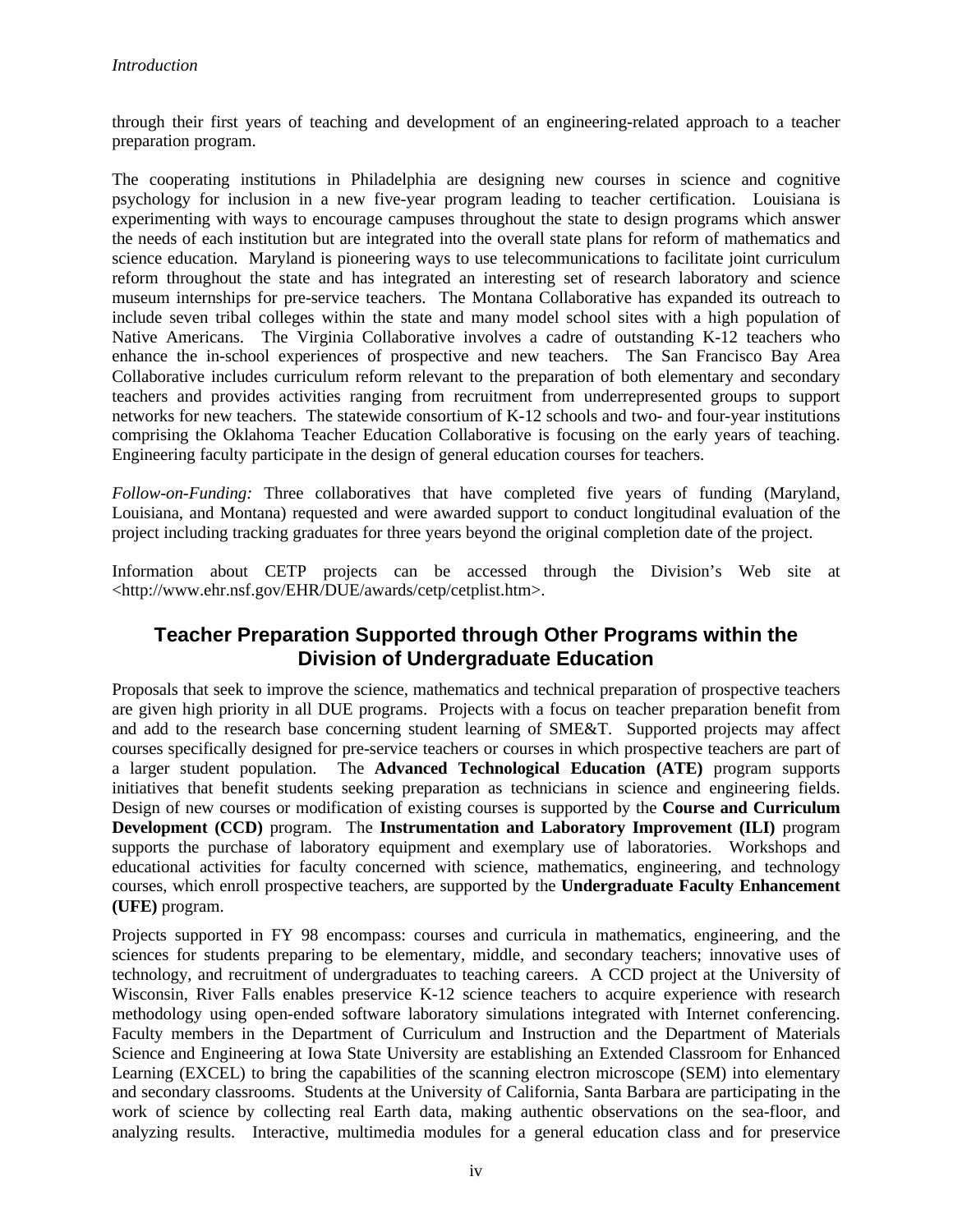through their first years of teaching and development of an engineering-related approach to a teacher preparation program.

The cooperating institutions in Philadelphia are designing new courses in science and cognitive psychology for inclusion in a new five-year program leading to teacher certification. Louisiana is experimenting with ways to encourage campuses throughout the state to design programs which answer the needs of each institution but are integrated into the overall state plans for reform of mathematics and science education. Maryland is pioneering ways to use telecommunications to facilitate joint curriculum reform throughout the state and has integrated an interesting set of research laboratory and science museum internships for pre-service teachers. The Montana Collaborative has expanded its outreach to include seven tribal colleges within the state and many model school sites with a high population of Native Americans. The Virginia Collaborative involves a cadre of outstanding K-12 teachers who enhance the in-school experiences of prospective and new teachers. The San Francisco Bay Area Collaborative includes curriculum reform relevant to the preparation of both elementary and secondary teachers and provides activities ranging from recruitment from underrepresented groups to support networks for new teachers. The statewide consortium of K-12 schools and two- and four-year institutions comprising the Oklahoma Teacher Education Collaborative is focusing on the early years of teaching. Engineering faculty participate in the design of general education courses for teachers.

*Follow-on-Funding:* Three collaboratives that have completed five years of funding (Maryland, Louisiana, and Montana) requested and were awarded support to conduct longitudinal evaluation of the project including tracking graduates for three years beyond the original completion date of the project.

Information about CETP projects can be accessed through the Division's Web site at <http://www.ehr.nsf.gov/EHR/DUE/awards/cetp/cetplist.htm>.

## Teacher Preparation Supported through Other Programs within the Division of Undergraduate Education

Proposals that seek to improve the science, mathematics and technical preparation of prospective teachers are given high priority in all DUE programs. Projects with a focus on teacher preparation benefit from and add to the research base concerning student learning of SME&T. Supported projects may affect courses specifically designed for pre-service teachers or courses in which prospective teachers are part of a larger student population. The **Advanced Technological Education (ATE)** program supports initiatives that benefit students seeking preparation as technicians in science and engineering fields. Design of new courses or modification of existing courses is supported by the **Course and Curriculum Development (CCD)** program. The **Instrumentation and Laboratory Improvement (ILI)** program supports the purchase of laboratory equipment and exemplary use of laboratories. Workshops and educational activities for faculty concerned with science, mathematics, engineering, and technology courses, which enroll prospective teachers, are supported by the **Undergraduate Faculty Enhancement (UFE)** program.

Projects supported in FY 98 encompass: courses and curricula in mathematics, engineering, and the sciences for students preparing to be elementary, middle, and secondary teachers; innovative uses of technology, and recruitment of undergraduates to teaching careers. A CCD project at the University of Wisconsin, River Falls enables preservice K-12 science teachers to acquire experience with research methodology using open-ended software laboratory simulations integrated with Internet conferencing. Faculty members in the Department of Curriculum and Instruction and the Department of Materials Science and Engineering at Iowa State University are establishing an Extended Classroom for Enhanced Learning (EXCEL) to bring the capabilities of the scanning electron microscope (SEM) into elementary and secondary classrooms. Students at the University of California, Santa Barbara are participating in the work of science by collecting real Earth data, making authentic observations on the sea-floor, and analyzing results. Interactive, multimedia modules for a general education class and for preservice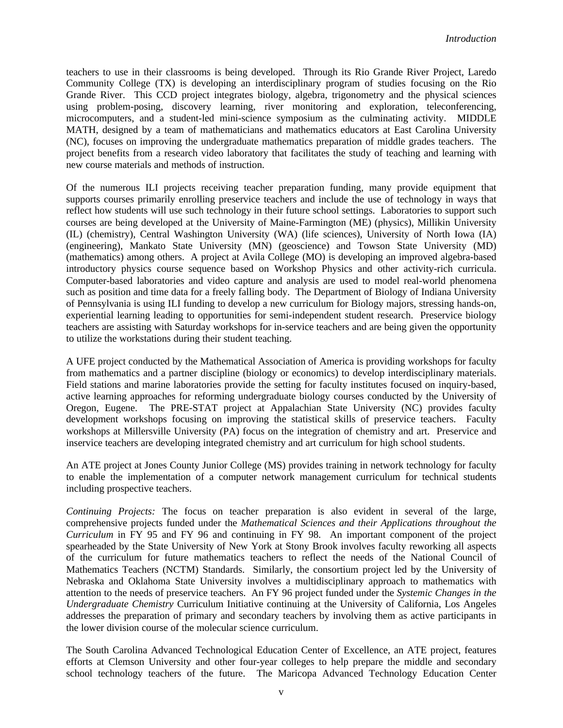teachers to use in their classrooms is being developed. Through its Rio Grande River Project, Laredo Community College (TX) is developing an interdisciplinary program of studies focusing on the Rio Grande River. This CCD project integrates biology, algebra, trigonometry and the physical sciences using problem-posing, discovery learning, river monitoring and exploration, teleconferencing, microcomputers, and a student-led mini-science symposium as the culminating activity. MIDDLE MATH, designed by a team of mathematicians and mathematics educators at East Carolina University (NC), focuses on improving the undergraduate mathematics preparation of middle grades teachers. The project benefits from a research video laboratory that facilitates the study of teaching and learning with new course materials and methods of instruction.

Of the numerous ILI projects receiving teacher preparation funding, many provide equipment that supports courses primarily enrolling preservice teachers and include the use of technology in ways that reflect how students will use such technology in their future school settings. Laboratories to support such courses are being developed at the University of Maine-Farmington (ME) (physics), Millikin University (IL) (chemistry), Central Washington University (WA) (life sciences), University of North Iowa (IA) (engineering), Mankato State University (MN) (geoscience) and Towson State University (MD) (mathematics) among others. A project at Avila College (MO) is developing an improved algebra-based introductory physics course sequence based on Workshop Physics and other activity-rich curricula. Computer-based laboratories and video capture and analysis are used to model real-world phenomena such as position and time data for a freely falling body. The Department of Biology of Indiana University of Pennsylvania is using ILI funding to develop a new curriculum for Biology majors, stressing hands-on, experiential learning leading to opportunities for semi-independent student research. Preservice biology teachers are assisting with Saturday workshops for in-service teachers and are being given the opportunity to utilize the workstations during their student teaching.

A UFE project conducted by the Mathematical Association of America is providing workshops for faculty from mathematics and a partner discipline (biology or economics) to develop interdisciplinary materials. Field stations and marine laboratories provide the setting for faculty institutes focused on inquiry-based, active learning approaches for reforming undergraduate biology courses conducted by the University of Oregon, Eugene. The PRE-STAT project at Appalachian State University (NC) provides faculty development workshops focusing on improving the statistical skills of preservice teachers. Faculty workshops at Millersville University (PA) focus on the integration of chemistry and art. Preservice and inservice teachers are developing integrated chemistry and art curriculum for high school students.

An ATE project at Jones County Junior College (MS) provides training in network technology for faculty to enable the implementation of a computer network management curriculum for technical students including prospective teachers.

*Continuing Projects:* The focus on teacher preparation is also evident in several of the large, comprehensive projects funded under the *Mathematical Sciences and their Applications throughout the Curriculum* in FY 95 and FY 96 and continuing in FY 98. An important component of the project spearheaded by the State University of New York at Stony Brook involves faculty reworking all aspects of the curriculum for future mathematics teachers to reflect the needs of the National Council of Mathematics Teachers (NCTM) Standards. Similarly, the consortium project led by the University of Nebraska and Oklahoma State University involves a multidisciplinary approach to mathematics with attention to the needs of preservice teachers. An FY 96 project funded under the *Systemic Changes in the Undergraduate Chemistry* Curriculum Initiative continuing at the University of California, Los Angeles addresses the preparation of primary and secondary teachers by involving them as active participants in the lower division course of the molecular science curriculum.

The South Carolina Advanced Technological Education Center of Excellence, an ATE project, features efforts at Clemson University and other four-year colleges to help prepare the middle and secondary school technology teachers of the future. The Maricopa Advanced Technology Education Center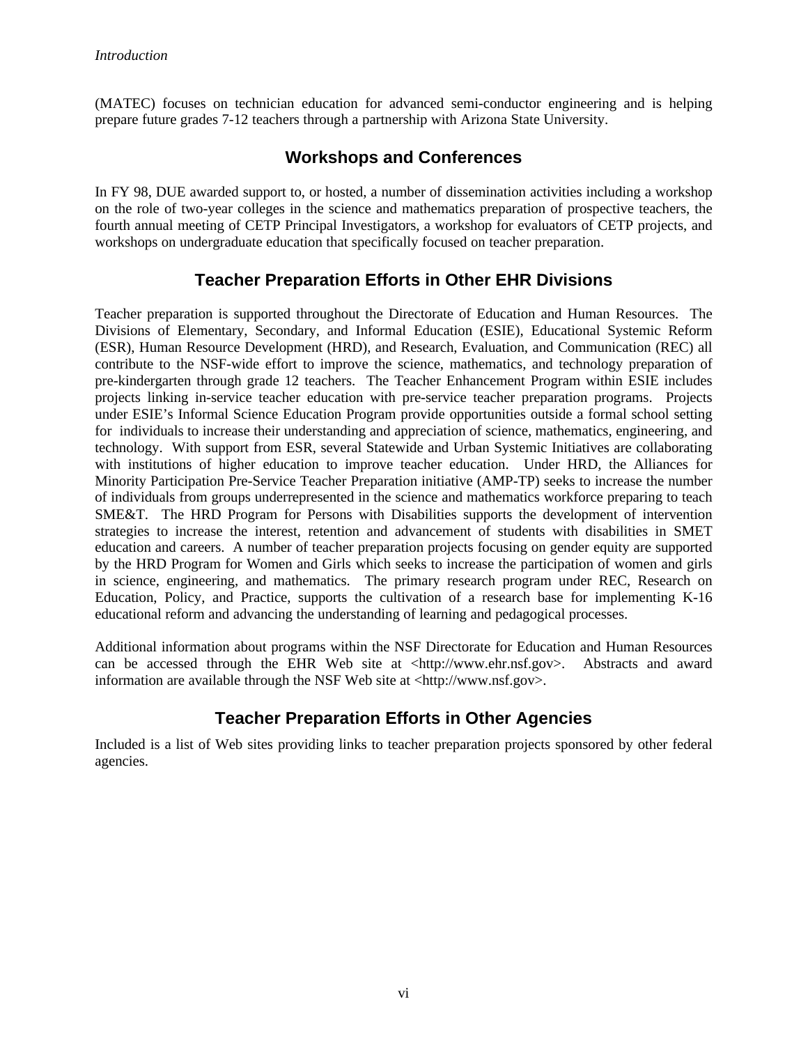(MATEC) focuses on technician education for advanced semi-conductor engineering and is helping prepare future grades 7-12 teachers through a partnership with Arizona State University.

## Workshops and Conferences

In FY 98, DUE awarded support to, or hosted, a number of dissemination activities including a workshop on the role of two-year colleges in the science and mathematics preparation of prospective teachers, the fourth annual meeting of CETP Principal Investigators, a workshop for evaluators of CETP projects, and workshops on undergraduate education that specifically focused on teacher preparation.

## Teacher Preparation Efforts in Other EHR Divisions

Teacher preparation is supported throughout the Directorate of Education and Human Resources. The Divisions of Elementary, Secondary, and Informal Education (ESIE), Educational Systemic Reform (ESR), Human Resource Development (HRD), and Research, Evaluation, and Communication (REC) all contribute to the NSF-wide effort to improve the science, mathematics, and technology preparation of pre-kindergarten through grade 12 teachers. The Teacher Enhancement Program within ESIE includes projects linking in-service teacher education with pre-service teacher preparation programs. Projects under ESIE's Informal Science Education Program provide opportunities outside a formal school setting for individuals to increase their understanding and appreciation of science, mathematics, engineering, and technology. With support from ESR, several Statewide and Urban Systemic Initiatives are collaborating with institutions of higher education to improve teacher education. Under HRD, the Alliances for Minority Participation Pre-Service Teacher Preparation initiative (AMP-TP) seeks to increase the number of individuals from groups underrepresented in the science and mathematics workforce preparing to teach SME&T. The HRD Program for Persons with Disabilities supports the development of intervention strategies to increase the interest, retention and advancement of students with disabilities in SMET education and careers. A number of teacher preparation projects focusing on gender equity are supported by the HRD Program for Women and Girls which seeks to increase the participation of women and girls in science, engineering, and mathematics. The primary research program under REC, Research on Education, Policy, and Practice, supports the cultivation of a research base for implementing K-16 educational reform and advancing the understanding of learning and pedagogical processes.

Additional information about programs within the NSF Directorate for Education and Human Resources can be accessed through the EHR Web site at <http://www.ehr.nsf.gov>. Abstracts and award information are available through the NSF Web site at <http://www.nsf.gov>.

## Teacher Preparation Efforts in Other Agencies

Included is a list of Web sites providing links to teacher preparation projects sponsored by other federal agencies.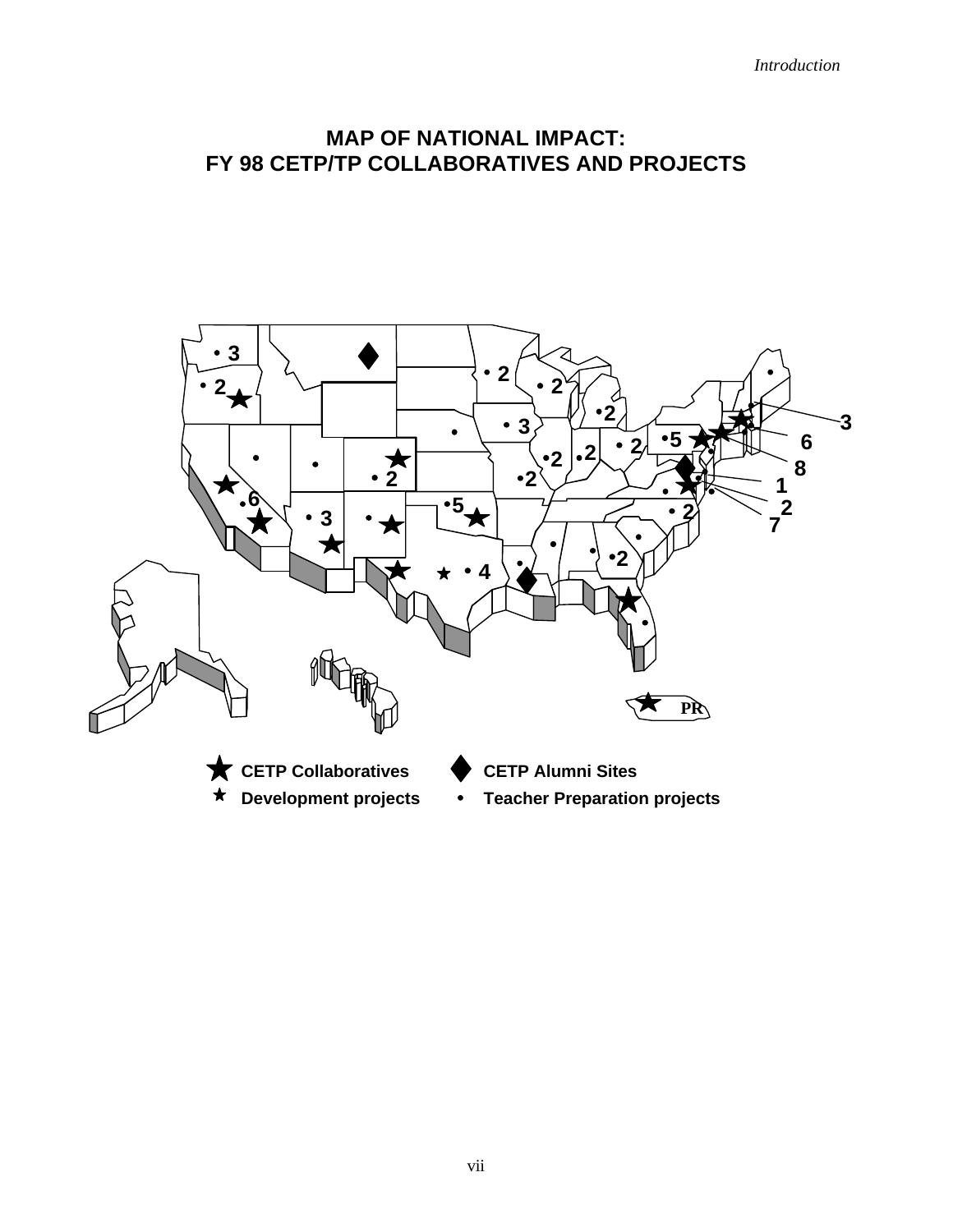# MAP OF NATIONAL IMPACT: FY 98 CETP/TP COLLABORATIVES AND PROJECTS

- ★ CETP Collaboratives
- ◆ CETP Alumni Sites
- ★ Development projects
- • Teacher Preparation projects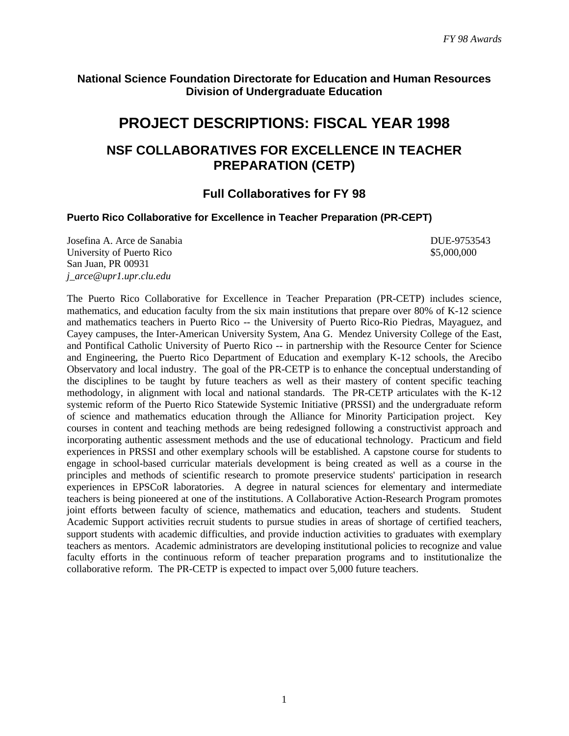**National Science Foundation Directorate for Education and Human Resources**
**Division of Undergraduate Education**

# PROJECT DESCRIPTIONS: FISCAL YEAR 1998

## NSF COLLABORATIVES FOR EXCELLENCE IN TEACHER PREPARATION (CETP)

### Full Collaboratives for FY 98

**Puerto Rico Collaborative for Excellence in Teacher Preparation (PR-CEPT)**

Josefina A. Arce de Sanabia
University of Puerto Rico
San Juan, PR 00931
*j_arce@upr1.upr.clu.edu*

DUE-9753543
$5,000,000

The Puerto Rico Collaborative for Excellence in Teacher Preparation (PR-CETP) includes science, mathematics, and education faculty from the six main institutions that prepare over 80% of K-12 science and mathematics teachers in Puerto Rico -- the University of Puerto Rico-Rio Piedras, Mayaguez, and Cayey campuses, the Inter-American University System, Ana G. Mendez University College of the East, and Pontifical Catholic University of Puerto Rico -- in partnership with the Resource Center for Science and Engineering, the Puerto Rico Department of Education and exemplary K-12 schools, the Arecibo Observatory and local industry. The goal of the PR-CETP is to enhance the conceptual understanding of the disciplines to be taught by future teachers as well as their mastery of content specific teaching methodology, in alignment with local and national standards. The PR-CETP articulates with the K-12 systemic reform of the Puerto Rico Statewide Systemic Initiative (PRSSI) and the undergraduate reform of science and mathematics education through the Alliance for Minority Participation project. Key courses in content and teaching methods are being redesigned following a constructivist approach and incorporating authentic assessment methods and the use of educational technology. Practicum and field experiences in PRSSI and other exemplary schools will be established. A capstone course for students to engage in school-based curricular materials development is being created as well as a course in the principles and methods of scientific research to promote preservice students' participation in research experiences in EPSCoR laboratories. A degree in natural sciences for elementary and intermediate teachers is being pioneered at one of the institutions. A Collaborative Action-Research Program promotes joint efforts between faculty of science, mathematics and education, teachers and students. Student Academic Support activities recruit students to pursue studies in areas of shortage of certified teachers, support students with academic difficulties, and provide induction activities to graduates with exemplary teachers as mentors. Academic administrators are developing institutional policies to recognize and value faculty efforts in the continuous reform of teacher preparation programs and to institutionalize the collaborative reform. The PR-CETP is expected to impact over 5,000 future teachers.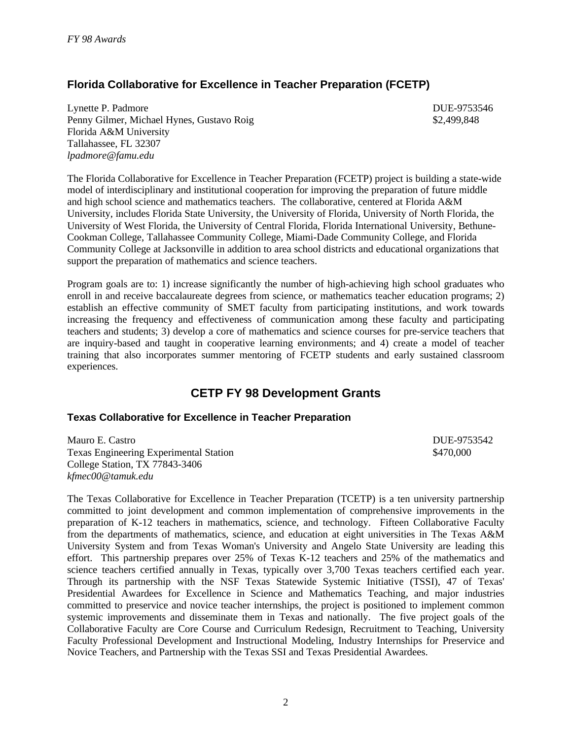## Florida Collaborative for Excellence in Teacher Preparation (FCETP)

Lynette P. Padmore  
Penny Gilmer, Michael Hynes, Gustavo Roig  
Florida A&M University  
Tallahassee, FL 32307  
*lpadmore@famu.edu*

DUE-9753546  
$2,499,848

The Florida Collaborative for Excellence in Teacher Preparation (FCETP) project is building a state-wide model of interdisciplinary and institutional cooperation for improving the preparation of future middle and high school science and mathematics teachers. The collaborative, centered at Florida A&M University, includes Florida State University, the University of Florida, University of North Florida, the University of West Florida, the University of Central Florida, Florida International University, Bethune-Cookman College, Tallahassee Community College, Miami-Dade Community College, and Florida Community College at Jacksonville in addition to area school districts and educational organizations that support the preparation of mathematics and science teachers.

Program goals are to: 1) increase significantly the number of high-achieving high school graduates who enroll in and receive baccalaureate degrees from science, or mathematics teacher education programs; 2) establish an effective community of SMET faculty from participating institutions, and work towards increasing the frequency and effectiveness of communication among these faculty and participating teachers and students; 3) develop a core of mathematics and science courses for pre-service teachers that are inquiry-based and taught in cooperative learning environments; and 4) create a model of teacher training that also incorporates summer mentoring of FCETP students and early sustained classroom experiences.

# CETP FY 98 Development Grants

### Texas Collaborative for Excellence in Teacher Preparation

Mauro E. Castro  
Texas Engineering Experimental Station  
College Station, TX 77843-3406  
*kfmec00@tamuk.edu*

DUE-9753542  
$470,000

The Texas Collaborative for Excellence in Teacher Preparation (TCETP) is a ten university partnership committed to joint development and common implementation of comprehensive improvements in the preparation of K-12 teachers in mathematics, science, and technology. Fifteen Collaborative Faculty from the departments of mathematics, science, and education at eight universities in The Texas A&M University System and from Texas Woman's University and Angelo State University are leading this effort. This partnership prepares over 25% of Texas K-12 teachers and 25% of the mathematics and science teachers certified annually in Texas, typically over 3,700 Texas teachers certified each year. Through its partnership with the NSF Texas Statewide Systemic Initiative (TSSI), 47 of Texas' Presidential Awardees for Excellence in Science and Mathematics Teaching, and major industries committed to preservice and novice teacher internships, the project is positioned to implement common systemic improvements and disseminate them in Texas and nationally. The five project goals of the Collaborative Faculty are Core Course and Curriculum Redesign, Recruitment to Teaching, University Faculty Professional Development and Instructional Modeling, Industry Internships for Preservice and Novice Teachers, and Partnership with the Texas SSI and Texas Presidential Awardees.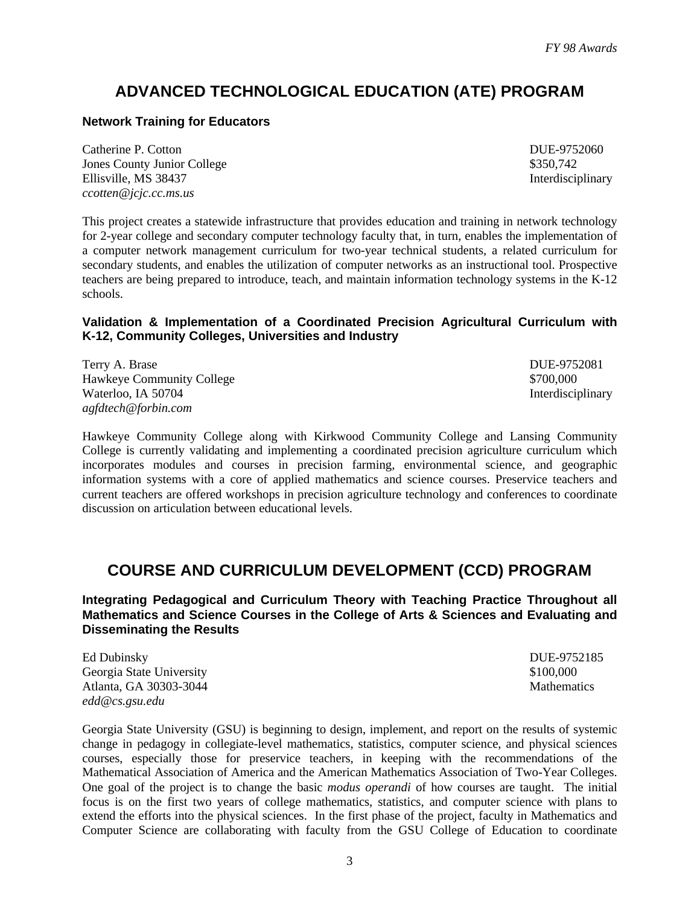## ADVANCED TECHNOLOGICAL EDUCATION (ATE) PROGRAM

### Network Training for Educators

Catherine P. Cotton
Jones County Junior College
Ellisville, MS 38437
*ccotten@jcjc.cc.ms.us*

DUE-9752060
$350,742
Interdisciplinary

This project creates a statewide infrastructure that provides education and training in network technology for 2-year college and secondary computer technology faculty that, in turn, enables the implementation of a computer network management curriculum for two-year technical students, a related curriculum for secondary students, and enables the utilization of computer networks as an instructional tool. Prospective teachers are being prepared to introduce, teach, and maintain information technology systems in the K-12 schools.

### Validation & Implementation of a Coordinated Precision Agricultural Curriculum with K-12, Community Colleges, Universities and Industry

Terry A. Brase
Hawkeye Community College
Waterloo, IA 50704
*agfdtech@forbin.com*

DUE-9752081
$700,000
Interdisciplinary

Hawkeye Community College along with Kirkwood Community College and Lansing Community College is currently validating and implementing a coordinated precision agriculture curriculum which incorporates modules and courses in precision farming, environmental science, and geographic information systems with a core of applied mathematics and science courses. Preservice teachers and current teachers are offered workshops in precision agriculture technology and conferences to coordinate discussion on articulation between educational levels.

## COURSE AND CURRICULUM DEVELOPMENT (CCD) PROGRAM

### Integrating Pedagogical and Curriculum Theory with Teaching Practice Throughout all Mathematics and Science Courses in the College of Arts & Sciences and Evaluating and Disseminating the Results

Ed Dubinsky
Georgia State University
Atlanta, GA 30303-3044
*edd@cs.gsu.edu*

DUE-9752185
$100,000
Mathematics

Georgia State University (GSU) is beginning to design, implement, and report on the results of systemic change in pedagogy in collegiate-level mathematics, statistics, computer science, and physical sciences courses, especially those for preservice teachers, in keeping with the recommendations of the Mathematical Association of America and the American Mathematics Association of Two-Year Colleges. One goal of the project is to change the basic *modus operandi* of how courses are taught. The initial focus is on the first two years of college mathematics, statistics, and computer science with plans to extend the efforts into the physical sciences. In the first phase of the project, faculty in Mathematics and Computer Science are collaborating with faculty from the GSU College of Education to coordinate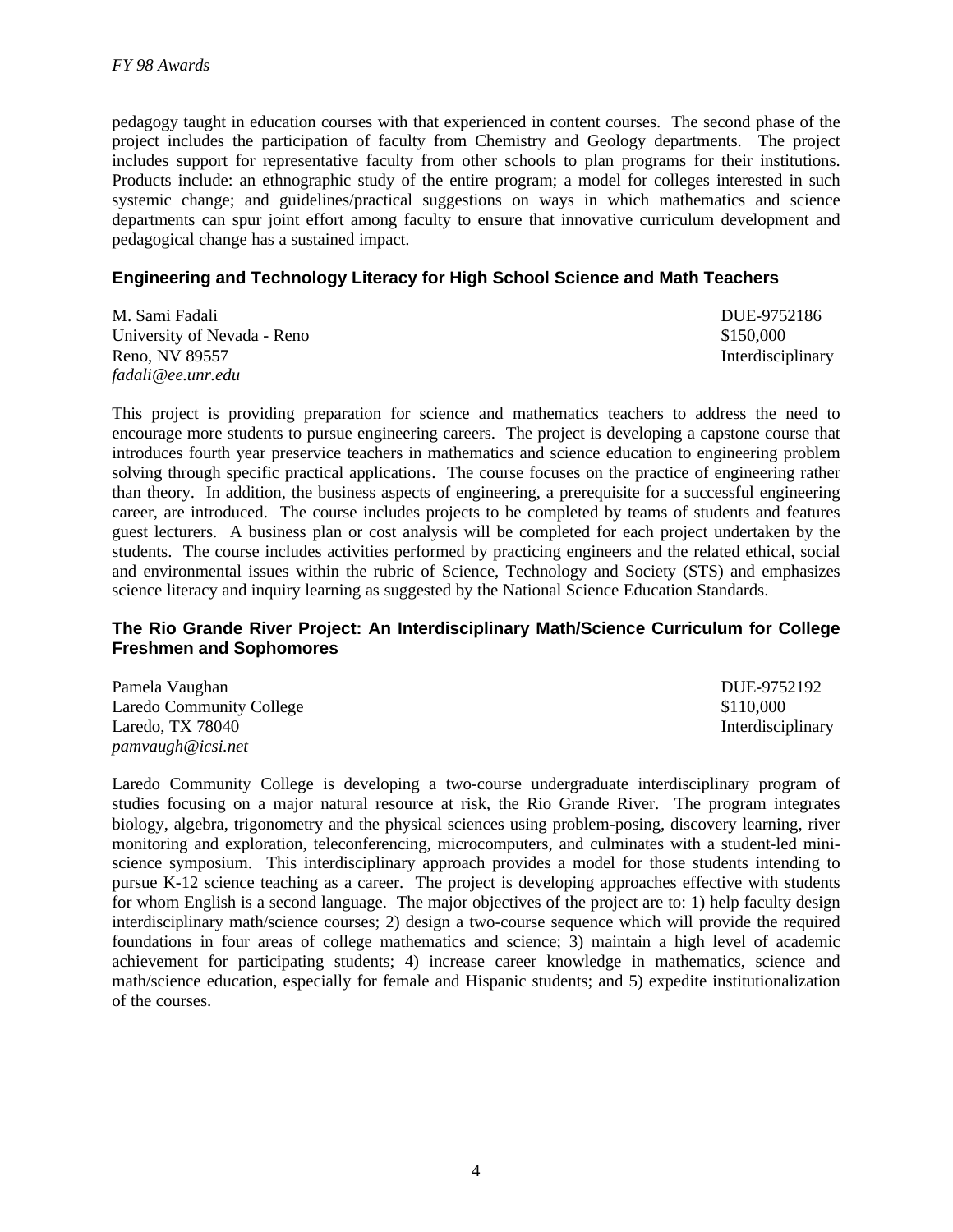pedagogy taught in education courses with that experienced in content courses. The second phase of the project includes the participation of faculty from Chemistry and Geology departments. The project includes support for representative faculty from other schools to plan programs for their institutions. Products include: an ethnographic study of the entire program; a model for colleges interested in such systemic change; and guidelines/practical suggestions on ways in which mathematics and science departments can spur joint effort among faculty to ensure that innovative curriculum development and pedagogical change has a sustained impact.

### Engineering and Technology Literacy for High School Science and Math Teachers

M. Sami Fadali — DUE-9752186
University of Nevada - Reno — $150,000
Reno, NV 89557 — Interdisciplinary
*fadali@ee.unr.edu*

This project is providing preparation for science and mathematics teachers to address the need to encourage more students to pursue engineering careers. The project is developing a capstone course that introduces fourth year preservice teachers in mathematics and science education to engineering problem solving through specific practical applications. The course focuses on the practice of engineering rather than theory. In addition, the business aspects of engineering, a prerequisite for a successful engineering career, are introduced. The course includes projects to be completed by teams of students and features guest lecturers. A business plan or cost analysis will be completed for each project undertaken by the students. The course includes activities performed by practicing engineers and the related ethical, social and environmental issues within the rubric of Science, Technology and Society (STS) and emphasizes science literacy and inquiry learning as suggested by the National Science Education Standards.

### The Rio Grande River Project: An Interdisciplinary Math/Science Curriculum for College Freshmen and Sophomores

Pamela Vaughan — DUE-9752192
Laredo Community College — $110,000
Laredo, TX 78040 — Interdisciplinary
*pamvaugh@icsi.net*

Laredo Community College is developing a two-course undergraduate interdisciplinary program of studies focusing on a major natural resource at risk, the Rio Grande River. The program integrates biology, algebra, trigonometry and the physical sciences using problem-posing, discovery learning, river monitoring and exploration, teleconferencing, microcomputers, and culminates with a student-led mini-science symposium. This interdisciplinary approach provides a model for those students intending to pursue K-12 science teaching as a career. The project is developing approaches effective with students for whom English is a second language. The major objectives of the project are to: 1) help faculty design interdisciplinary math/science courses; 2) design a two-course sequence which will provide the required foundations in four areas of college mathematics and science; 3) maintain a high level of academic achievement for participating students; 4) increase career knowledge in mathematics, science and math/science education, especially for female and Hispanic students; and 5) expedite institutionalization of the courses.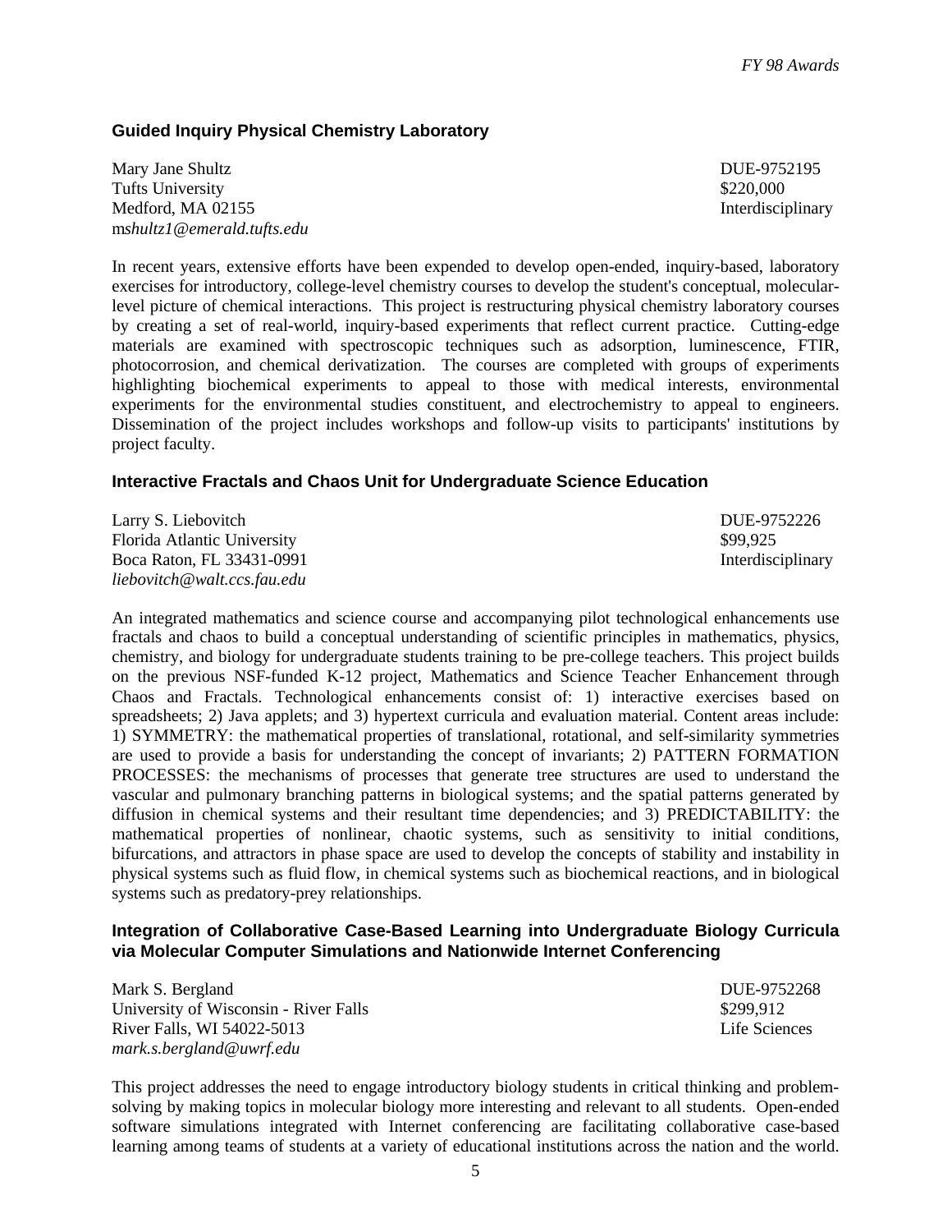### Guided Inquiry Physical Chemistry Laboratory

Mary Jane Shultz  
Tufts University  
Medford, MA 02155  
m*shultz1@emerald.tufts.edu*

DUE-9752195  
$220,000  
Interdisciplinary

In recent years, extensive efforts have been expended to develop open-ended, inquiry-based, laboratory exercises for introductory, college-level chemistry courses to develop the student's conceptual, molecular-level picture of chemical interactions. This project is restructuring physical chemistry laboratory courses by creating a set of real-world, inquiry-based experiments that reflect current practice. Cutting-edge materials are examined with spectroscopic techniques such as adsorption, luminescence, FTIR, photocorrosion, and chemical derivatization. The courses are completed with groups of experiments highlighting biochemical experiments to appeal to those with medical interests, environmental experiments for the environmental studies constituent, and electrochemistry to appeal to engineers. Dissemination of the project includes workshops and follow-up visits to participants' institutions by project faculty.

### Interactive Fractals and Chaos Unit for Undergraduate Science Education

Larry S. Liebovitch  
Florida Atlantic University  
Boca Raton, FL 33431-0991  
*liebovitch@walt.ccs.fau.edu*

DUE-9752226  
$99,925  
Interdisciplinary

An integrated mathematics and science course and accompanying pilot technological enhancements use fractals and chaos to build a conceptual understanding of scientific principles in mathematics, physics, chemistry, and biology for undergraduate students training to be pre-college teachers. This project builds on the previous NSF-funded K-12 project, Mathematics and Science Teacher Enhancement through Chaos and Fractals. Technological enhancements consist of: 1) interactive exercises based on spreadsheets; 2) Java applets; and 3) hypertext curricula and evaluation material. Content areas include: 1) SYMMETRY: the mathematical properties of translational, rotational, and self-similarity symmetries are used to provide a basis for understanding the concept of invariants; 2) PATTERN FORMATION PROCESSES: the mechanisms of processes that generate tree structures are used to understand the vascular and pulmonary branching patterns in biological systems; and the spatial patterns generated by diffusion in chemical systems and their resultant time dependencies; and 3) PREDICTABILITY: the mathematical properties of nonlinear, chaotic systems, such as sensitivity to initial conditions, bifurcations, and attractors in phase space are used to develop the concepts of stability and instability in physical systems such as fluid flow, in chemical systems such as biochemical reactions, and in biological systems such as predatory-prey relationships.

### Integration of Collaborative Case-Based Learning into Undergraduate Biology Curricula via Molecular Computer Simulations and Nationwide Internet Conferencing

Mark S. Bergland  
University of Wisconsin - River Falls  
River Falls, WI 54022-5013  
*mark.s.bergland@uwrf.edu*

DUE-9752268  
$299,912  
Life Sciences

This project addresses the need to engage introductory biology students in critical thinking and problem-solving by making topics in molecular biology more interesting and relevant to all students. Open-ended software simulations integrated with Internet conferencing are facilitating collaborative case-based learning among teams of students at a variety of educational institutions across the nation and the world.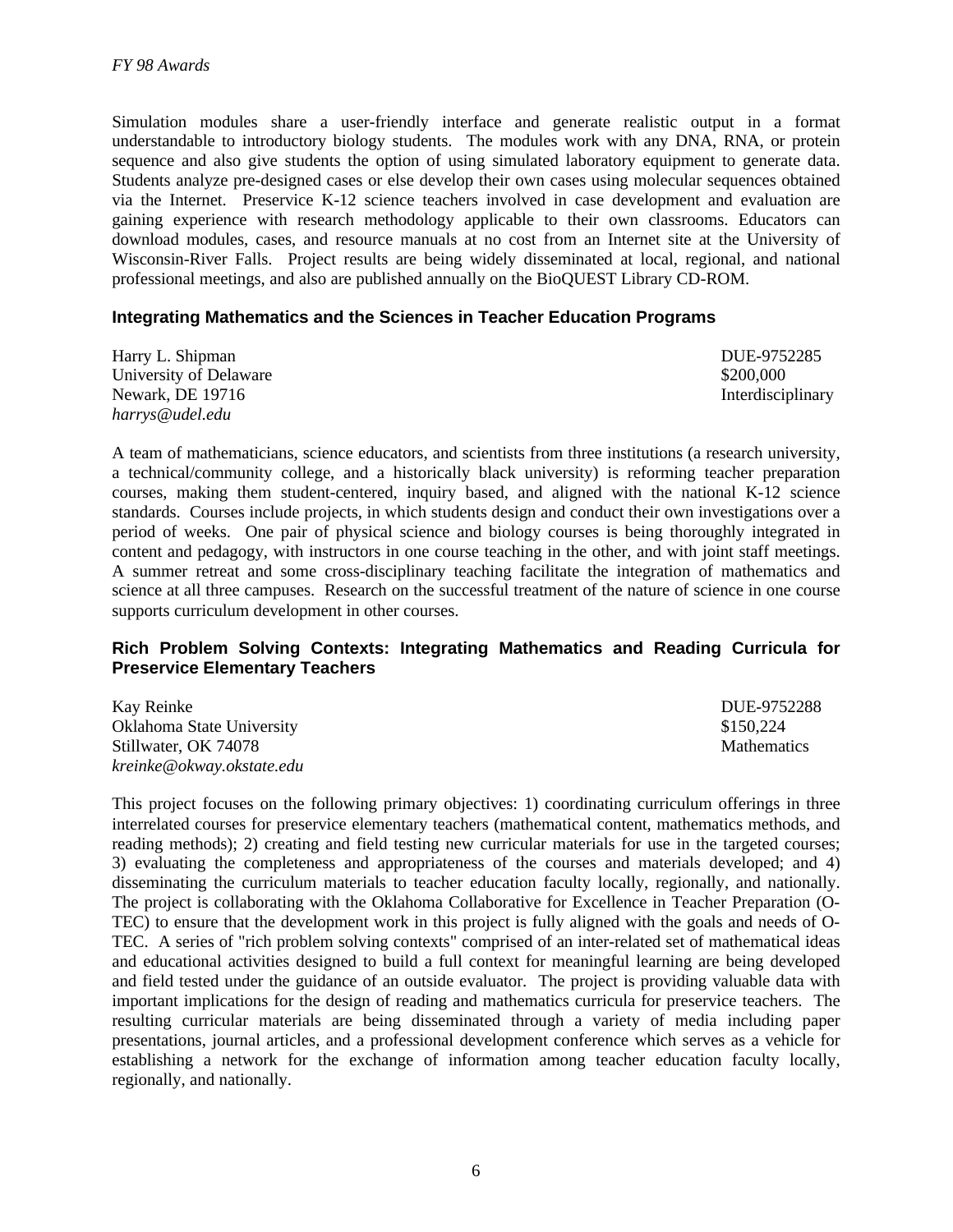Simulation modules share a user-friendly interface and generate realistic output in a format understandable to introductory biology students. The modules work with any DNA, RNA, or protein sequence and also give students the option of using simulated laboratory equipment to generate data. Students analyze pre-designed cases or else develop their own cases using molecular sequences obtained via the Internet. Preservice K-12 science teachers involved in case development and evaluation are gaining experience with research methodology applicable to their own classrooms. Educators can download modules, cases, and resource manuals at no cost from an Internet site at the University of Wisconsin-River Falls. Project results are being widely disseminated at local, regional, and national professional meetings, and also are published annually on the BioQUEST Library CD-ROM.

### Integrating Mathematics and the Sciences in Teacher Education Programs

Harry L. Shipman
University of Delaware
Newark, DE 19716
*harrys@udel.edu*

DUE-9752285
$200,000
Interdisciplinary

A team of mathematicians, science educators, and scientists from three institutions (a research university, a technical/community college, and a historically black university) is reforming teacher preparation courses, making them student-centered, inquiry based, and aligned with the national K-12 science standards. Courses include projects, in which students design and conduct their own investigations over a period of weeks. One pair of physical science and biology courses is being thoroughly integrated in content and pedagogy, with instructors in one course teaching in the other, and with joint staff meetings. A summer retreat and some cross-disciplinary teaching facilitate the integration of mathematics and science at all three campuses. Research on the successful treatment of the nature of science in one course supports curriculum development in other courses.

### Rich Problem Solving Contexts: Integrating Mathematics and Reading Curricula for Preservice Elementary Teachers

Kay Reinke
Oklahoma State University
Stillwater, OK 74078
*kreinke@okway.okstate.edu*

DUE-9752288
$150,224
Mathematics

This project focuses on the following primary objectives: 1) coordinating curriculum offerings in three interrelated courses for preservice elementary teachers (mathematical content, mathematics methods, and reading methods); 2) creating and field testing new curricular materials for use in the targeted courses; 3) evaluating the completeness and appropriateness of the courses and materials developed; and 4) disseminating the curriculum materials to teacher education faculty locally, regionally, and nationally. The project is collaborating with the Oklahoma Collaborative for Excellence in Teacher Preparation (O-TEC) to ensure that the development work in this project is fully aligned with the goals and needs of O-TEC. A series of "rich problem solving contexts" comprised of an inter-related set of mathematical ideas and educational activities designed to build a full context for meaningful learning are being developed and field tested under the guidance of an outside evaluator. The project is providing valuable data with important implications for the design of reading and mathematics curricula for preservice teachers. The resulting curricular materials are being disseminated through a variety of media including paper presentations, journal articles, and a professional development conference which serves as a vehicle for establishing a network for the exchange of information among teacher education faculty locally, regionally, and nationally.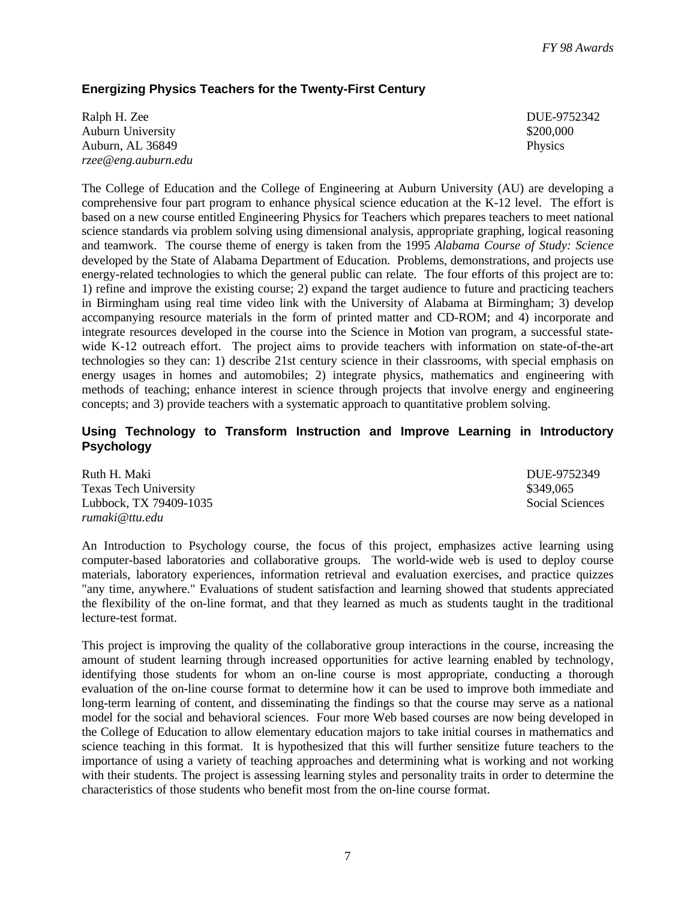### Energizing Physics Teachers for the Twenty-First Century

Ralph H. Zee
Auburn University
Auburn, AL 36849
*rzee@eng.auburn.edu*

DUE-9752342
$200,000
Physics

The College of Education and the College of Engineering at Auburn University (AU) are developing a comprehensive four part program to enhance physical science education at the K-12 level. The effort is based on a new course entitled Engineering Physics for Teachers which prepares teachers to meet national science standards via problem solving using dimensional analysis, appropriate graphing, logical reasoning and teamwork. The course theme of energy is taken from the 1995 *Alabama Course of Study: Science* developed by the State of Alabama Department of Education. Problems, demonstrations, and projects use energy-related technologies to which the general public can relate. The four efforts of this project are to: 1) refine and improve the existing course; 2) expand the target audience to future and practicing teachers in Birmingham using real time video link with the University of Alabama at Birmingham; 3) develop accompanying resource materials in the form of printed matter and CD-ROM; and 4) incorporate and integrate resources developed in the course into the Science in Motion van program, a successful state-wide K-12 outreach effort. The project aims to provide teachers with information on state-of-the-art technologies so they can: 1) describe 21st century science in their classrooms, with special emphasis on energy usages in homes and automobiles; 2) integrate physics, mathematics and engineering with methods of teaching; enhance interest in science through projects that involve energy and engineering concepts; and 3) provide teachers with a systematic approach to quantitative problem solving.

### Using Technology to Transform Instruction and Improve Learning in Introductory Psychology

Ruth H. Maki
Texas Tech University
Lubbock, TX 79409-1035
*rumaki@ttu.edu*

DUE-9752349
$349,065
Social Sciences

An Introduction to Psychology course, the focus of this project, emphasizes active learning using computer-based laboratories and collaborative groups. The world-wide web is used to deploy course materials, laboratory experiences, information retrieval and evaluation exercises, and practice quizzes "any time, anywhere." Evaluations of student satisfaction and learning showed that students appreciated the flexibility of the on-line format, and that they learned as much as students taught in the traditional lecture-test format.

This project is improving the quality of the collaborative group interactions in the course, increasing the amount of student learning through increased opportunities for active learning enabled by technology, identifying those students for whom an on-line course is most appropriate, conducting a thorough evaluation of the on-line course format to determine how it can be used to improve both immediate and long-term learning of content, and disseminating the findings so that the course may serve as a national model for the social and behavioral sciences. Four more Web based courses are now being developed in the College of Education to allow elementary education majors to take initial courses in mathematics and science teaching in this format. It is hypothesized that this will further sensitize future teachers to the importance of using a variety of teaching approaches and determining what is working and not working with their students. The project is assessing learning styles and personality traits in order to determine the characteristics of those students who benefit most from the on-line course format.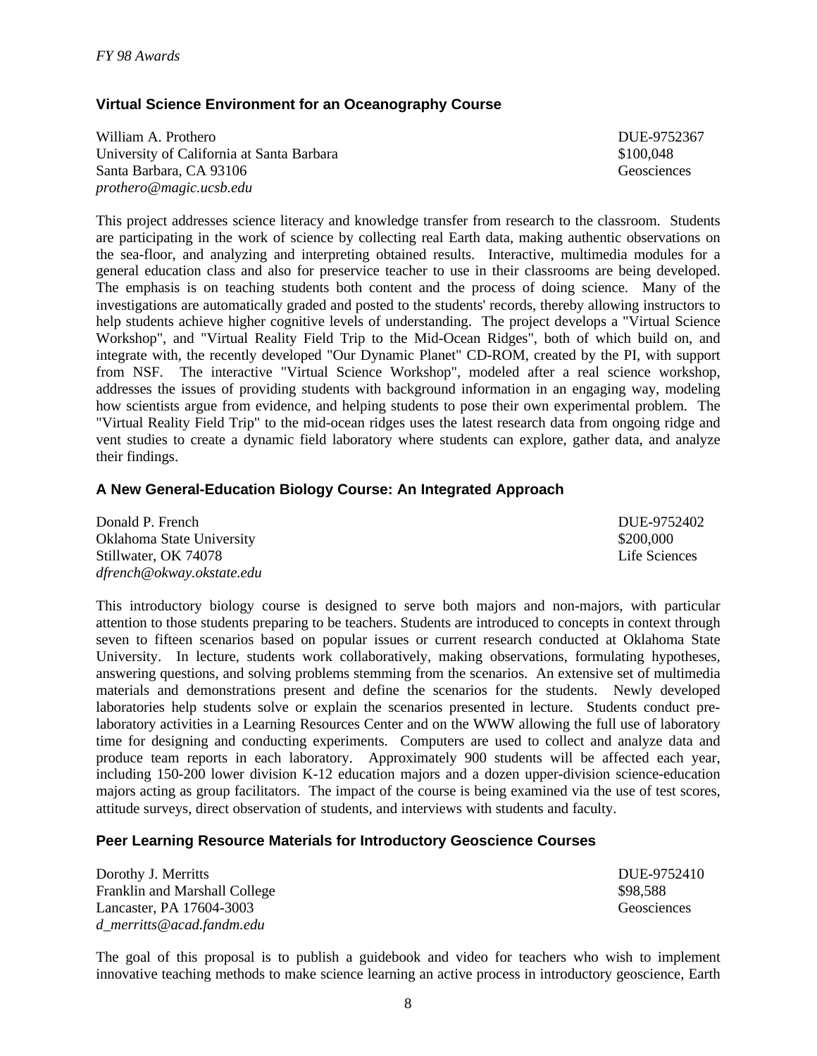### Virtual Science Environment for an Oceanography Course

William A. Prothero
University of California at Santa Barbara
Santa Barbara, CA 93106
*prothero@magic.ucsb.edu*

DUE-9752367
$100,048
Geosciences

This project addresses science literacy and knowledge transfer from research to the classroom. Students are participating in the work of science by collecting real Earth data, making authentic observations on the sea-floor, and analyzing and interpreting obtained results. Interactive, multimedia modules for a general education class and also for preservice teacher to use in their classrooms are being developed. The emphasis is on teaching students both content and the process of doing science. Many of the investigations are automatically graded and posted to the students' records, thereby allowing instructors to help students achieve higher cognitive levels of understanding. The project develops a "Virtual Science Workshop", and "Virtual Reality Field Trip to the Mid-Ocean Ridges", both of which build on, and integrate with, the recently developed "Our Dynamic Planet" CD-ROM, created by the PI, with support from NSF. The interactive "Virtual Science Workshop", modeled after a real science workshop, addresses the issues of providing students with background information in an engaging way, modeling how scientists argue from evidence, and helping students to pose their own experimental problem. The "Virtual Reality Field Trip" to the mid-ocean ridges uses the latest research data from ongoing ridge and vent studies to create a dynamic field laboratory where students can explore, gather data, and analyze their findings.

### A New General-Education Biology Course: An Integrated Approach

Donald P. French
Oklahoma State University
Stillwater, OK 74078
*dfrench@okway.okstate.edu*

DUE-9752402
$200,000
Life Sciences

This introductory biology course is designed to serve both majors and non-majors, with particular attention to those students preparing to be teachers. Students are introduced to concepts in context through seven to fifteen scenarios based on popular issues or current research conducted at Oklahoma State University. In lecture, students work collaboratively, making observations, formulating hypotheses, answering questions, and solving problems stemming from the scenarios. An extensive set of multimedia materials and demonstrations present and define the scenarios for the students. Newly developed laboratories help students solve or explain the scenarios presented in lecture. Students conduct pre-laboratory activities in a Learning Resources Center and on the WWW allowing the full use of laboratory time for designing and conducting experiments. Computers are used to collect and analyze data and produce team reports in each laboratory. Approximately 900 students will be affected each year, including 150-200 lower division K-12 education majors and a dozen upper-division science-education majors acting as group facilitators. The impact of the course is being examined via the use of test scores, attitude surveys, direct observation of students, and interviews with students and faculty.

### Peer Learning Resource Materials for Introductory Geoscience Courses

Dorothy J. Merritts
Franklin and Marshall College
Lancaster, PA 17604-3003
*d_merritts@acad.fandm.edu*

DUE-9752410
$98,588
Geosciences

The goal of this proposal is to publish a guidebook and video for teachers who wish to implement innovative teaching methods to make science learning an active process in introductory geoscience, Earth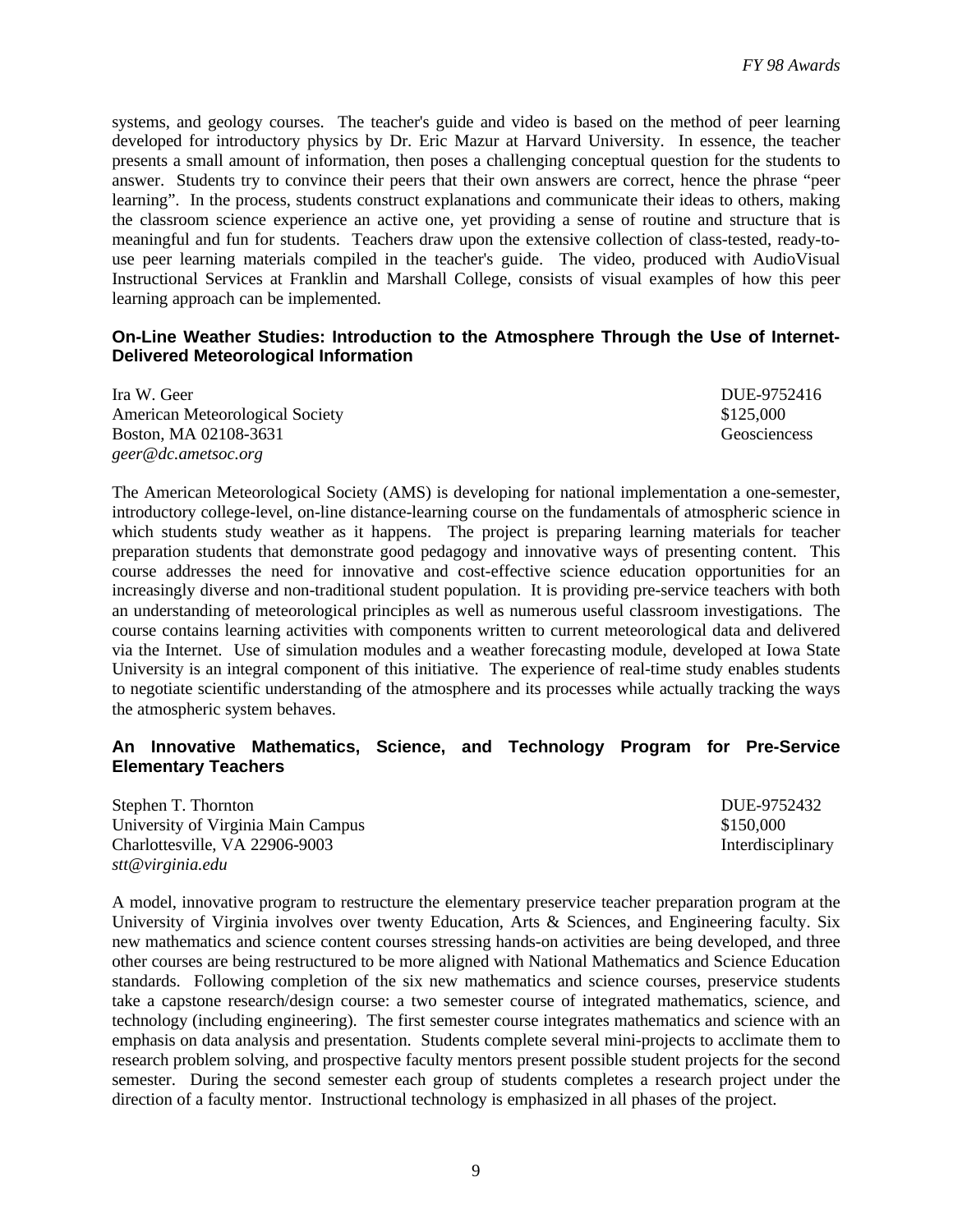systems, and geology courses. The teacher's guide and video is based on the method of peer learning developed for introductory physics by Dr. Eric Mazur at Harvard University. In essence, the teacher presents a small amount of information, then poses a challenging conceptual question for the students to answer. Students try to convince their peers that their own answers are correct, hence the phrase "peer learning". In the process, students construct explanations and communicate their ideas to others, making the classroom science experience an active one, yet providing a sense of routine and structure that is meaningful and fun for students. Teachers draw upon the extensive collection of class-tested, ready-to-use peer learning materials compiled in the teacher's guide. The video, produced with AudioVisual Instructional Services at Franklin and Marshall College, consists of visual examples of how this peer learning approach can be implemented.

### On-Line Weather Studies: Introduction to the Atmosphere Through the Use of Internet-Delivered Meteorological Information

Ira W. Geer — DUE-9752416
American Meteorological Society — $125,000
Boston, MA 02108-3631 — Geosciencess
*geer@dc.ametsoc.org*

The American Meteorological Society (AMS) is developing for national implementation a one-semester, introductory college-level, on-line distance-learning course on the fundamentals of atmospheric science in which students study weather as it happens. The project is preparing learning materials for teacher preparation students that demonstrate good pedagogy and innovative ways of presenting content. This course addresses the need for innovative and cost-effective science education opportunities for an increasingly diverse and non-traditional student population. It is providing pre-service teachers with both an understanding of meteorological principles as well as numerous useful classroom investigations. The course contains learning activities with components written to current meteorological data and delivered via the Internet. Use of simulation modules and a weather forecasting module, developed at Iowa State University is an integral component of this initiative. The experience of real-time study enables students to negotiate scientific understanding of the atmosphere and its processes while actually tracking the ways the atmospheric system behaves.

### An Innovative Mathematics, Science, and Technology Program for Pre-Service Elementary Teachers

Stephen T. Thornton — DUE-9752432
University of Virginia Main Campus — $150,000
Charlottesville, VA 22906-9003 — Interdisciplinary
*stt@virginia.edu*

A model, innovative program to restructure the elementary preservice teacher preparation program at the University of Virginia involves over twenty Education, Arts & Sciences, and Engineering faculty. Six new mathematics and science content courses stressing hands-on activities are being developed, and three other courses are being restructured to be more aligned with National Mathematics and Science Education standards. Following completion of the six new mathematics and science courses, preservice students take a capstone research/design course: a two semester course of integrated mathematics, science, and technology (including engineering). The first semester course integrates mathematics and science with an emphasis on data analysis and presentation. Students complete several mini-projects to acclimate them to research problem solving, and prospective faculty mentors present possible student projects for the second semester. During the second semester each group of students completes a research project under the direction of a faculty mentor. Instructional technology is emphasized in all phases of the project.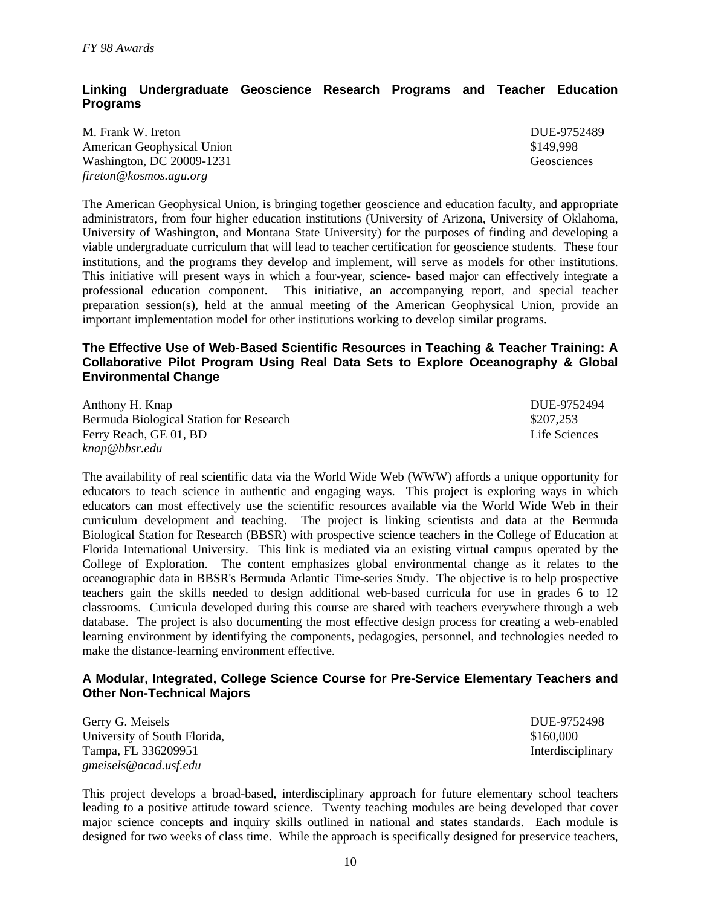*FY 98 Awards*

### Linking Undergraduate Geoscience Research Programs and Teacher Education Programs

M. Frank W. Ireton  
American Geophysical Union  
Washington, DC 20009-1231  
*fireton@kosmos.agu.org*

DUE-9752489  
$149,998  
Geosciences

The American Geophysical Union, is bringing together geoscience and education faculty, and appropriate administrators, from four higher education institutions (University of Arizona, University of Oklahoma, University of Washington, and Montana State University) for the purposes of finding and developing a viable undergraduate curriculum that will lead to teacher certification for geoscience students. These four institutions, and the programs they develop and implement, will serve as models for other institutions. This initiative will present ways in which a four-year, science- based major can effectively integrate a professional education component. This initiative, an accompanying report, and special teacher preparation session(s), held at the annual meeting of the American Geophysical Union, provide an important implementation model for other institutions working to develop similar programs.

### The Effective Use of Web-Based Scientific Resources in Teaching & Teacher Training: A Collaborative Pilot Program Using Real Data Sets to Explore Oceanography & Global Environmental Change

Anthony H. Knap  
Bermuda Biological Station for Research  
Ferry Reach, GE 01, BD  
*knap@bbsr.edu*

DUE-9752494  
$207,253  
Life Sciences

The availability of real scientific data via the World Wide Web (WWW) affords a unique opportunity for educators to teach science in authentic and engaging ways. This project is exploring ways in which educators can most effectively use the scientific resources available via the World Wide Web in their curriculum development and teaching. The project is linking scientists and data at the Bermuda Biological Station for Research (BBSR) with prospective science teachers in the College of Education at Florida International University. This link is mediated via an existing virtual campus operated by the College of Exploration. The content emphasizes global environmental change as it relates to the oceanographic data in BBSR's Bermuda Atlantic Time-series Study. The objective is to help prospective teachers gain the skills needed to design additional web-based curricula for use in grades 6 to 12 classrooms. Curricula developed during this course are shared with teachers everywhere through a web database. The project is also documenting the most effective design process for creating a web-enabled learning environment by identifying the components, pedagogies, personnel, and technologies needed to make the distance-learning environment effective.

### A Modular, Integrated, College Science Course for Pre-Service Elementary Teachers and Other Non-Technical Majors

Gerry G. Meisels  
University of South Florida,  
Tampa, FL 336209951  
*gmeisels@acad.usf.edu*

DUE-9752498  
$160,000  
Interdisciplinary

This project develops a broad-based, interdisciplinary approach for future elementary school teachers leading to a positive attitude toward science. Twenty teaching modules are being developed that cover major science concepts and inquiry skills outlined in national and states standards. Each module is designed for two weeks of class time. While the approach is specifically designed for preservice teachers,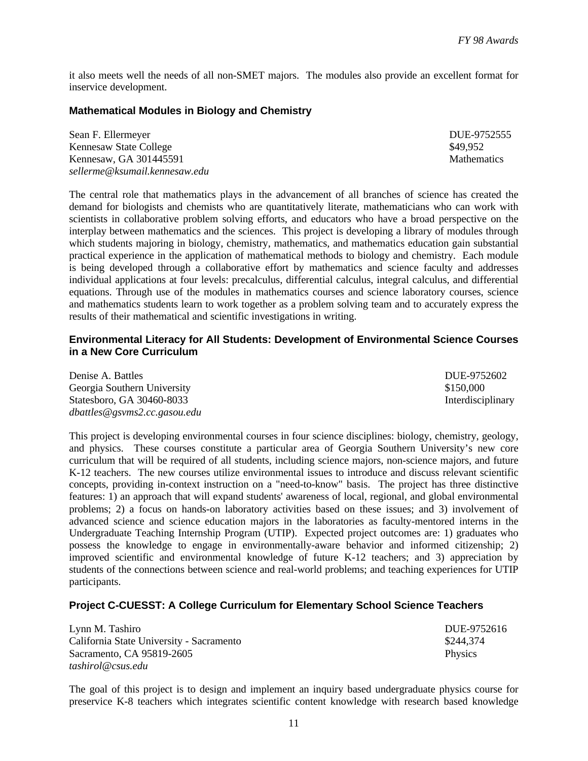it also meets well the needs of all non-SMET majors. The modules also provide an excellent format for inservice development.

### Mathematical Modules in Biology and Chemistry

Sean F. Ellermeyer  
Kennesaw State College  
Kennesaw, GA 301445591  
*sellerme@ksumail.kennesaw.edu*

DUE-9752555  
$49,952  
Mathematics

The central role that mathematics plays in the advancement of all branches of science has created the demand for biologists and chemists who are quantitatively literate, mathematicians who can work with scientists in collaborative problem solving efforts, and educators who have a broad perspective on the interplay between mathematics and the sciences. This project is developing a library of modules through which students majoring in biology, chemistry, mathematics, and mathematics education gain substantial practical experience in the application of mathematical methods to biology and chemistry. Each module is being developed through a collaborative effort by mathematics and science faculty and addresses individual applications at four levels: precalculus, differential calculus, integral calculus, and differential equations. Through use of the modules in mathematics courses and science laboratory courses, science and mathematics students learn to work together as a problem solving team and to accurately express the results of their mathematical and scientific investigations in writing.

### Environmental Literacy for All Students: Development of Environmental Science Courses in a New Core Curriculum

Denise A. Battles  
Georgia Southern University  
Statesboro, GA 30460-8033  
*dbattles@gsvms2.cc.gasou.edu*

DUE-9752602  
$150,000  
Interdisciplinary

This project is developing environmental courses in four science disciplines: biology, chemistry, geology, and physics. These courses constitute a particular area of Georgia Southern University's new core curriculum that will be required of all students, including science majors, non-science majors, and future K-12 teachers. The new courses utilize environmental issues to introduce and discuss relevant scientific concepts, providing in-context instruction on a "need-to-know" basis. The project has three distinctive features: 1) an approach that will expand students' awareness of local, regional, and global environmental problems; 2) a focus on hands-on laboratory activities based on these issues; and 3) involvement of advanced science and science education majors in the laboratories as faculty-mentored interns in the Undergraduate Teaching Internship Program (UTIP). Expected project outcomes are: 1) graduates who possess the knowledge to engage in environmentally-aware behavior and informed citizenship; 2) improved scientific and environmental knowledge of future K-12 teachers; and 3) appreciation by students of the connections between science and real-world problems; and teaching experiences for UTIP participants.

### Project C-CUESST: A College Curriculum for Elementary School Science Teachers

Lynn M. Tashiro  
California State University - Sacramento  
Sacramento, CA 95819-2605  
*tashirol@csus.edu*

DUE-9752616  
$244,374  
Physics

The goal of this project is to design and implement an inquiry based undergraduate physics course for preservice K-8 teachers which integrates scientific content knowledge with research based knowledge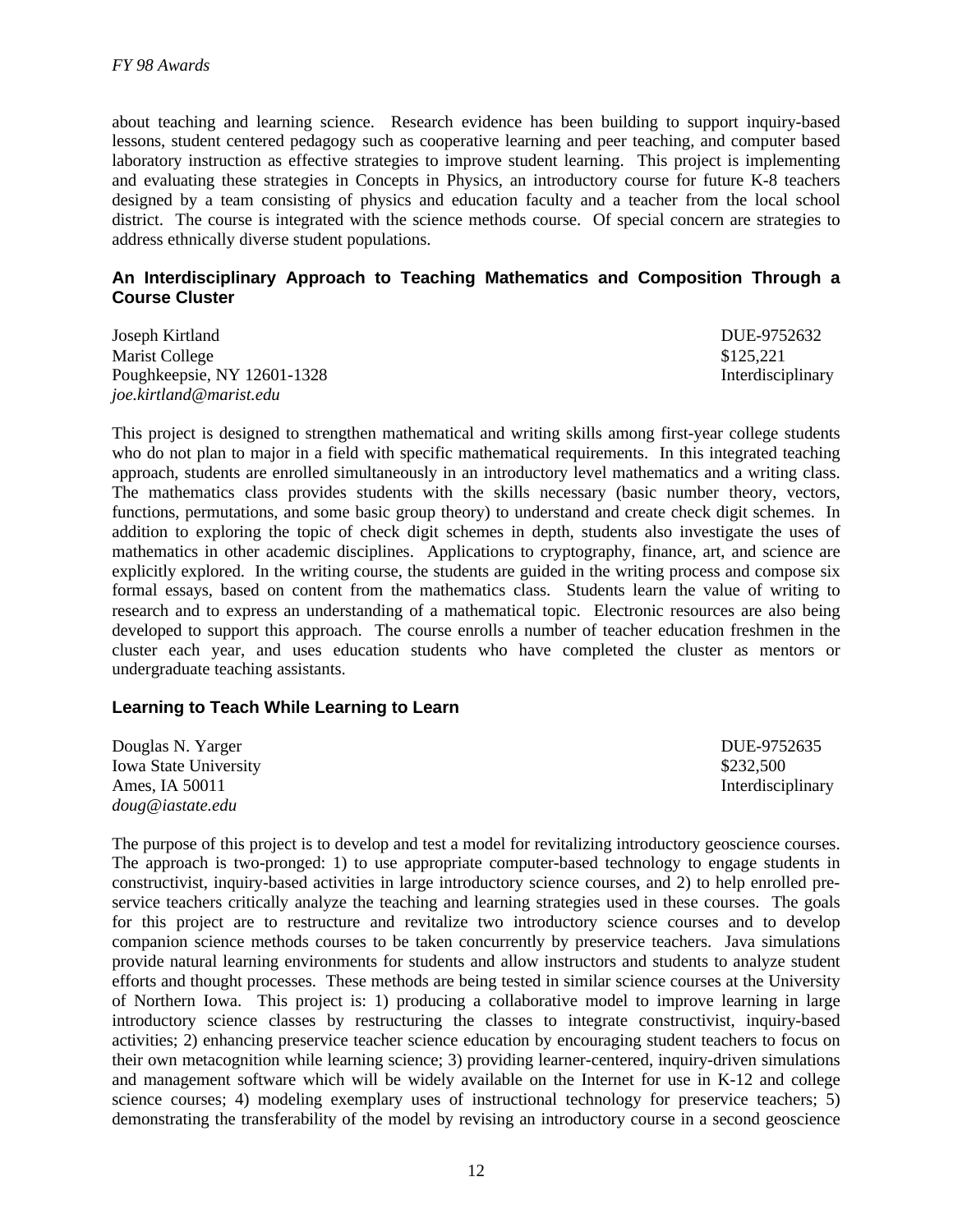about teaching and learning science. Research evidence has been building to support inquiry-based lessons, student centered pedagogy such as cooperative learning and peer teaching, and computer based laboratory instruction as effective strategies to improve student learning. This project is implementing and evaluating these strategies in Concepts in Physics, an introductory course for future K-8 teachers designed by a team consisting of physics and education faculty and a teacher from the local school district. The course is integrated with the science methods course. Of special concern are strategies to address ethnically diverse student populations.

### An Interdisciplinary Approach to Teaching Mathematics and Composition Through a Course Cluster

Joseph Kirtland
Marist College
Poughkeepsie, NY 12601-1328
*joe.kirtland@marist.edu*

DUE-9752632
$125,221
Interdisciplinary

This project is designed to strengthen mathematical and writing skills among first-year college students who do not plan to major in a field with specific mathematical requirements. In this integrated teaching approach, students are enrolled simultaneously in an introductory level mathematics and a writing class. The mathematics class provides students with the skills necessary (basic number theory, vectors, functions, permutations, and some basic group theory) to understand and create check digit schemes. In addition to exploring the topic of check digit schemes in depth, students also investigate the uses of mathematics in other academic disciplines. Applications to cryptography, finance, art, and science are explicitly explored. In the writing course, the students are guided in the writing process and compose six formal essays, based on content from the mathematics class. Students learn the value of writing to research and to express an understanding of a mathematical topic. Electronic resources are also being developed to support this approach. The course enrolls a number of teacher education freshmen in the cluster each year, and uses education students who have completed the cluster as mentors or undergraduate teaching assistants.

### Learning to Teach While Learning to Learn

Douglas N. Yarger
Iowa State University
Ames, IA 50011
*doug@iastate.edu*

DUE-9752635
$232,500
Interdisciplinary

The purpose of this project is to develop and test a model for revitalizing introductory geoscience courses. The approach is two-pronged: 1) to use appropriate computer-based technology to engage students in constructivist, inquiry-based activities in large introductory science courses, and 2) to help enrolled pre-service teachers critically analyze the teaching and learning strategies used in these courses. The goals for this project are to restructure and revitalize two introductory science courses and to develop companion science methods courses to be taken concurrently by preservice teachers. Java simulations provide natural learning environments for students and allow instructors and students to analyze student efforts and thought processes. These methods are being tested in similar science courses at the University of Northern Iowa. This project is: 1) producing a collaborative model to improve learning in large introductory science classes by restructuring the classes to integrate constructivist, inquiry-based activities; 2) enhancing preservice teacher science education by encouraging student teachers to focus on their own metacognition while learning science; 3) providing learner-centered, inquiry-driven simulations and management software which will be widely available on the Internet for use in K-12 and college science courses; 4) modeling exemplary uses of instructional technology for preservice teachers; 5) demonstrating the transferability of the model by revising an introductory course in a second geoscience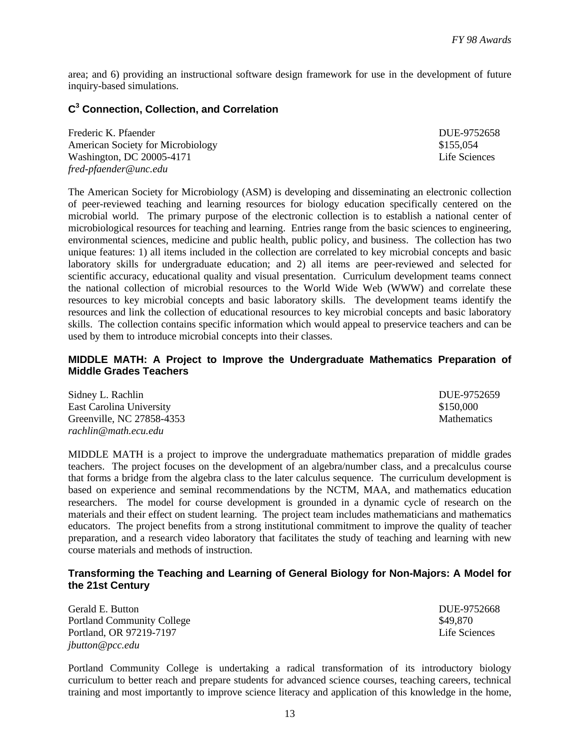area; and 6) providing an instructional software design framework for use in the development of future inquiry-based simulations.

### C[3] Connection, Collection, and Correlation

Frederic K. Pfaender  
American Society for Microbiology  
Washington, DC 20005-4171  
*fred-pfaender@unc.edu*

DUE-9752658  
$155,054  
Life Sciences

The American Society for Microbiology (ASM) is developing and disseminating an electronic collection of peer-reviewed teaching and learning resources for biology education specifically centered on the microbial world. The primary purpose of the electronic collection is to establish a national center of microbiological resources for teaching and learning. Entries range from the basic sciences to engineering, environmental sciences, medicine and public health, public policy, and business. The collection has two unique features: 1) all items included in the collection are correlated to key microbial concepts and basic laboratory skills for undergraduate education; and 2) all items are peer-reviewed and selected for scientific accuracy, educational quality and visual presentation. Curriculum development teams connect the national collection of microbial resources to the World Wide Web (WWW) and correlate these resources to key microbial concepts and basic laboratory skills. The development teams identify the resources and link the collection of educational resources to key microbial concepts and basic laboratory skills. The collection contains specific information which would appeal to preservice teachers and can be used by them to introduce microbial concepts into their classes.

### MIDDLE MATH: A Project to Improve the Undergraduate Mathematics Preparation of Middle Grades Teachers

Sidney L. Rachlin  
East Carolina University  
Greenville, NC 27858-4353  
*rachlin@math.ecu.edu*

DUE-9752659  
$150,000  
Mathematics

MIDDLE MATH is a project to improve the undergraduate mathematics preparation of middle grades teachers. The project focuses on the development of an algebra/number class, and a precalculus course that forms a bridge from the algebra class to the later calculus sequence. The curriculum development is based on experience and seminal recommendations by the NCTM, MAA, and mathematics education researchers. The model for course development is grounded in a dynamic cycle of research on the materials and their effect on student learning. The project team includes mathematicians and mathematics educators. The project benefits from a strong institutional commitment to improve the quality of teacher preparation, and a research video laboratory that facilitates the study of teaching and learning with new course materials and methods of instruction.

### Transforming the Teaching and Learning of General Biology for Non-Majors: A Model for the 21st Century

Gerald E. Button  
Portland Community College  
Portland, OR 97219-7197  
*jbutton@pcc.edu*

DUE-9752668  
$49,870  
Life Sciences

Portland Community College is undertaking a radical transformation of its introductory biology curriculum to better reach and prepare students for advanced science courses, teaching careers, technical training and most importantly to improve science literacy and application of this knowledge in the home,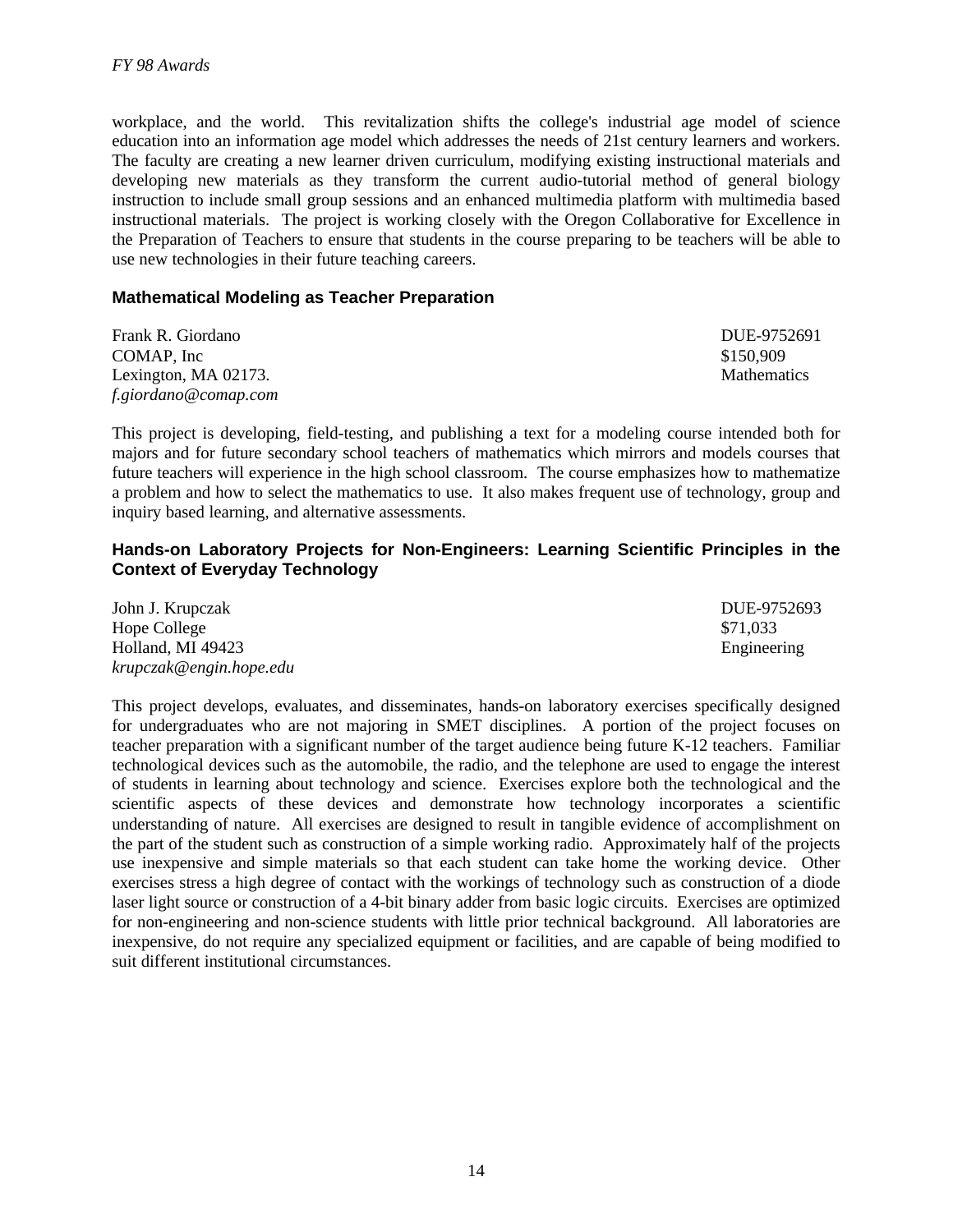workplace, and the world. This revitalization shifts the college's industrial age model of science education into an information age model which addresses the needs of 21st century learners and workers. The faculty are creating a new learner driven curriculum, modifying existing instructional materials and developing new materials as they transform the current audio-tutorial method of general biology instruction to include small group sessions and an enhanced multimedia platform with multimedia based instructional materials. The project is working closely with the Oregon Collaborative for Excellence in the Preparation of Teachers to ensure that students in the course preparing to be teachers will be able to use new technologies in their future teaching careers.

### Mathematical Modeling as Teacher Preparation

Frank R. Giordano — DUE-9752691
COMAP, Inc — $150,909
Lexington, MA 02173. — Mathematics
*f.giordano@comap.com*

This project is developing, field-testing, and publishing a text for a modeling course intended both for majors and for future secondary school teachers of mathematics which mirrors and models courses that future teachers will experience in the high school classroom. The course emphasizes how to mathematize a problem and how to select the mathematics to use. It also makes frequent use of technology, group and inquiry based learning, and alternative assessments.

### Hands-on Laboratory Projects for Non-Engineers: Learning Scientific Principles in the Context of Everyday Technology

John J. Krupczak — DUE-9752693
Hope College — $71,033
Holland, MI 49423 — Engineering
*krupczak@engin.hope.edu*

This project develops, evaluates, and disseminates, hands-on laboratory exercises specifically designed for undergraduates who are not majoring in SMET disciplines. A portion of the project focuses on teacher preparation with a significant number of the target audience being future K-12 teachers. Familiar technological devices such as the automobile, the radio, and the telephone are used to engage the interest of students in learning about technology and science. Exercises explore both the technological and the scientific aspects of these devices and demonstrate how technology incorporates a scientific understanding of nature. All exercises are designed to result in tangible evidence of accomplishment on the part of the student such as construction of a simple working radio. Approximately half of the projects use inexpensive and simple materials so that each student can take home the working device. Other exercises stress a high degree of contact with the workings of technology such as construction of a diode laser light source or construction of a 4-bit binary adder from basic logic circuits. Exercises are optimized for non-engineering and non-science students with little prior technical background. All laboratories are inexpensive, do not require any specialized equipment or facilities, and are capable of being modified to suit different institutional circumstances.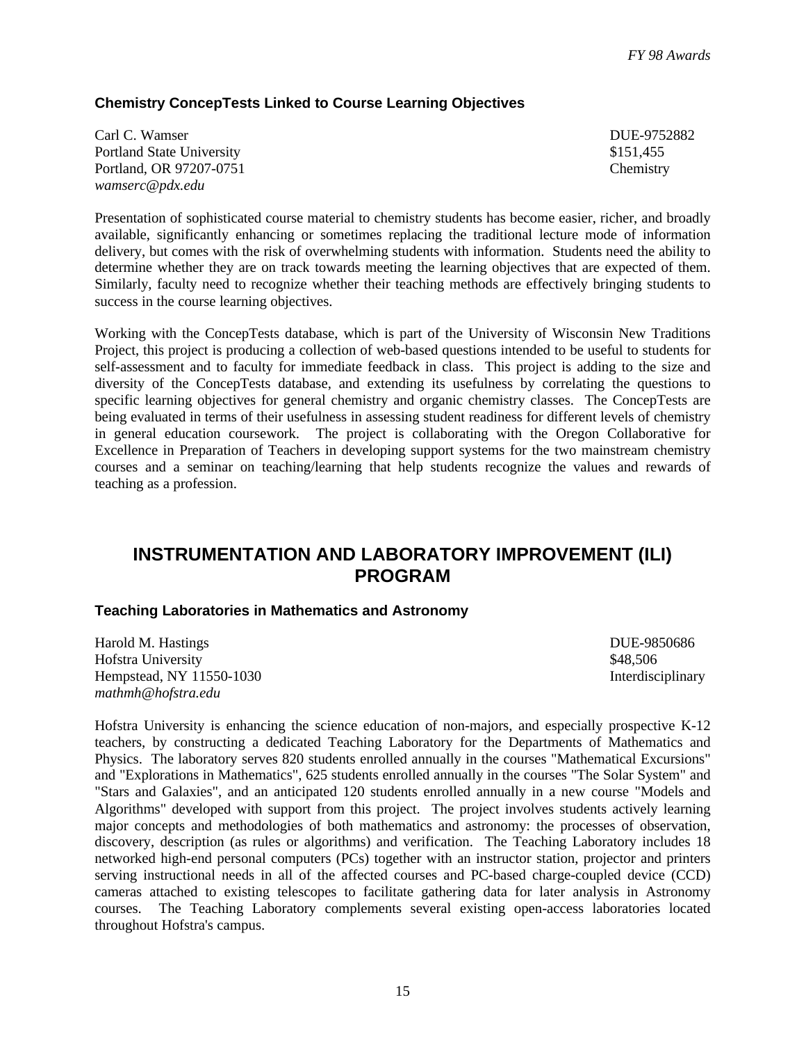### Chemistry ConcepTests Linked to Course Learning Objectives

Carl C. Wamser
Portland State University
Portland, OR 97207-0751
*wamserc@pdx.edu*

DUE-9752882
$151,455
Chemistry

Presentation of sophisticated course material to chemistry students has become easier, richer, and broadly available, significantly enhancing or sometimes replacing the traditional lecture mode of information delivery, but comes with the risk of overwhelming students with information. Students need the ability to determine whether they are on track towards meeting the learning objectives that are expected of them. Similarly, faculty need to recognize whether their teaching methods are effectively bringing students to success in the course learning objectives.

Working with the ConcepTests database, which is part of the University of Wisconsin New Traditions Project, this project is producing a collection of web-based questions intended to be useful to students for self-assessment and to faculty for immediate feedback in class. This project is adding to the size and diversity of the ConcepTests database, and extending its usefulness by correlating the questions to specific learning objectives for general chemistry and organic chemistry classes. The ConcepTests are being evaluated in terms of their usefulness in assessing student readiness for different levels of chemistry in general education coursework. The project is collaborating with the Oregon Collaborative for Excellence in Preparation of Teachers in developing support systems for the two mainstream chemistry courses and a seminar on teaching/learning that help students recognize the values and rewards of teaching as a profession.

## INSTRUMENTATION AND LABORATORY IMPROVEMENT (ILI) PROGRAM

### Teaching Laboratories in Mathematics and Astronomy

Harold M. Hastings
Hofstra University
Hempstead, NY 11550-1030
*mathmh@hofstra.edu*

DUE-9850686
$48,506
Interdisciplinary

Hofstra University is enhancing the science education of non-majors, and especially prospective K-12 teachers, by constructing a dedicated Teaching Laboratory for the Departments of Mathematics and Physics. The laboratory serves 820 students enrolled annually in the courses "Mathematical Excursions" and "Explorations in Mathematics", 625 students enrolled annually in the courses "The Solar System" and "Stars and Galaxies", and an anticipated 120 students enrolled annually in a new course "Models and Algorithms" developed with support from this project. The project involves students actively learning major concepts and methodologies of both mathematics and astronomy: the processes of observation, discovery, description (as rules or algorithms) and verification. The Teaching Laboratory includes 18 networked high-end personal computers (PCs) together with an instructor station, projector and printers serving instructional needs in all of the affected courses and PC-based charge-coupled device (CCD) cameras attached to existing telescopes to facilitate gathering data for later analysis in Astronomy courses. The Teaching Laboratory complements several existing open-access laboratories located throughout Hofstra's campus.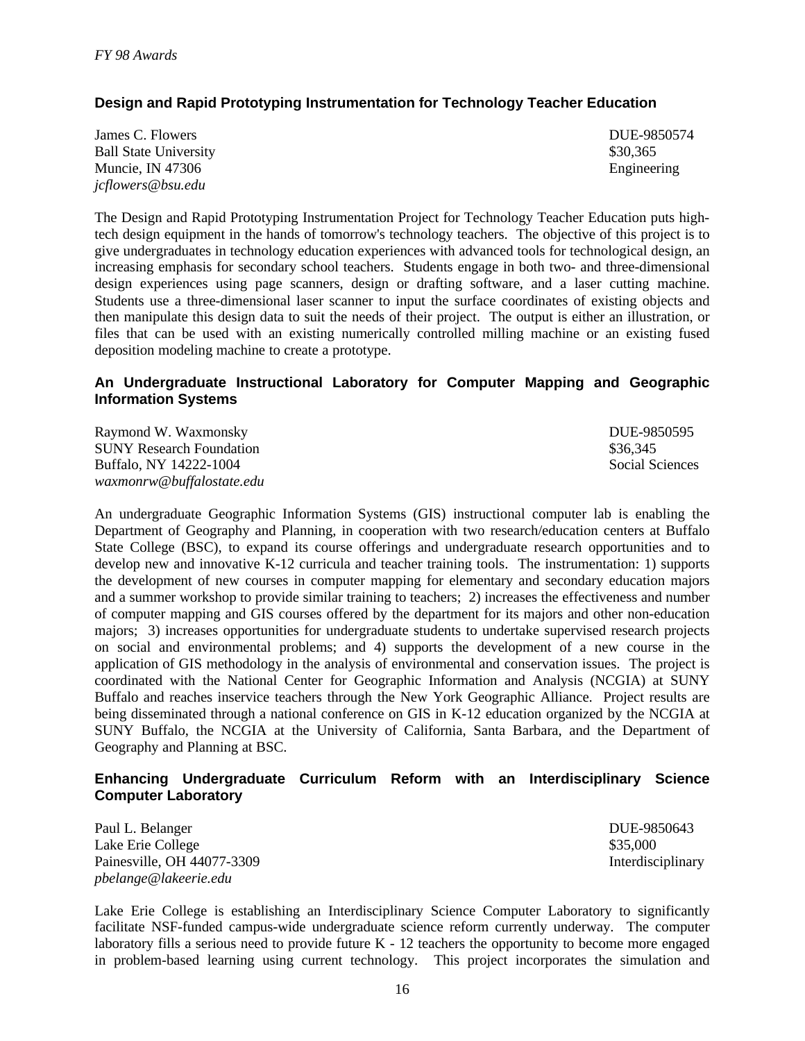### Design and Rapid Prototyping Instrumentation for Technology Teacher Education

James C. Flowers
Ball State University
Muncie, IN 47306
*jcflowers@bsu.edu*

DUE-9850574
$30,365
Engineering

The Design and Rapid Prototyping Instrumentation Project for Technology Teacher Education puts high-tech design equipment in the hands of tomorrow's technology teachers. The objective of this project is to give undergraduates in technology education experiences with advanced tools for technological design, an increasing emphasis for secondary school teachers. Students engage in both two- and three-dimensional design experiences using page scanners, design or drafting software, and a laser cutting machine. Students use a three-dimensional laser scanner to input the surface coordinates of existing objects and then manipulate this design data to suit the needs of their project. The output is either an illustration, or files that can be used with an existing numerically controlled milling machine or an existing fused deposition modeling machine to create a prototype.

### An Undergraduate Instructional Laboratory for Computer Mapping and Geographic Information Systems

Raymond W. Waxmonsky
SUNY Research Foundation
Buffalo, NY 14222-1004
*waxmonrw@buffalostate.edu*

DUE-9850595
$36,345
Social Sciences

An undergraduate Geographic Information Systems (GIS) instructional computer lab is enabling the Department of Geography and Planning, in cooperation with two research/education centers at Buffalo State College (BSC), to expand its course offerings and undergraduate research opportunities and to develop new and innovative K-12 curricula and teacher training tools. The instrumentation: 1) supports the development of new courses in computer mapping for elementary and secondary education majors and a summer workshop to provide similar training to teachers; 2) increases the effectiveness and number of computer mapping and GIS courses offered by the department for its majors and other non-education majors; 3) increases opportunities for undergraduate students to undertake supervised research projects on social and environmental problems; and 4) supports the development of a new course in the application of GIS methodology in the analysis of environmental and conservation issues. The project is coordinated with the National Center for Geographic Information and Analysis (NCGIA) at SUNY Buffalo and reaches inservice teachers through the New York Geographic Alliance. Project results are being disseminated through a national conference on GIS in K-12 education organized by the NCGIA at SUNY Buffalo, the NCGIA at the University of California, Santa Barbara, and the Department of Geography and Planning at BSC.

### Enhancing Undergraduate Curriculum Reform with an Interdisciplinary Science Computer Laboratory

Paul L. Belanger
Lake Erie College
Painesville, OH 44077-3309
*pbelange@lakeerie.edu*

DUE-9850643
$35,000
Interdisciplinary

Lake Erie College is establishing an Interdisciplinary Science Computer Laboratory to significantly facilitate NSF-funded campus-wide undergraduate science reform currently underway. The computer laboratory fills a serious need to provide future K - 12 teachers the opportunity to become more engaged in problem-based learning using current technology. This project incorporates the simulation and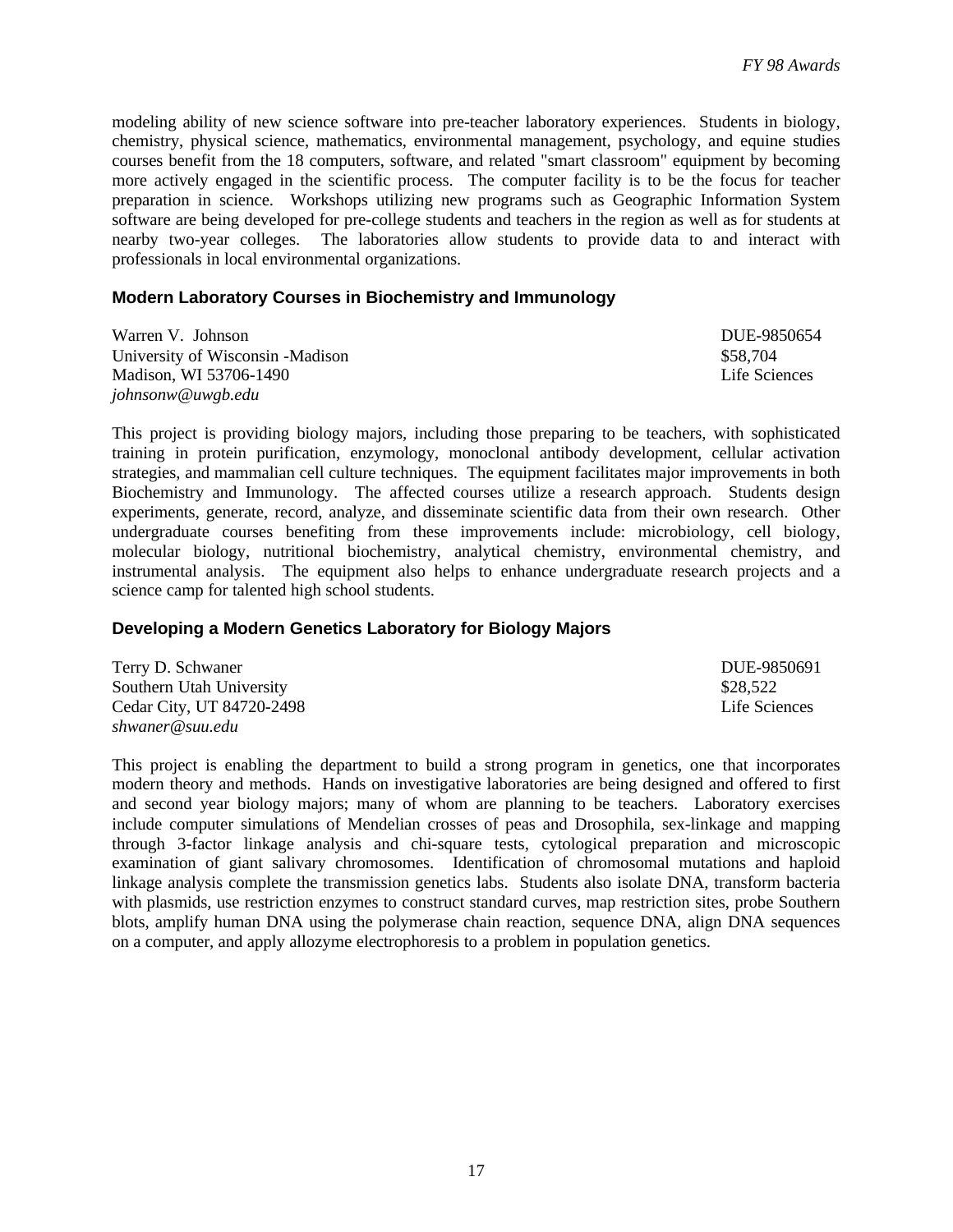modeling ability of new science software into pre-teacher laboratory experiences. Students in biology, chemistry, physical science, mathematics, environmental management, psychology, and equine studies courses benefit from the 18 computers, software, and related "smart classroom" equipment by becoming more actively engaged in the scientific process. The computer facility is to be the focus for teacher preparation in science. Workshops utilizing new programs such as Geographic Information System software are being developed for pre-college students and teachers in the region as well as for students at nearby two-year colleges. The laboratories allow students to provide data to and interact with professionals in local environmental organizations.

### Modern Laboratory Courses in Biochemistry and Immunology

Warren V. Johnson — DUE-9850654
University of Wisconsin -Madison — $58,704
Madison, WI 53706-1490 — Life Sciences
*johnsonw@uwgb.edu*

This project is providing biology majors, including those preparing to be teachers, with sophisticated training in protein purification, enzymology, monoclonal antibody development, cellular activation strategies, and mammalian cell culture techniques. The equipment facilitates major improvements in both Biochemistry and Immunology. The affected courses utilize a research approach. Students design experiments, generate, record, analyze, and disseminate scientific data from their own research. Other undergraduate courses benefiting from these improvements include: microbiology, cell biology, molecular biology, nutritional biochemistry, analytical chemistry, environmental chemistry, and instrumental analysis. The equipment also helps to enhance undergraduate research projects and a science camp for talented high school students.

### Developing a Modern Genetics Laboratory for Biology Majors

Terry D. Schwaner — DUE-9850691
Southern Utah University — $28,522
Cedar City, UT 84720-2498 — Life Sciences
*shwaner@suu.edu*

This project is enabling the department to build a strong program in genetics, one that incorporates modern theory and methods. Hands on investigative laboratories are being designed and offered to first and second year biology majors; many of whom are planning to be teachers. Laboratory exercises include computer simulations of Mendelian crosses of peas and Drosophila, sex-linkage and mapping through 3-factor linkage analysis and chi-square tests, cytological preparation and microscopic examination of giant salivary chromosomes. Identification of chromosomal mutations and haploid linkage analysis complete the transmission genetics labs. Students also isolate DNA, transform bacteria with plasmids, use restriction enzymes to construct standard curves, map restriction sites, probe Southern blots, amplify human DNA using the polymerase chain reaction, sequence DNA, align DNA sequences on a computer, and apply allozyme electrophoresis to a problem in population genetics.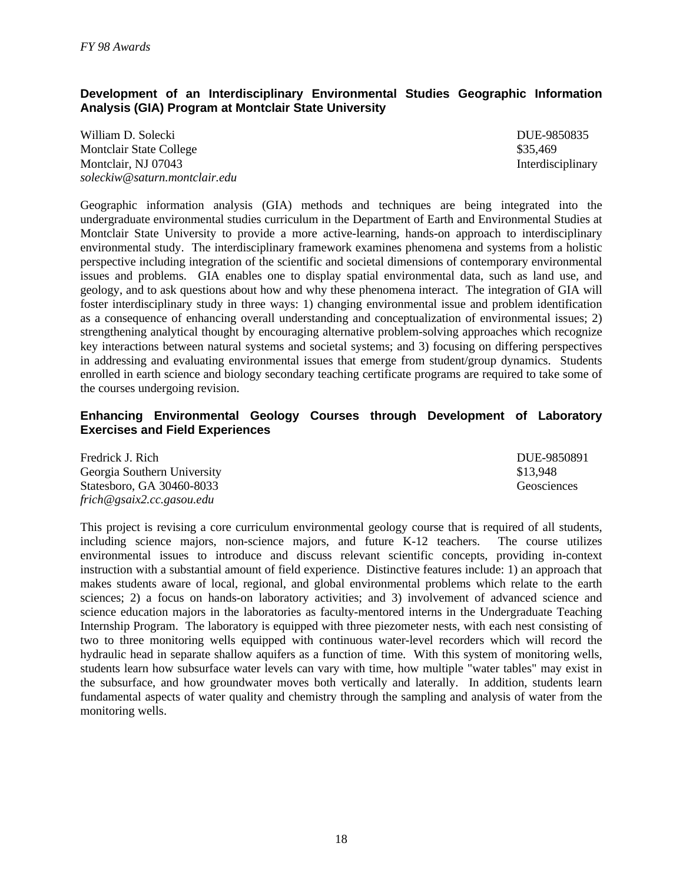### Development of an Interdisciplinary Environmental Studies Geographic Information Analysis (GIA) Program at Montclair State University

William D. Solecki  
Montclair State College  
Montclair, NJ 07043  
*soleckiw@saturn.montclair.edu*

DUE-9850835  
$35,469  
Interdisciplinary

Geographic information analysis (GIA) methods and techniques are being integrated into the undergraduate environmental studies curriculum in the Department of Earth and Environmental Studies at Montclair State University to provide a more active-learning, hands-on approach to interdisciplinary environmental study. The interdisciplinary framework examines phenomena and systems from a holistic perspective including integration of the scientific and societal dimensions of contemporary environmental issues and problems. GIA enables one to display spatial environmental data, such as land use, and geology, and to ask questions about how and why these phenomena interact. The integration of GIA will foster interdisciplinary study in three ways: 1) changing environmental issue and problem identification as a consequence of enhancing overall understanding and conceptualization of environmental issues; 2) strengthening analytical thought by encouraging alternative problem-solving approaches which recognize key interactions between natural systems and societal systems; and 3) focusing on differing perspectives in addressing and evaluating environmental issues that emerge from student/group dynamics. Students enrolled in earth science and biology secondary teaching certificate programs are required to take some of the courses undergoing revision.

### Enhancing Environmental Geology Courses through Development of Laboratory Exercises and Field Experiences

Fredrick J. Rich  
Georgia Southern University  
Statesboro, GA 30460-8033  
*frich@gsaix2.cc.gasou.edu*

DUE-9850891  
$13,948  
Geosciences

This project is revising a core curriculum environmental geology course that is required of all students, including science majors, non-science majors, and future K-12 teachers. The course utilizes environmental issues to introduce and discuss relevant scientific concepts, providing in-context instruction with a substantial amount of field experience. Distinctive features include: 1) an approach that makes students aware of local, regional, and global environmental problems which relate to the earth sciences; 2) a focus on hands-on laboratory activities; and 3) involvement of advanced science and science education majors in the laboratories as faculty-mentored interns in the Undergraduate Teaching Internship Program. The laboratory is equipped with three piezometer nests, with each nest consisting of two to three monitoring wells equipped with continuous water-level recorders which will record the hydraulic head in separate shallow aquifers as a function of time. With this system of monitoring wells, students learn how subsurface water levels can vary with time, how multiple "water tables" may exist in the subsurface, and how groundwater moves both vertically and laterally. In addition, students learn fundamental aspects of water quality and chemistry through the sampling and analysis of water from the monitoring wells.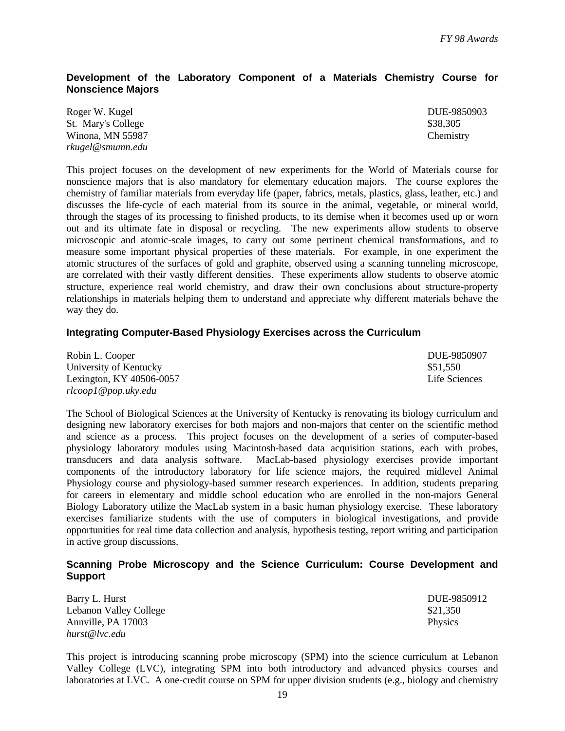### Development of the Laboratory Component of a Materials Chemistry Course for Nonscience Majors

Roger W. Kugel
St. Mary's College
Winona, MN 55987
*rkugel@smumn.edu*

DUE-9850903
$38,305
Chemistry

This project focuses on the development of new experiments for the World of Materials course for nonscience majors that is also mandatory for elementary education majors. The course explores the chemistry of familiar materials from everyday life (paper, fabrics, metals, plastics, glass, leather, etc.) and discusses the life-cycle of each material from its source in the animal, vegetable, or mineral world, through the stages of its processing to finished products, to its demise when it becomes used up or worn out and its ultimate fate in disposal or recycling. The new experiments allow students to observe microscopic and atomic-scale images, to carry out some pertinent chemical transformations, and to measure some important physical properties of these materials. For example, in one experiment the atomic structures of the surfaces of gold and graphite, observed using a scanning tunneling microscope, are correlated with their vastly different densities. These experiments allow students to observe atomic structure, experience real world chemistry, and draw their own conclusions about structure-property relationships in materials helping them to understand and appreciate why different materials behave the way they do.

### Integrating Computer-Based Physiology Exercises across the Curriculum

Robin L. Cooper
University of Kentucky
Lexington, KY 40506-0057
*rlcoop1@pop.uky.edu*

DUE-9850907
$51,550
Life Sciences

The School of Biological Sciences at the University of Kentucky is renovating its biology curriculum and designing new laboratory exercises for both majors and non-majors that center on the scientific method and science as a process. This project focuses on the development of a series of computer-based physiology laboratory modules using Macintosh-based data acquisition stations, each with probes, transducers and data analysis software. MacLab-based physiology exercises provide important components of the introductory laboratory for life science majors, the required midlevel Animal Physiology course and physiology-based summer research experiences. In addition, students preparing for careers in elementary and middle school education who are enrolled in the non-majors General Biology Laboratory utilize the MacLab system in a basic human physiology exercise. These laboratory exercises familiarize students with the use of computers in biological investigations, and provide opportunities for real time data collection and analysis, hypothesis testing, report writing and participation in active group discussions.

### Scanning Probe Microscopy and the Science Curriculum: Course Development and Support

Barry L. Hurst
Lebanon Valley College
Annville, PA 17003
*hurst@lvc.edu*

DUE-9850912
$21,350
Physics

This project is introducing scanning probe microscopy (SPM) into the science curriculum at Lebanon Valley College (LVC), integrating SPM into both introductory and advanced physics courses and laboratories at LVC. A one-credit course on SPM for upper division students (e.g., biology and chemistry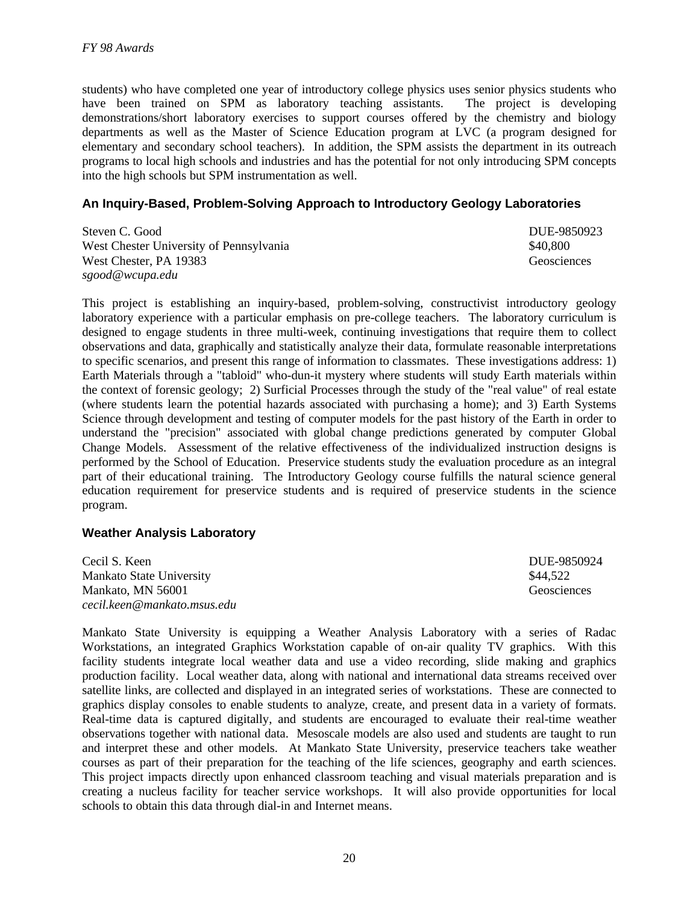students) who have completed one year of introductory college physics uses senior physics students who have been trained on SPM as laboratory teaching assistants. The project is developing demonstrations/short laboratory exercises to support courses offered by the chemistry and biology departments as well as the Master of Science Education program at LVC (a program designed for elementary and secondary school teachers). In addition, the SPM assists the department in its outreach programs to local high schools and industries and has the potential for not only introducing SPM concepts into the high schools but SPM instrumentation as well.

### An Inquiry-Based, Problem-Solving Approach to Introductory Geology Laboratories

Steven C. Good — DUE-9850923
West Chester University of Pennsylvania — $40,800
West Chester, PA 19383 — Geosciences
*sgood@wcupa.edu*

This project is establishing an inquiry-based, problem-solving, constructivist introductory geology laboratory experience with a particular emphasis on pre-college teachers. The laboratory curriculum is designed to engage students in three multi-week, continuing investigations that require them to collect observations and data, graphically and statistically analyze their data, formulate reasonable interpretations to specific scenarios, and present this range of information to classmates. These investigations address: 1) Earth Materials through a "tabloid" who-dun-it mystery where students will study Earth materials within the context of forensic geology; 2) Surficial Processes through the study of the "real value" of real estate (where students learn the potential hazards associated with purchasing a home); and 3) Earth Systems Science through development and testing of computer models for the past history of the Earth in order to understand the "precision" associated with global change predictions generated by computer Global Change Models. Assessment of the relative effectiveness of the individualized instruction designs is performed by the School of Education. Preservice students study the evaluation procedure as an integral part of their educational training. The Introductory Geology course fulfills the natural science general education requirement for preservice students and is required of preservice students in the science program.

### Weather Analysis Laboratory

Cecil S. Keen — DUE-9850924
Mankato State University — $44,522
Mankato, MN 56001 — Geosciences
*cecil.keen@mankato.msus.edu*

Mankato State University is equipping a Weather Analysis Laboratory with a series of Radac Workstations, an integrated Graphics Workstation capable of on-air quality TV graphics. With this facility students integrate local weather data and use a video recording, slide making and graphics production facility. Local weather data, along with national and international data streams received over satellite links, are collected and displayed in an integrated series of workstations. These are connected to graphics display consoles to enable students to analyze, create, and present data in a variety of formats. Real-time data is captured digitally, and students are encouraged to evaluate their real-time weather observations together with national data. Mesoscale models are also used and students are taught to run and interpret these and other models. At Mankato State University, preservice teachers take weather courses as part of their preparation for the teaching of the life sciences, geography and earth sciences. This project impacts directly upon enhanced classroom teaching and visual materials preparation and is creating a nucleus facility for teacher service workshops. It will also provide opportunities for local schools to obtain this data through dial-in and Internet means.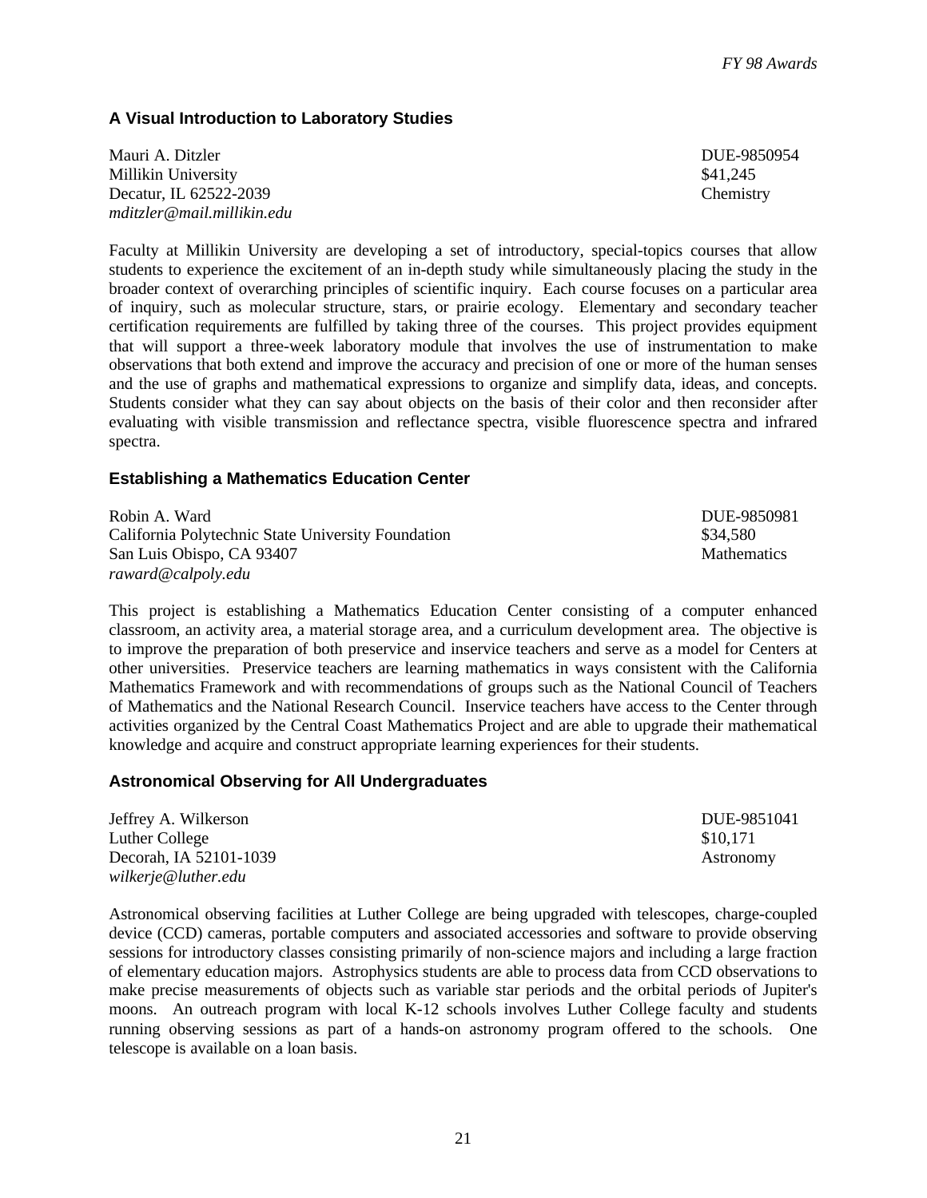### A Visual Introduction to Laboratory Studies

Mauri A. Ditzler
Millikin University
Decatur, IL 62522-2039
*mditzler@mail.millikin.edu*

DUE-9850954
$41,245
Chemistry

Faculty at Millikin University are developing a set of introductory, special-topics courses that allow students to experience the excitement of an in-depth study while simultaneously placing the study in the broader context of overarching principles of scientific inquiry. Each course focuses on a particular area of inquiry, such as molecular structure, stars, or prairie ecology. Elementary and secondary teacher certification requirements are fulfilled by taking three of the courses. This project provides equipment that will support a three-week laboratory module that involves the use of instrumentation to make observations that both extend and improve the accuracy and precision of one or more of the human senses and the use of graphs and mathematical expressions to organize and simplify data, ideas, and concepts. Students consider what they can say about objects on the basis of their color and then reconsider after evaluating with visible transmission and reflectance spectra, visible fluorescence spectra and infrared spectra.

### Establishing a Mathematics Education Center

Robin A. Ward
California Polytechnic State University Foundation
San Luis Obispo, CA 93407
*raward@calpoly.edu*

DUE-9850981
$34,580
Mathematics

This project is establishing a Mathematics Education Center consisting of a computer enhanced classroom, an activity area, a material storage area, and a curriculum development area. The objective is to improve the preparation of both preservice and inservice teachers and serve as a model for Centers at other universities. Preservice teachers are learning mathematics in ways consistent with the California Mathematics Framework and with recommendations of groups such as the National Council of Teachers of Mathematics and the National Research Council. Inservice teachers have access to the Center through activities organized by the Central Coast Mathematics Project and are able to upgrade their mathematical knowledge and acquire and construct appropriate learning experiences for their students.

### Astronomical Observing for All Undergraduates

Jeffrey A. Wilkerson
Luther College
Decorah, IA 52101-1039
*wilkerje@luther.edu*

DUE-9851041
$10,171
Astronomy

Astronomical observing facilities at Luther College are being upgraded with telescopes, charge-coupled device (CCD) cameras, portable computers and associated accessories and software to provide observing sessions for introductory classes consisting primarily of non-science majors and including a large fraction of elementary education majors. Astrophysics students are able to process data from CCD observations to make precise measurements of objects such as variable star periods and the orbital periods of Jupiter's moons. An outreach program with local K-12 schools involves Luther College faculty and students running observing sessions as part of a hands-on astronomy program offered to the schools. One telescope is available on a loan basis.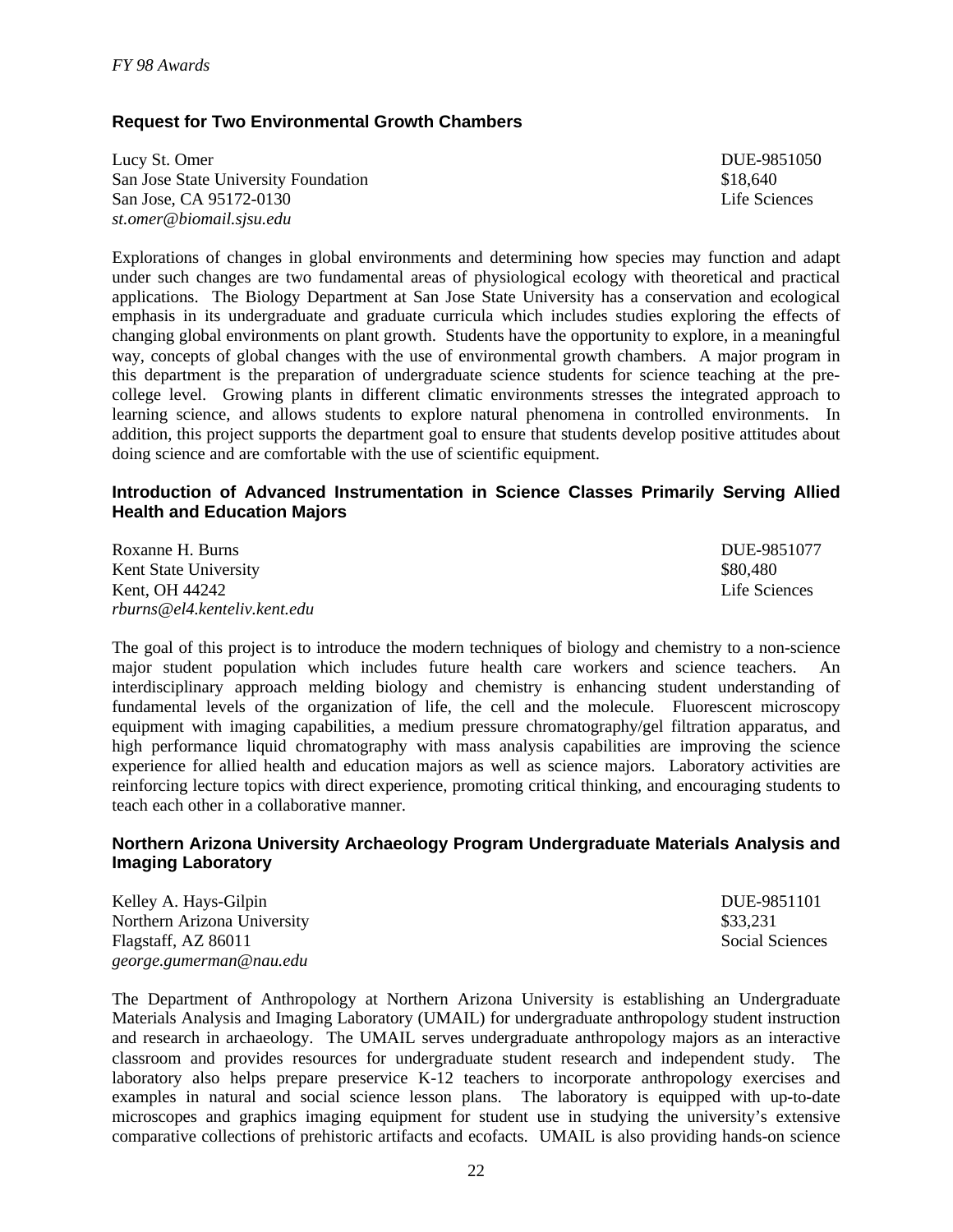### Request for Two Environmental Growth Chambers

Lucy St. Omer
San Jose State University Foundation
San Jose, CA 95172-0130
*st.omer@biomail.sjsu.edu*

DUE-9851050
$18,640
Life Sciences

Explorations of changes in global environments and determining how species may function and adapt under such changes are two fundamental areas of physiological ecology with theoretical and practical applications. The Biology Department at San Jose State University has a conservation and ecological emphasis in its undergraduate and graduate curricula which includes studies exploring the effects of changing global environments on plant growth. Students have the opportunity to explore, in a meaningful way, concepts of global changes with the use of environmental growth chambers. A major program in this department is the preparation of undergraduate science students for science teaching at the pre-college level. Growing plants in different climatic environments stresses the integrated approach to learning science, and allows students to explore natural phenomena in controlled environments. In addition, this project supports the department goal to ensure that students develop positive attitudes about doing science and are comfortable with the use of scientific equipment.

### Introduction of Advanced Instrumentation in Science Classes Primarily Serving Allied Health and Education Majors

Roxanne H. Burns
Kent State University
Kent, OH 44242
*rburns@el4.kenteliv.kent.edu*

DUE-9851077
$80,480
Life Sciences

The goal of this project is to introduce the modern techniques of biology and chemistry to a non-science major student population which includes future health care workers and science teachers. An interdisciplinary approach melding biology and chemistry is enhancing student understanding of fundamental levels of the organization of life, the cell and the molecule. Fluorescent microscopy equipment with imaging capabilities, a medium pressure chromatography/gel filtration apparatus, and high performance liquid chromatography with mass analysis capabilities are improving the science experience for allied health and education majors as well as science majors. Laboratory activities are reinforcing lecture topics with direct experience, promoting critical thinking, and encouraging students to teach each other in a collaborative manner.

### Northern Arizona University Archaeology Program Undergraduate Materials Analysis and Imaging Laboratory

Kelley A. Hays-Gilpin
Northern Arizona University
Flagstaff, AZ 86011
*george.gumerman@nau.edu*

DUE-9851101
$33,231
Social Sciences

The Department of Anthropology at Northern Arizona University is establishing an Undergraduate Materials Analysis and Imaging Laboratory (UMAIL) for undergraduate anthropology student instruction and research in archaeology. The UMAIL serves undergraduate anthropology majors as an interactive classroom and provides resources for undergraduate student research and independent study. The laboratory also helps prepare preservice K-12 teachers to incorporate anthropology exercises and examples in natural and social science lesson plans. The laboratory is equipped with up-to-date microscopes and graphics imaging equipment for student use in studying the university's extensive comparative collections of prehistoric artifacts and ecofacts. UMAIL is also providing hands-on science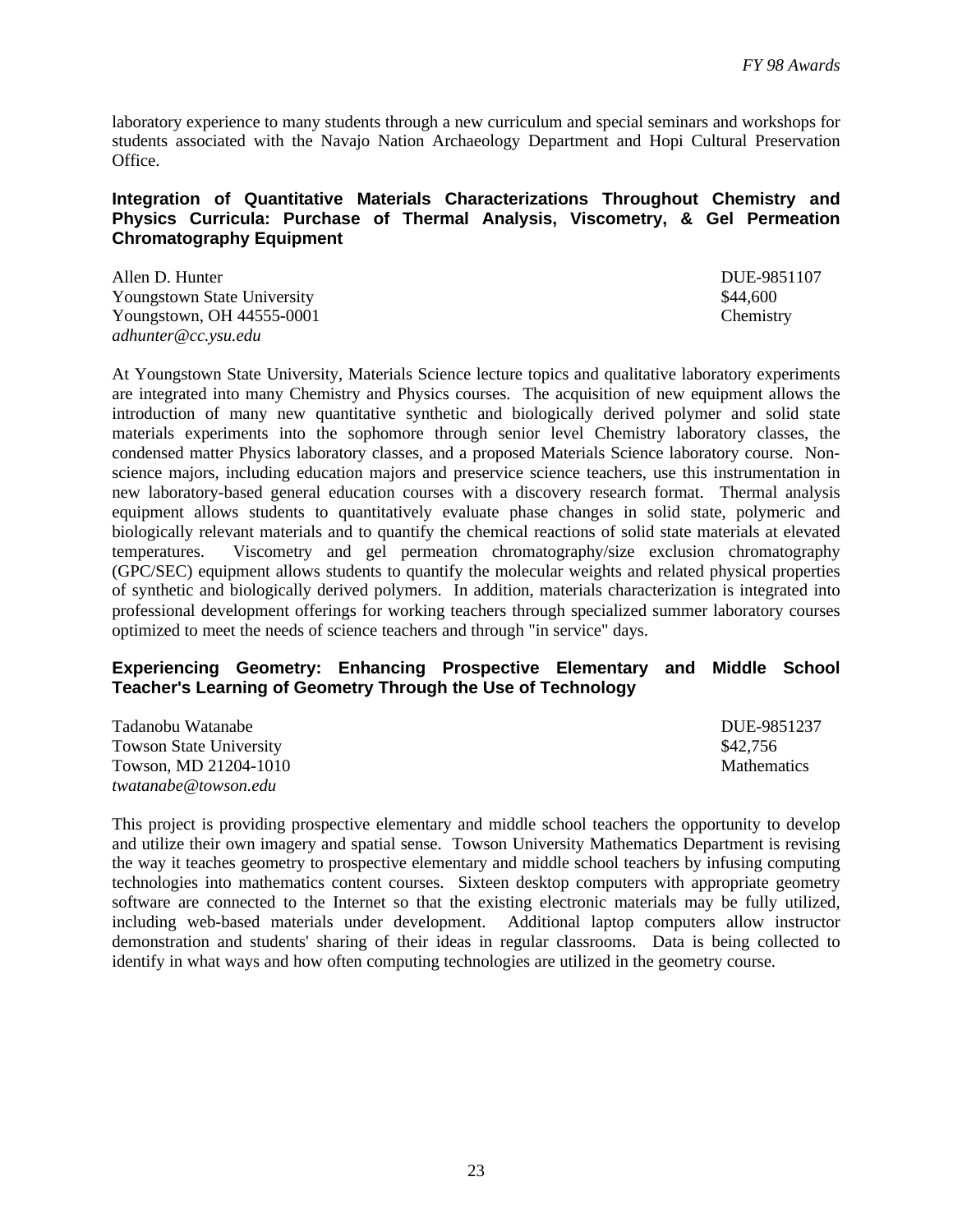laboratory experience to many students through a new curriculum and special seminars and workshops for students associated with the Navajo Nation Archaeology Department and Hopi Cultural Preservation Office.

### Integration of Quantitative Materials Characterizations Throughout Chemistry and Physics Curricula: Purchase of Thermal Analysis, Viscometry, & Gel Permeation Chromatography Equipment

Allen D. Hunter  
Youngstown State University  
Youngstown, OH 44555-0001  
*adhunter@cc.ysu.edu*

DUE-9851107  
$44,600  
Chemistry

At Youngstown State University, Materials Science lecture topics and qualitative laboratory experiments are integrated into many Chemistry and Physics courses. The acquisition of new equipment allows the introduction of many new quantitative synthetic and biologically derived polymer and solid state materials experiments into the sophomore through senior level Chemistry laboratory classes, the condensed matter Physics laboratory classes, and a proposed Materials Science laboratory course. Non-science majors, including education majors and preservice science teachers, use this instrumentation in new laboratory-based general education courses with a discovery research format. Thermal analysis equipment allows students to quantitatively evaluate phase changes in solid state, polymeric and biologically relevant materials and to quantify the chemical reactions of solid state materials at elevated temperatures. Viscometry and gel permeation chromatography/size exclusion chromatography (GPC/SEC) equipment allows students to quantify the molecular weights and related physical properties of synthetic and biologically derived polymers. In addition, materials characterization is integrated into professional development offerings for working teachers through specialized summer laboratory courses optimized to meet the needs of science teachers and through "in service" days.

### Experiencing Geometry: Enhancing Prospective Elementary and Middle School Teacher's Learning of Geometry Through the Use of Technology

Tadanobu Watanabe  
Towson State University  
Towson, MD 21204-1010  
*twatanabe@towson.edu*

DUE-9851237  
$42,756  
Mathematics

This project is providing prospective elementary and middle school teachers the opportunity to develop and utilize their own imagery and spatial sense. Towson University Mathematics Department is revising the way it teaches geometry to prospective elementary and middle school teachers by infusing computing technologies into mathematics content courses. Sixteen desktop computers with appropriate geometry software are connected to the Internet so that the existing electronic materials may be fully utilized, including web-based materials under development. Additional laptop computers allow instructor demonstration and students' sharing of their ideas in regular classrooms. Data is being collected to identify in what ways and how often computing technologies are utilized in the geometry course.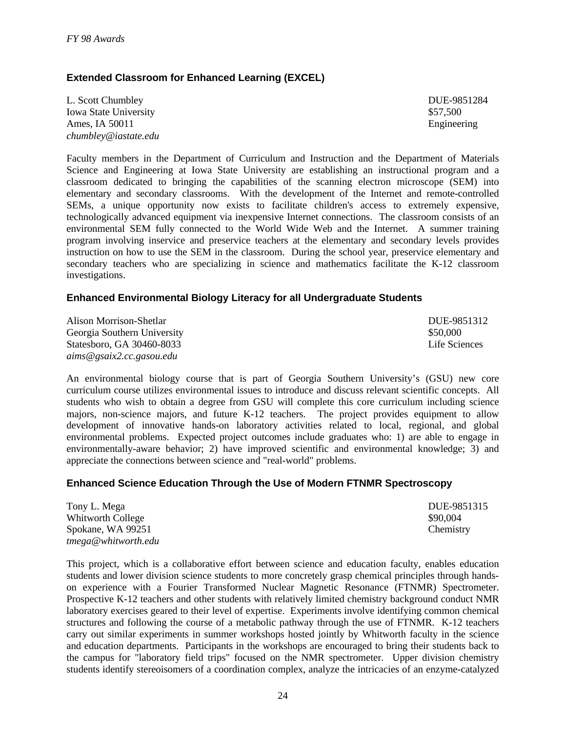### Extended Classroom for Enhanced Learning (EXCEL)

L. Scott Chumbley
Iowa State University
Ames, IA 50011
*chumbley@iastate.edu*

DUE-9851284
$57,500
Engineering

Faculty members in the Department of Curriculum and Instruction and the Department of Materials Science and Engineering at Iowa State University are establishing an instructional program and a classroom dedicated to bringing the capabilities of the scanning electron microscope (SEM) into elementary and secondary classrooms. With the development of the Internet and remote-controlled SEMs, a unique opportunity now exists to facilitate children's access to extremely expensive, technologically advanced equipment via inexpensive Internet connections. The classroom consists of an environmental SEM fully connected to the World Wide Web and the Internet. A summer training program involving inservice and preservice teachers at the elementary and secondary levels provides instruction on how to use the SEM in the classroom. During the school year, preservice elementary and secondary teachers who are specializing in science and mathematics facilitate the K-12 classroom investigations.

### Enhanced Environmental Biology Literacy for all Undergraduate Students

Alison Morrison-Shetlar
Georgia Southern University
Statesboro, GA 30460-8033
*aims@gsaix2.cc.gasou.edu*

DUE-9851312
$50,000
Life Sciences

An environmental biology course that is part of Georgia Southern University's (GSU) new core curriculum course utilizes environmental issues to introduce and discuss relevant scientific concepts. All students who wish to obtain a degree from GSU will complete this core curriculum including science majors, non-science majors, and future K-12 teachers. The project provides equipment to allow development of innovative hands-on laboratory activities related to local, regional, and global environmental problems. Expected project outcomes include graduates who: 1) are able to engage in environmentally-aware behavior; 2) have improved scientific and environmental knowledge; 3) and appreciate the connections between science and "real-world" problems.

### Enhanced Science Education Through the Use of Modern FTNMR Spectroscopy

Tony L. Mega
Whitworth College
Spokane, WA 99251
*tmega@whitworth.edu*

DUE-9851315
$90,004
Chemistry

This project, which is a collaborative effort between science and education faculty, enables education students and lower division science students to more concretely grasp chemical principles through hands-on experience with a Fourier Transformed Nuclear Magnetic Resonance (FTNMR) Spectrometer. Prospective K-12 teachers and other students with relatively limited chemistry background conduct NMR laboratory exercises geared to their level of expertise. Experiments involve identifying common chemical structures and following the course of a metabolic pathway through the use of FTNMR. K-12 teachers carry out similar experiments in summer workshops hosted jointly by Whitworth faculty in the science and education departments. Participants in the workshops are encouraged to bring their students back to the campus for "laboratory field trips" focused on the NMR spectrometer. Upper division chemistry students identify stereoisomers of a coordination complex, analyze the intricacies of an enzyme-catalyzed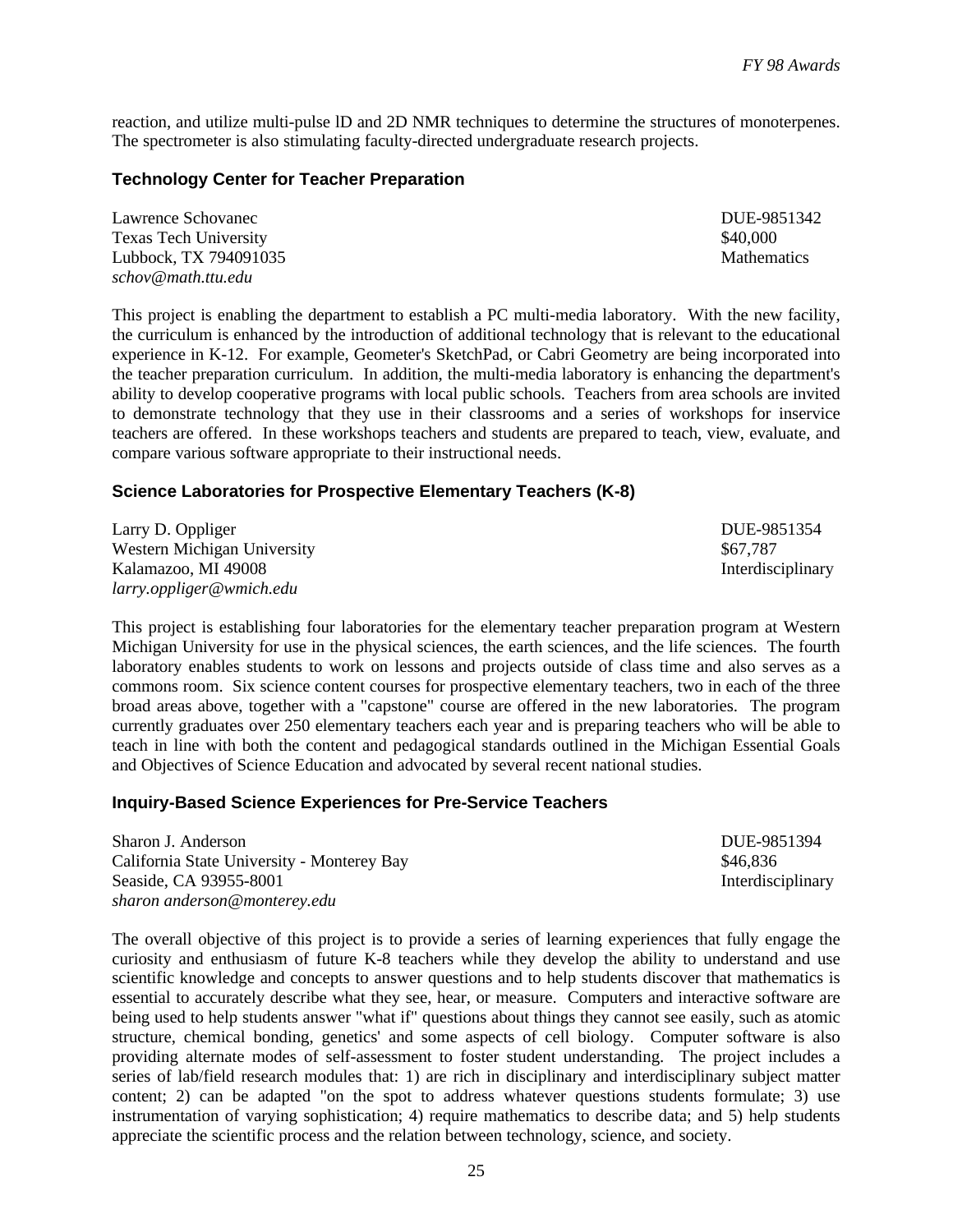reaction, and utilize multi-pulse lD and 2D NMR techniques to determine the structures of monoterpenes. The spectrometer is also stimulating faculty-directed undergraduate research projects.

### Technology Center for Teacher Preparation

Lawrence Schovanec
Texas Tech University
Lubbock, TX 794091035
*schov@math.ttu.edu*

DUE-9851342
$40,000
Mathematics

This project is enabling the department to establish a PC multi-media laboratory. With the new facility, the curriculum is enhanced by the introduction of additional technology that is relevant to the educational experience in K-12. For example, Geometer's SketchPad, or Cabri Geometry are being incorporated into the teacher preparation curriculum. In addition, the multi-media laboratory is enhancing the department's ability to develop cooperative programs with local public schools. Teachers from area schools are invited to demonstrate technology that they use in their classrooms and a series of workshops for inservice teachers are offered. In these workshops teachers and students are prepared to teach, view, evaluate, and compare various software appropriate to their instructional needs.

### Science Laboratories for Prospective Elementary Teachers (K-8)

Larry D. Oppliger
Western Michigan University
Kalamazoo, MI 49008
*larry.oppliger@wmich.edu*

DUE-9851354
$67,787
Interdisciplinary

This project is establishing four laboratories for the elementary teacher preparation program at Western Michigan University for use in the physical sciences, the earth sciences, and the life sciences. The fourth laboratory enables students to work on lessons and projects outside of class time and also serves as a commons room. Six science content courses for prospective elementary teachers, two in each of the three broad areas above, together with a "capstone" course are offered in the new laboratories. The program currently graduates over 250 elementary teachers each year and is preparing teachers who will be able to teach in line with both the content and pedagogical standards outlined in the Michigan Essential Goals and Objectives of Science Education and advocated by several recent national studies.

### Inquiry-Based Science Experiences for Pre-Service Teachers

Sharon J. Anderson
California State University - Monterey Bay
Seaside, CA 93955-8001
*sharon anderson@monterey.edu*

DUE-9851394
$46,836
Interdisciplinary

The overall objective of this project is to provide a series of learning experiences that fully engage the curiosity and enthusiasm of future K-8 teachers while they develop the ability to understand and use scientific knowledge and concepts to answer questions and to help students discover that mathematics is essential to accurately describe what they see, hear, or measure. Computers and interactive software are being used to help students answer "what if" questions about things they cannot see easily, such as atomic structure, chemical bonding, genetics' and some aspects of cell biology. Computer software is also providing alternate modes of self-assessment to foster student understanding. The project includes a series of lab/field research modules that: 1) are rich in disciplinary and interdisciplinary subject matter content; 2) can be adapted "on the spot to address whatever questions students formulate; 3) use instrumentation of varying sophistication; 4) require mathematics to describe data; and 5) help students appreciate the scientific process and the relation between technology, science, and society.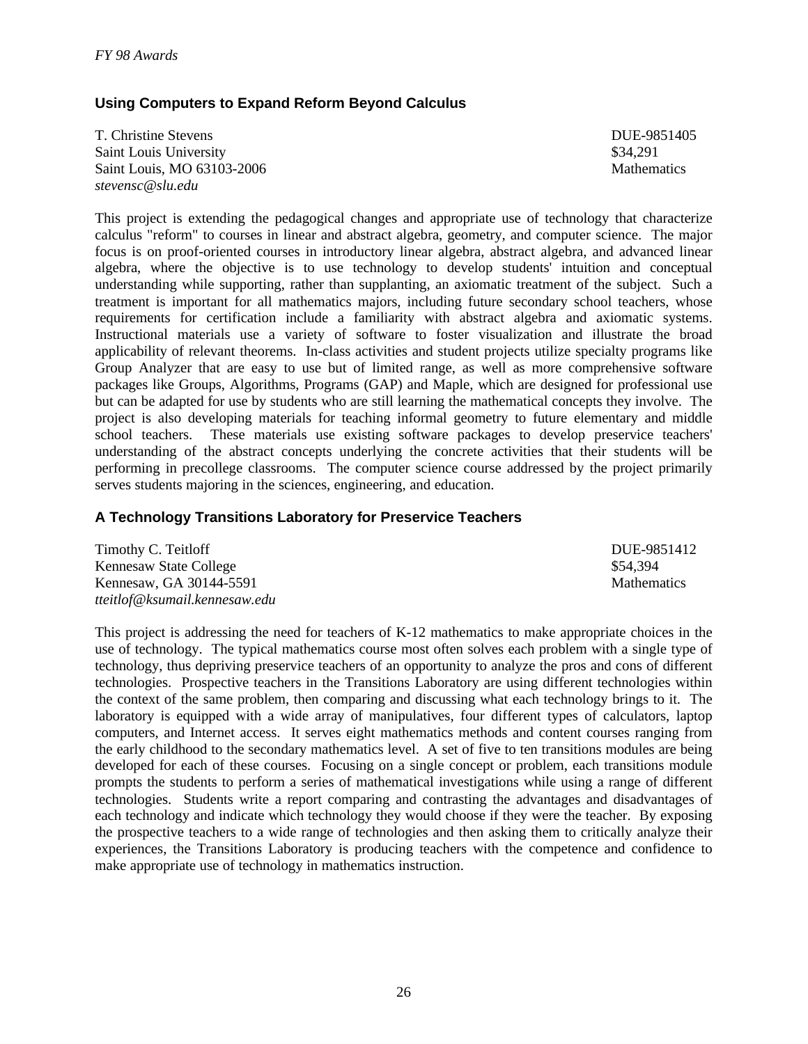### Using Computers to Expand Reform Beyond Calculus

T. Christine Stevens  
Saint Louis University  
Saint Louis, MO 63103-2006  
*stevensc@slu.edu*

DUE-9851405  
$34,291  
Mathematics

This project is extending the pedagogical changes and appropriate use of technology that characterize calculus "reform" to courses in linear and abstract algebra, geometry, and computer science. The major focus is on proof-oriented courses in introductory linear algebra, abstract algebra, and advanced linear algebra, where the objective is to use technology to develop students' intuition and conceptual understanding while supporting, rather than supplanting, an axiomatic treatment of the subject. Such a treatment is important for all mathematics majors, including future secondary school teachers, whose requirements for certification include a familiarity with abstract algebra and axiomatic systems. Instructional materials use a variety of software to foster visualization and illustrate the broad applicability of relevant theorems. In-class activities and student projects utilize specialty programs like Group Analyzer that are easy to use but of limited range, as well as more comprehensive software packages like Groups, Algorithms, Programs (GAP) and Maple, which are designed for professional use but can be adapted for use by students who are still learning the mathematical concepts they involve. The project is also developing materials for teaching informal geometry to future elementary and middle school teachers. These materials use existing software packages to develop preservice teachers' understanding of the abstract concepts underlying the concrete activities that their students will be performing in precollege classrooms. The computer science course addressed by the project primarily serves students majoring in the sciences, engineering, and education.

### A Technology Transitions Laboratory for Preservice Teachers

Timothy C. Teitloff  
Kennesaw State College  
Kennesaw, GA 30144-5591  
*tteitlof@ksumail.kennesaw.edu*

DUE-9851412  
$54,394  
Mathematics

This project is addressing the need for teachers of K-12 mathematics to make appropriate choices in the use of technology. The typical mathematics course most often solves each problem with a single type of technology, thus depriving preservice teachers of an opportunity to analyze the pros and cons of different technologies. Prospective teachers in the Transitions Laboratory are using different technologies within the context of the same problem, then comparing and discussing what each technology brings to it. The laboratory is equipped with a wide array of manipulatives, four different types of calculators, laptop computers, and Internet access. It serves eight mathematics methods and content courses ranging from the early childhood to the secondary mathematics level. A set of five to ten transitions modules are being developed for each of these courses. Focusing on a single concept or problem, each transitions module prompts the students to perform a series of mathematical investigations while using a range of different technologies. Students write a report comparing and contrasting the advantages and disadvantages of each technology and indicate which technology they would choose if they were the teacher. By exposing the prospective teachers to a wide range of technologies and then asking them to critically analyze their experiences, the Transitions Laboratory is producing teachers with the competence and confidence to make appropriate use of technology in mathematics instruction.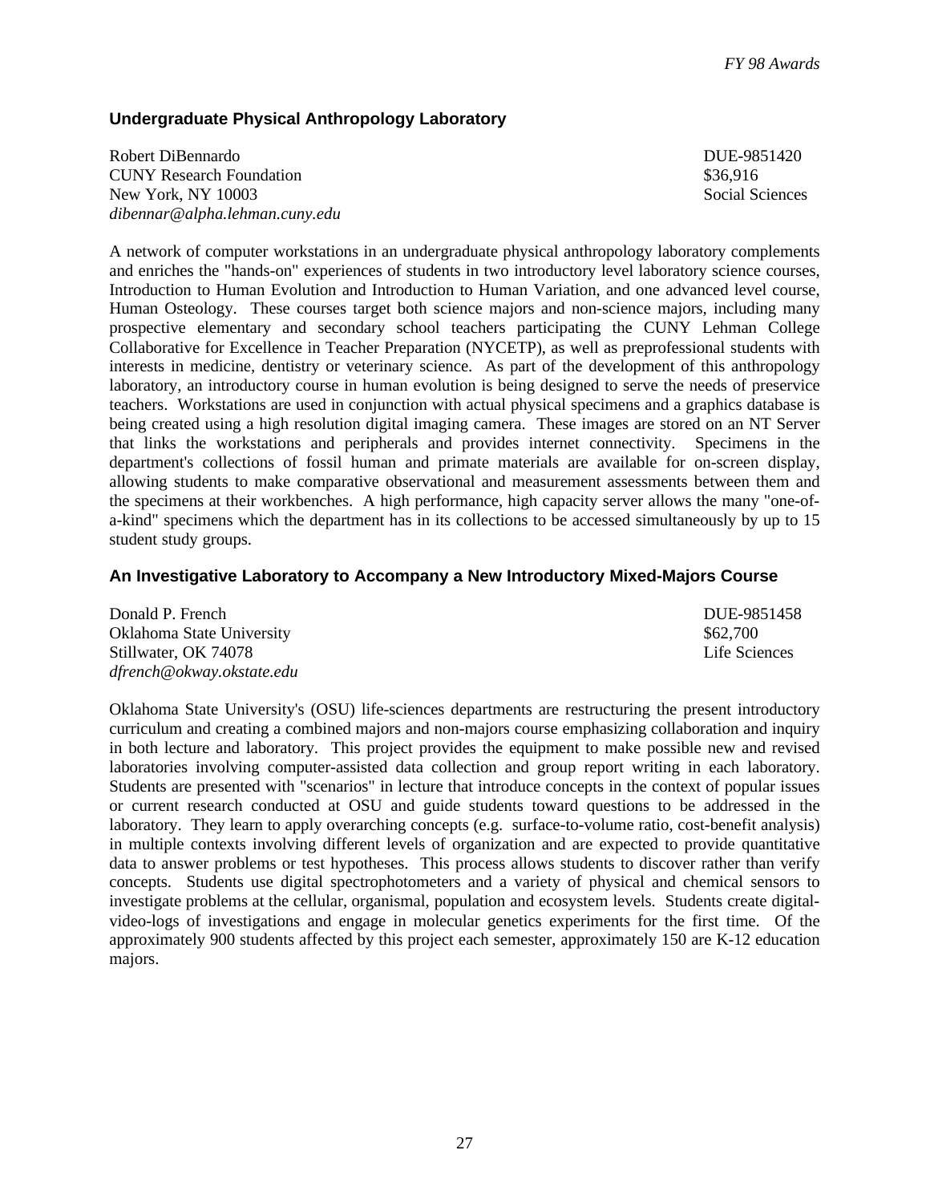## Undergraduate Physical Anthropology Laboratory

Robert DiBennardo  
CUNY Research Foundation  
New York, NY 10003  
*dibennar@alpha.lehman.cuny.edu*

DUE-9851420  
$36,916  
Social Sciences

A network of computer workstations in an undergraduate physical anthropology laboratory complements and enriches the "hands-on" experiences of students in two introductory level laboratory science courses, Introduction to Human Evolution and Introduction to Human Variation, and one advanced level course, Human Osteology. These courses target both science majors and non-science majors, including many prospective elementary and secondary school teachers participating the CUNY Lehman College Collaborative for Excellence in Teacher Preparation (NYCETP), as well as preprofessional students with interests in medicine, dentistry or veterinary science. As part of the development of this anthropology laboratory, an introductory course in human evolution is being designed to serve the needs of preservice teachers. Workstations are used in conjunction with actual physical specimens and a graphics database is being created using a high resolution digital imaging camera. These images are stored on an NT Server that links the workstations and peripherals and provides internet connectivity. Specimens in the department's collections of fossil human and primate materials are available for on-screen display, allowing students to make comparative observational and measurement assessments between them and the specimens at their workbenches. A high performance, high capacity server allows the many "one-of-a-kind" specimens which the department has in its collections to be accessed simultaneously by up to 15 student study groups.

## An Investigative Laboratory to Accompany a New Introductory Mixed-Majors Course

Donald P. French  
Oklahoma State University  
Stillwater, OK 74078  
*dfrench@okway.okstate.edu*

DUE-9851458  
$62,700  
Life Sciences

Oklahoma State University's (OSU) life-sciences departments are restructuring the present introductory curriculum and creating a combined majors and non-majors course emphasizing collaboration and inquiry in both lecture and laboratory. This project provides the equipment to make possible new and revised laboratories involving computer-assisted data collection and group report writing in each laboratory. Students are presented with "scenarios" in lecture that introduce concepts in the context of popular issues or current research conducted at OSU and guide students toward questions to be addressed in the laboratory. They learn to apply overarching concepts (e.g. surface-to-volume ratio, cost-benefit analysis) in multiple contexts involving different levels of organization and are expected to provide quantitative data to answer problems or test hypotheses. This process allows students to discover rather than verify concepts. Students use digital spectrophotometers and a variety of physical and chemical sensors to investigate problems at the cellular, organismal, population and ecosystem levels. Students create digital-video-logs of investigations and engage in molecular genetics experiments for the first time. Of the approximately 900 students affected by this project each semester, approximately 150 are K-12 education majors.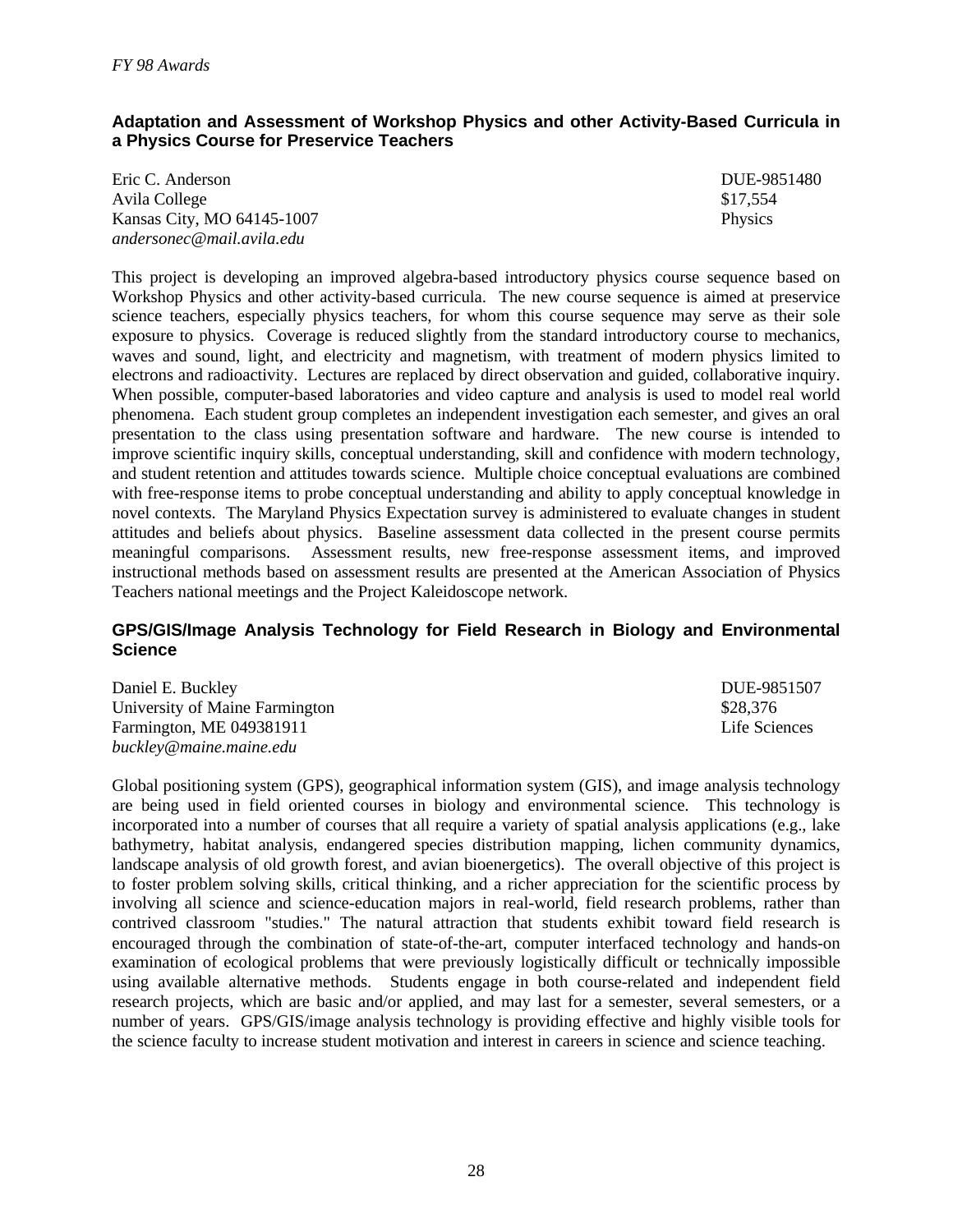### Adaptation and Assessment of Workshop Physics and other Activity-Based Curricula in a Physics Course for Preservice Teachers

Eric C. Anderson
Avila College
Kansas City, MO 64145-1007
*andersonec@mail.avila.edu*

DUE-9851480
$17,554
Physics

This project is developing an improved algebra-based introductory physics course sequence based on Workshop Physics and other activity-based curricula. The new course sequence is aimed at preservice science teachers, especially physics teachers, for whom this course sequence may serve as their sole exposure to physics. Coverage is reduced slightly from the standard introductory course to mechanics, waves and sound, light, and electricity and magnetism, with treatment of modern physics limited to electrons and radioactivity. Lectures are replaced by direct observation and guided, collaborative inquiry. When possible, computer-based laboratories and video capture and analysis is used to model real world phenomena. Each student group completes an independent investigation each semester, and gives an oral presentation to the class using presentation software and hardware. The new course is intended to improve scientific inquiry skills, conceptual understanding, skill and confidence with modern technology, and student retention and attitudes towards science. Multiple choice conceptual evaluations are combined with free-response items to probe conceptual understanding and ability to apply conceptual knowledge in novel contexts. The Maryland Physics Expectation survey is administered to evaluate changes in student attitudes and beliefs about physics. Baseline assessment data collected in the present course permits meaningful comparisons. Assessment results, new free-response assessment items, and improved instructional methods based on assessment results are presented at the American Association of Physics Teachers national meetings and the Project Kaleidoscope network.

### GPS/GIS/Image Analysis Technology for Field Research in Biology and Environmental Science

Daniel E. Buckley
University of Maine Farmington
Farmington, ME 049381911
*buckley@maine.maine.edu*

DUE-9851507
$28,376
Life Sciences

Global positioning system (GPS), geographical information system (GIS), and image analysis technology are being used in field oriented courses in biology and environmental science. This technology is incorporated into a number of courses that all require a variety of spatial analysis applications (e.g., lake bathymetry, habitat analysis, endangered species distribution mapping, lichen community dynamics, landscape analysis of old growth forest, and avian bioenergetics). The overall objective of this project is to foster problem solving skills, critical thinking, and a richer appreciation for the scientific process by involving all science and science-education majors in real-world, field research problems, rather than contrived classroom "studies." The natural attraction that students exhibit toward field research is encouraged through the combination of state-of-the-art, computer interfaced technology and hands-on examination of ecological problems that were previously logistically difficult or technically impossible using available alternative methods. Students engage in both course-related and independent field research projects, which are basic and/or applied, and may last for a semester, several semesters, or a number of years. GPS/GIS/image analysis technology is providing effective and highly visible tools for the science faculty to increase student motivation and interest in careers in science and science teaching.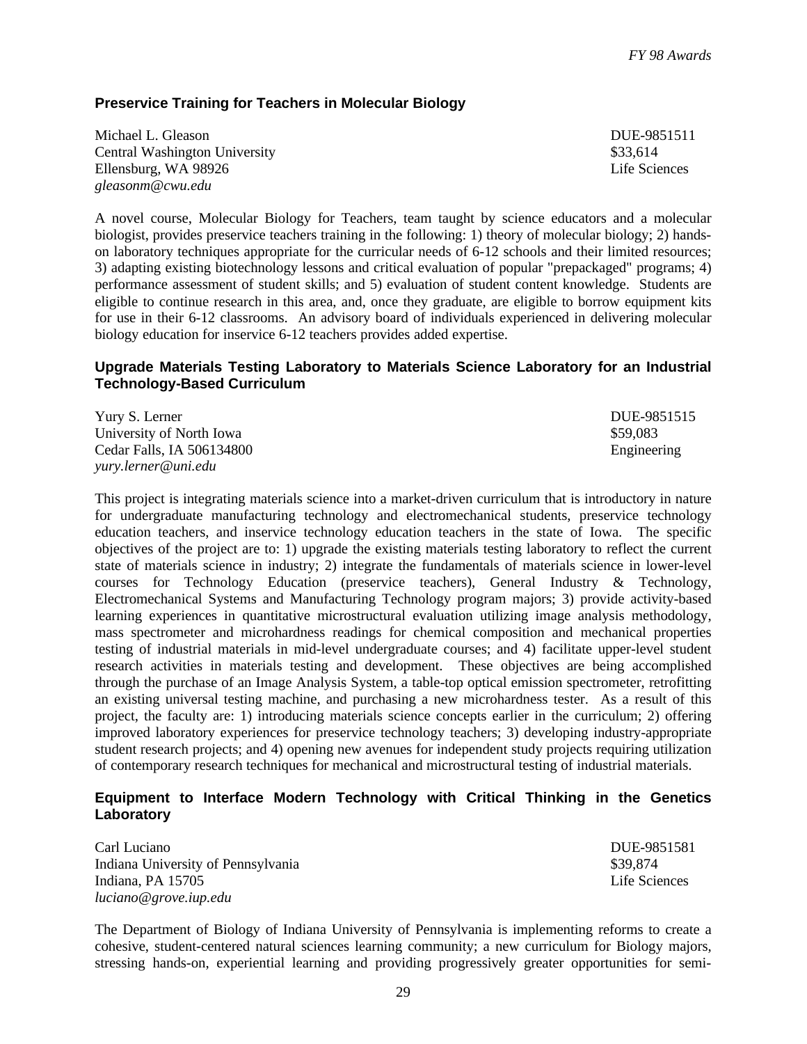### Preservice Training for Teachers in Molecular Biology

Michael L. Gleason
Central Washington University
Ellensburg, WA 98926
*gleasonm@cwu.edu*

DUE-9851511
$33,614
Life Sciences

A novel course, Molecular Biology for Teachers, team taught by science educators and a molecular biologist, provides preservice teachers training in the following: 1) theory of molecular biology; 2) hands-on laboratory techniques appropriate for the curricular needs of 6-12 schools and their limited resources; 3) adapting existing biotechnology lessons and critical evaluation of popular "prepackaged" programs; 4) performance assessment of student skills; and 5) evaluation of student content knowledge. Students are eligible to continue research in this area, and, once they graduate, are eligible to borrow equipment kits for use in their 6-12 classrooms. An advisory board of individuals experienced in delivering molecular biology education for inservice 6-12 teachers provides added expertise.

### Upgrade Materials Testing Laboratory to Materials Science Laboratory for an Industrial Technology-Based Curriculum

Yury S. Lerner
University of North Iowa
Cedar Falls, IA 506134800
*yury.lerner@uni.edu*

DUE-9851515
$59,083
Engineering

This project is integrating materials science into a market-driven curriculum that is introductory in nature for undergraduate manufacturing technology and electromechanical students, preservice technology education teachers, and inservice technology education teachers in the state of Iowa. The specific objectives of the project are to: 1) upgrade the existing materials testing laboratory to reflect the current state of materials science in industry; 2) integrate the fundamentals of materials science in lower-level courses for Technology Education (preservice teachers), General Industry & Technology, Electromechanical Systems and Manufacturing Technology program majors; 3) provide activity-based learning experiences in quantitative microstructural evaluation utilizing image analysis methodology, mass spectrometer and microhardness readings for chemical composition and mechanical properties testing of industrial materials in mid-level undergraduate courses; and 4) facilitate upper-level student research activities in materials testing and development. These objectives are being accomplished through the purchase of an Image Analysis System, a table-top optical emission spectrometer, retrofitting an existing universal testing machine, and purchasing a new microhardness tester. As a result of this project, the faculty are: 1) introducing materials science concepts earlier in the curriculum; 2) offering improved laboratory experiences for preservice technology teachers; 3) developing industry-appropriate student research projects; and 4) opening new avenues for independent study projects requiring utilization of contemporary research techniques for mechanical and microstructural testing of industrial materials.

### Equipment to Interface Modern Technology with Critical Thinking in the Genetics Laboratory

Carl Luciano
Indiana University of Pennsylvania
Indiana, PA 15705
*luciano@grove.iup.edu*

DUE-9851581
$39,874
Life Sciences

The Department of Biology of Indiana University of Pennsylvania is implementing reforms to create a cohesive, student-centered natural sciences learning community; a new curriculum for Biology majors, stressing hands-on, experiential learning and providing progressively greater opportunities for semi-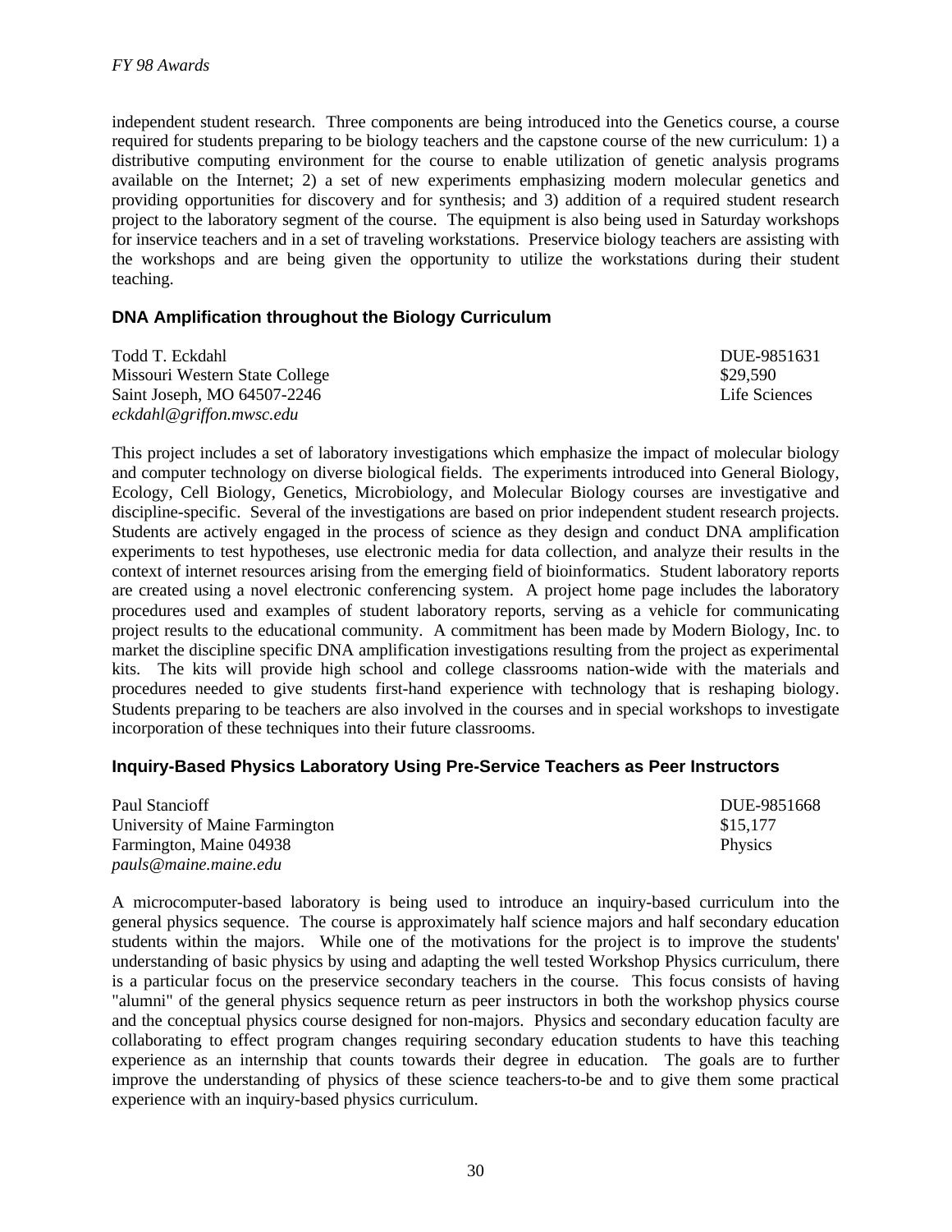independent student research. Three components are being introduced into the Genetics course, a course required for students preparing to be biology teachers and the capstone course of the new curriculum: 1) a distributive computing environment for the course to enable utilization of genetic analysis programs available on the Internet; 2) a set of new experiments emphasizing modern molecular genetics and providing opportunities for discovery and for synthesis; and 3) addition of a required student research project to the laboratory segment of the course. The equipment is also being used in Saturday workshops for inservice teachers and in a set of traveling workstations. Preservice biology teachers are assisting with the workshops and are being given the opportunity to utilize the workstations during their student teaching.

### DNA Amplification throughout the Biology Curriculum

Todd T. Eckdahl — DUE-9851631
Missouri Western State College — $29,590
Saint Joseph, MO 64507-2246 — Life Sciences
*eckdahl@griffon.mwsc.edu*

This project includes a set of laboratory investigations which emphasize the impact of molecular biology and computer technology on diverse biological fields. The experiments introduced into General Biology, Ecology, Cell Biology, Genetics, Microbiology, and Molecular Biology courses are investigative and discipline-specific. Several of the investigations are based on prior independent student research projects. Students are actively engaged in the process of science as they design and conduct DNA amplification experiments to test hypotheses, use electronic media for data collection, and analyze their results in the context of internet resources arising from the emerging field of bioinformatics. Student laboratory reports are created using a novel electronic conferencing system. A project home page includes the laboratory procedures used and examples of student laboratory reports, serving as a vehicle for communicating project results to the educational community. A commitment has been made by Modern Biology, Inc. to market the discipline specific DNA amplification investigations resulting from the project as experimental kits. The kits will provide high school and college classrooms nation-wide with the materials and procedures needed to give students first-hand experience with technology that is reshaping biology. Students preparing to be teachers are also involved in the courses and in special workshops to investigate incorporation of these techniques into their future classrooms.

### Inquiry-Based Physics Laboratory Using Pre-Service Teachers as Peer Instructors

Paul Stancioff — DUE-9851668
University of Maine Farmington — $15,177
Farmington, Maine 04938 — Physics
*pauls@maine.maine.edu*

A microcomputer-based laboratory is being used to introduce an inquiry-based curriculum into the general physics sequence. The course is approximately half science majors and half secondary education students within the majors. While one of the motivations for the project is to improve the students' understanding of basic physics by using and adapting the well tested Workshop Physics curriculum, there is a particular focus on the preservice secondary teachers in the course. This focus consists of having "alumni" of the general physics sequence return as peer instructors in both the workshop physics course and the conceptual physics course designed for non-majors. Physics and secondary education faculty are collaborating to effect program changes requiring secondary education students to have this teaching experience as an internship that counts towards their degree in education. The goals are to further improve the understanding of physics of these science teachers-to-be and to give them some practical experience with an inquiry-based physics curriculum.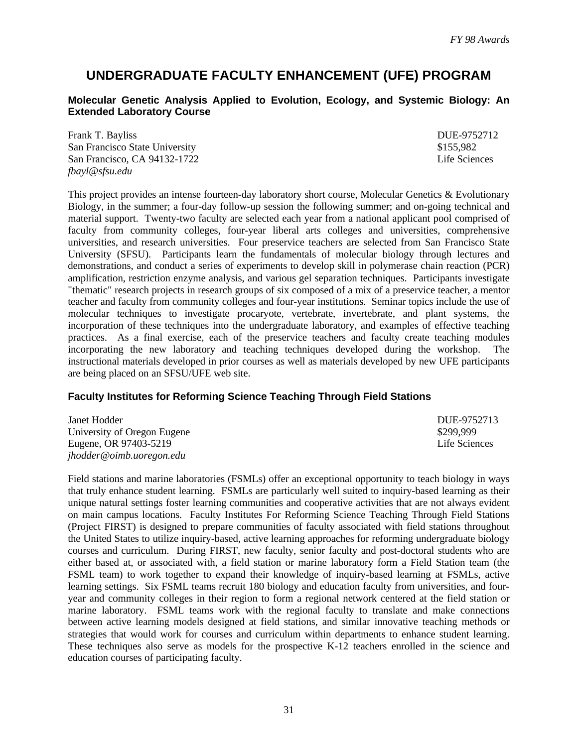# UNDERGRADUATE FACULTY ENHANCEMENT (UFE) PROGRAM

### Molecular Genetic Analysis Applied to Evolution, Ecology, and Systemic Biology: An Extended Laboratory Course

Frank T. Bayliss  
San Francisco State University  
San Francisco, CA 94132-1722  
*fbayl@sfsu.edu*

DUE-9752712  
$155,982  
Life Sciences

This project provides an intense fourteen-day laboratory short course, Molecular Genetics & Evolutionary Biology, in the summer; a four-day follow-up session the following summer; and on-going technical and material support. Twenty-two faculty are selected each year from a national applicant pool comprised of faculty from community colleges, four-year liberal arts colleges and universities, comprehensive universities, and research universities. Four preservice teachers are selected from San Francisco State University (SFSU). Participants learn the fundamentals of molecular biology through lectures and demonstrations, and conduct a series of experiments to develop skill in polymerase chain reaction (PCR) amplification, restriction enzyme analysis, and various gel separation techniques. Participants investigate "thematic" research projects in research groups of six composed of a mix of a preservice teacher, a mentor teacher and faculty from community colleges and four-year institutions. Seminar topics include the use of molecular techniques to investigate procaryote, vertebrate, invertebrate, and plant systems, the incorporation of these techniques into the undergraduate laboratory, and examples of effective teaching practices. As a final exercise, each of the preservice teachers and faculty create teaching modules incorporating the new laboratory and teaching techniques developed during the workshop. The instructional materials developed in prior courses as well as materials developed by new UFE participants are being placed on an SFSU/UFE web site.

### Faculty Institutes for Reforming Science Teaching Through Field Stations

Janet Hodder  
University of Oregon Eugene  
Eugene, OR 97403-5219  
*jhodder@oimb.uoregon.edu*

DUE-9752713  
$299,999  
Life Sciences

Field stations and marine laboratories (FSMLs) offer an exceptional opportunity to teach biology in ways that truly enhance student learning. FSMLs are particularly well suited to inquiry-based learning as their unique natural settings foster learning communities and cooperative activities that are not always evident on main campus locations. Faculty Institutes For Reforming Science Teaching Through Field Stations (Project FIRST) is designed to prepare communities of faculty associated with field stations throughout the United States to utilize inquiry-based, active learning approaches for reforming undergraduate biology courses and curriculum. During FIRST, new faculty, senior faculty and post-doctoral students who are either based at, or associated with, a field station or marine laboratory form a Field Station team (the FSML team) to work together to expand their knowledge of inquiry-based learning at FSMLs, active learning settings. Six FSML teams recruit 180 biology and education faculty from universities, and four-year and community colleges in their region to form a regional network centered at the field station or marine laboratory. FSML teams work with the regional faculty to translate and make connections between active learning models designed at field stations, and similar innovative teaching methods or strategies that would work for courses and curriculum within departments to enhance student learning. These techniques also serve as models for the prospective K-12 teachers enrolled in the science and education courses of participating faculty.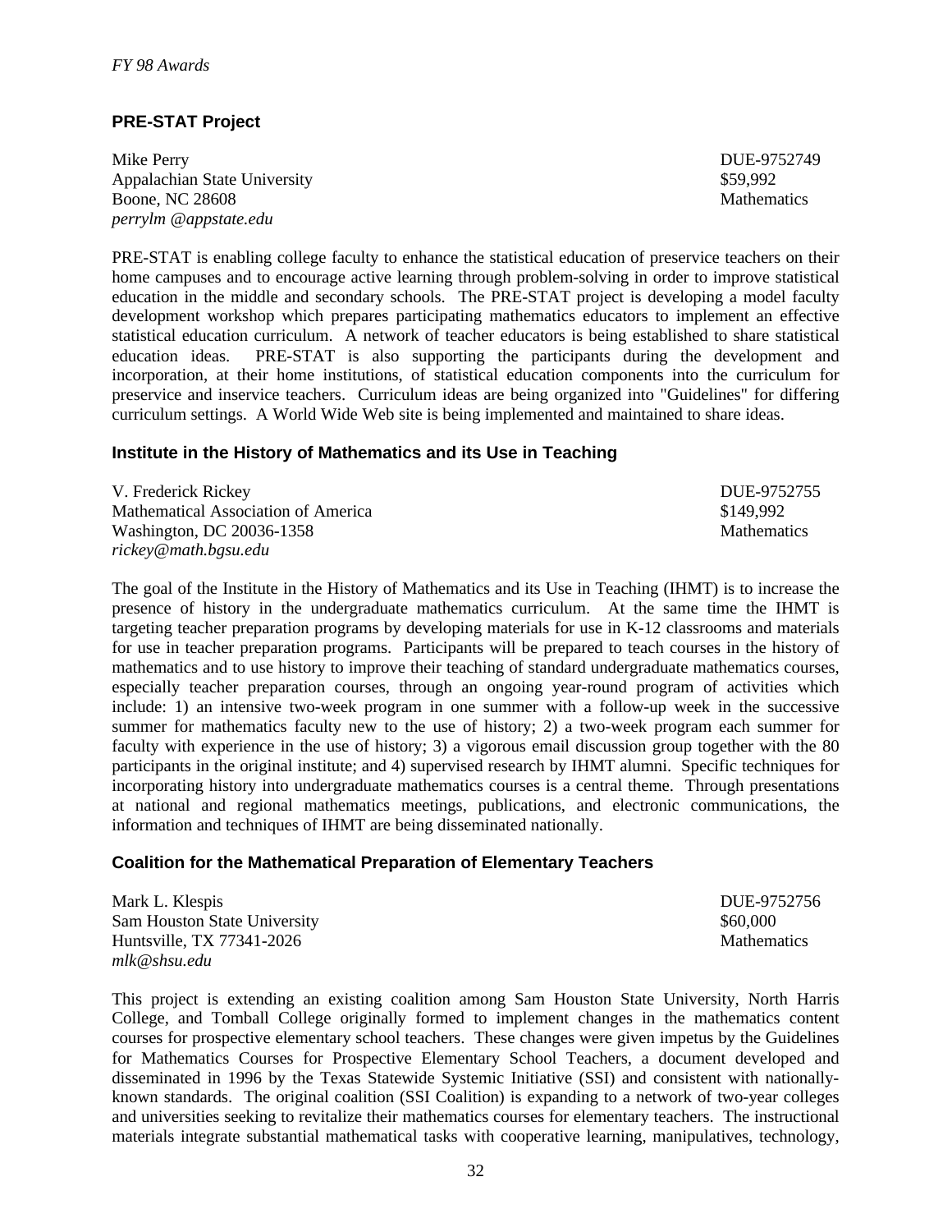## PRE-STAT Project

Mike Perry  
Appalachian State University  
Boone, NC 28608  
*perrylm @appstate.edu*

DUE-9752749  
$59,992  
Mathematics

PRE-STAT is enabling college faculty to enhance the statistical education of preservice teachers on their home campuses and to encourage active learning through problem-solving in order to improve statistical education in the middle and secondary schools. The PRE-STAT project is developing a model faculty development workshop which prepares participating mathematics educators to implement an effective statistical education curriculum. A network of teacher educators is being established to share statistical education ideas. PRE-STAT is also supporting the participants during the development and incorporation, at their home institutions, of statistical education components into the curriculum for preservice and inservice teachers. Curriculum ideas are being organized into "Guidelines" for differing curriculum settings. A World Wide Web site is being implemented and maintained to share ideas.

## Institute in the History of Mathematics and its Use in Teaching

V. Frederick Rickey  
Mathematical Association of America  
Washington, DC 20036-1358  
*rickey@math.bgsu.edu*

DUE-9752755  
$149,992  
Mathematics

The goal of the Institute in the History of Mathematics and its Use in Teaching (IHMT) is to increase the presence of history in the undergraduate mathematics curriculum. At the same time the IHMT is targeting teacher preparation programs by developing materials for use in K-12 classrooms and materials for use in teacher preparation programs. Participants will be prepared to teach courses in the history of mathematics and to use history to improve their teaching of standard undergraduate mathematics courses, especially teacher preparation courses, through an ongoing year-round program of activities which include: 1) an intensive two-week program in one summer with a follow-up week in the successive summer for mathematics faculty new to the use of history; 2) a two-week program each summer for faculty with experience in the use of history; 3) a vigorous email discussion group together with the 80 participants in the original institute; and 4) supervised research by IHMT alumni. Specific techniques for incorporating history into undergraduate mathematics courses is a central theme. Through presentations at national and regional mathematics meetings, publications, and electronic communications, the information and techniques of IHMT are being disseminated nationally.

## Coalition for the Mathematical Preparation of Elementary Teachers

Mark L. Klespis  
Sam Houston State University  
Huntsville, TX 77341-2026  
*mlk@shsu.edu*

DUE-9752756  
$60,000  
Mathematics

This project is extending an existing coalition among Sam Houston State University, North Harris College, and Tomball College originally formed to implement changes in the mathematics content courses for prospective elementary school teachers. These changes were given impetus by the Guidelines for Mathematics Courses for Prospective Elementary School Teachers, a document developed and disseminated in 1996 by the Texas Statewide Systemic Initiative (SSI) and consistent with nationally-known standards. The original coalition (SSI Coalition) is expanding to a network of two-year colleges and universities seeking to revitalize their mathematics courses for elementary teachers. The instructional materials integrate substantial mathematical tasks with cooperative learning, manipulatives, technology,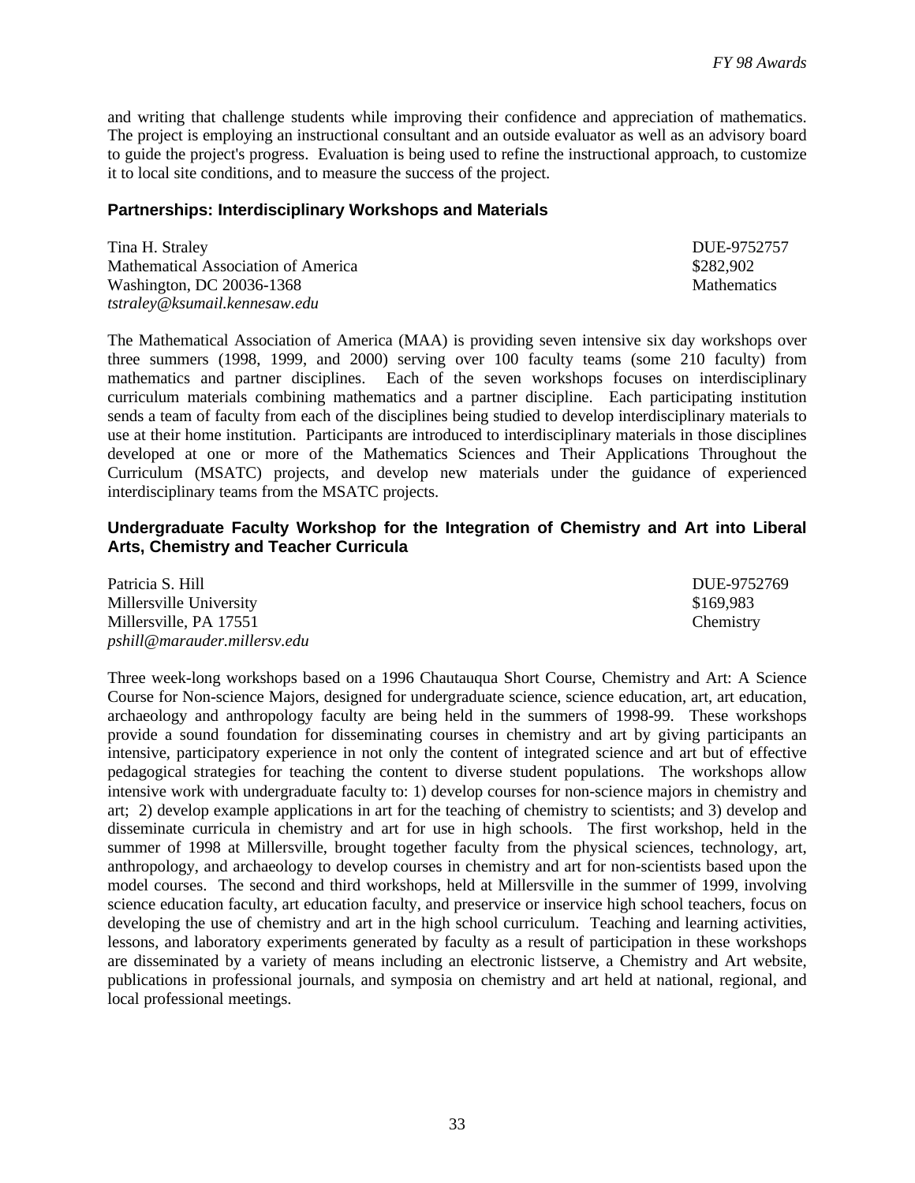and writing that challenge students while improving their confidence and appreciation of mathematics. The project is employing an instructional consultant and an outside evaluator as well as an advisory board to guide the project's progress. Evaluation is being used to refine the instructional approach, to customize it to local site conditions, and to measure the success of the project.

### Partnerships: Interdisciplinary Workshops and Materials

Tina H. Straley — DUE-9752757
Mathematical Association of America — $282,902
Washington, DC 20036-1368 — Mathematics
*tstraley@ksumail.kennesaw.edu*

The Mathematical Association of America (MAA) is providing seven intensive six day workshops over three summers (1998, 1999, and 2000) serving over 100 faculty teams (some 210 faculty) from mathematics and partner disciplines. Each of the seven workshops focuses on interdisciplinary curriculum materials combining mathematics and a partner discipline. Each participating institution sends a team of faculty from each of the disciplines being studied to develop interdisciplinary materials to use at their home institution. Participants are introduced to interdisciplinary materials in those disciplines developed at one or more of the Mathematics Sciences and Their Applications Throughout the Curriculum (MSATC) projects, and develop new materials under the guidance of experienced interdisciplinary teams from the MSATC projects.

### Undergraduate Faculty Workshop for the Integration of Chemistry and Art into Liberal Arts, Chemistry and Teacher Curricula

Patricia S. Hill — DUE-9752769
Millersville University — $169,983
Millersville, PA 17551 — Chemistry
*pshill@marauder.millersv.edu*

Three week-long workshops based on a 1996 Chautauqua Short Course, Chemistry and Art: A Science Course for Non-science Majors, designed for undergraduate science, science education, art, art education, archaeology and anthropology faculty are being held in the summers of 1998-99. These workshops provide a sound foundation for disseminating courses in chemistry and art by giving participants an intensive, participatory experience in not only the content of integrated science and art but of effective pedagogical strategies for teaching the content to diverse student populations. The workshops allow intensive work with undergraduate faculty to: 1) develop courses for non-science majors in chemistry and art; 2) develop example applications in art for the teaching of chemistry to scientists; and 3) develop and disseminate curricula in chemistry and art for use in high schools. The first workshop, held in the summer of 1998 at Millersville, brought together faculty from the physical sciences, technology, art, anthropology, and archaeology to develop courses in chemistry and art for non-scientists based upon the model courses. The second and third workshops, held at Millersville in the summer of 1999, involving science education faculty, art education faculty, and preservice or inservice high school teachers, focus on developing the use of chemistry and art in the high school curriculum. Teaching and learning activities, lessons, and laboratory experiments generated by faculty as a result of participation in these workshops are disseminated by a variety of means including an electronic listserve, a Chemistry and Art website, publications in professional journals, and symposia on chemistry and art held at national, regional, and local professional meetings.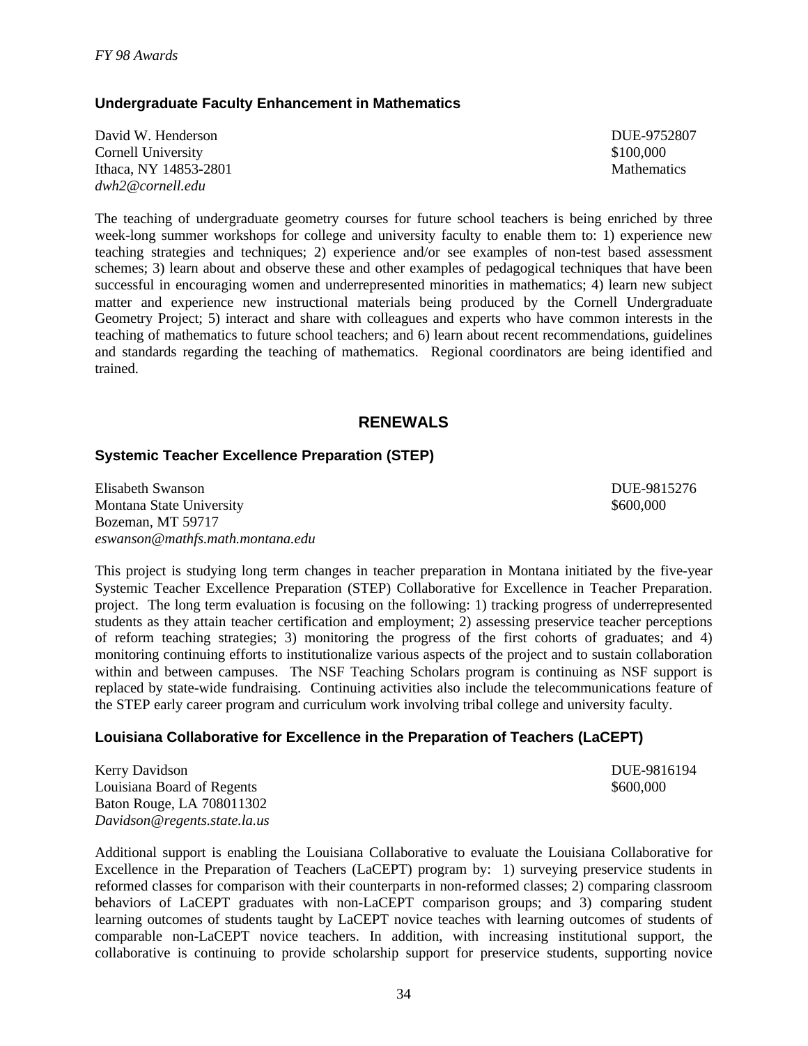### Undergraduate Faculty Enhancement in Mathematics

David W. Henderson
Cornell University
Ithaca, NY 14853-2801
*dwh2@cornell.edu*

DUE-9752807
$100,000
Mathematics

The teaching of undergraduate geometry courses for future school teachers is being enriched by three week-long summer workshops for college and university faculty to enable them to: 1) experience new teaching strategies and techniques; 2) experience and/or see examples of non-test based assessment schemes; 3) learn about and observe these and other examples of pedagogical techniques that have been successful in encouraging women and underrepresented minorities in mathematics; 4) learn new subject matter and experience new instructional materials being produced by the Cornell Undergraduate Geometry Project; 5) interact and share with colleagues and experts who have common interests in the teaching of mathematics to future school teachers; and 6) learn about recent recommendations, guidelines and standards regarding the teaching of mathematics. Regional coordinators are being identified and trained.

## RENEWALS

### Systemic Teacher Excellence Preparation (STEP)

Elisabeth Swanson
Montana State University
Bozeman, MT 59717
*eswanson@mathfs.math.montana.edu*

DUE-9815276
$600,000

This project is studying long term changes in teacher preparation in Montana initiated by the five-year Systemic Teacher Excellence Preparation (STEP) Collaborative for Excellence in Teacher Preparation. project. The long term evaluation is focusing on the following: 1) tracking progress of underrepresented students as they attain teacher certification and employment; 2) assessing preservice teacher perceptions of reform teaching strategies; 3) monitoring the progress of the first cohorts of graduates; and 4) monitoring continuing efforts to institutionalize various aspects of the project and to sustain collaboration within and between campuses. The NSF Teaching Scholars program is continuing as NSF support is replaced by state-wide fundraising. Continuing activities also include the telecommunications feature of the STEP early career program and curriculum work involving tribal college and university faculty.

### Louisiana Collaborative for Excellence in the Preparation of Teachers (LaCEPT)

Kerry Davidson
Louisiana Board of Regents
Baton Rouge, LA 708011302
*Davidson@regents.state.la.us*

DUE-9816194
$600,000

Additional support is enabling the Louisiana Collaborative to evaluate the Louisiana Collaborative for Excellence in the Preparation of Teachers (LaCEPT) program by: 1) surveying preservice students in reformed classes for comparison with their counterparts in non-reformed classes; 2) comparing classroom behaviors of LaCEPT graduates with non-LaCEPT comparison groups; and 3) comparing student learning outcomes of students taught by LaCEPT novice teaches with learning outcomes of students of comparable non-LaCEPT novice teachers. In addition, with increasing institutional support, the collaborative is continuing to provide scholarship support for preservice students, supporting novice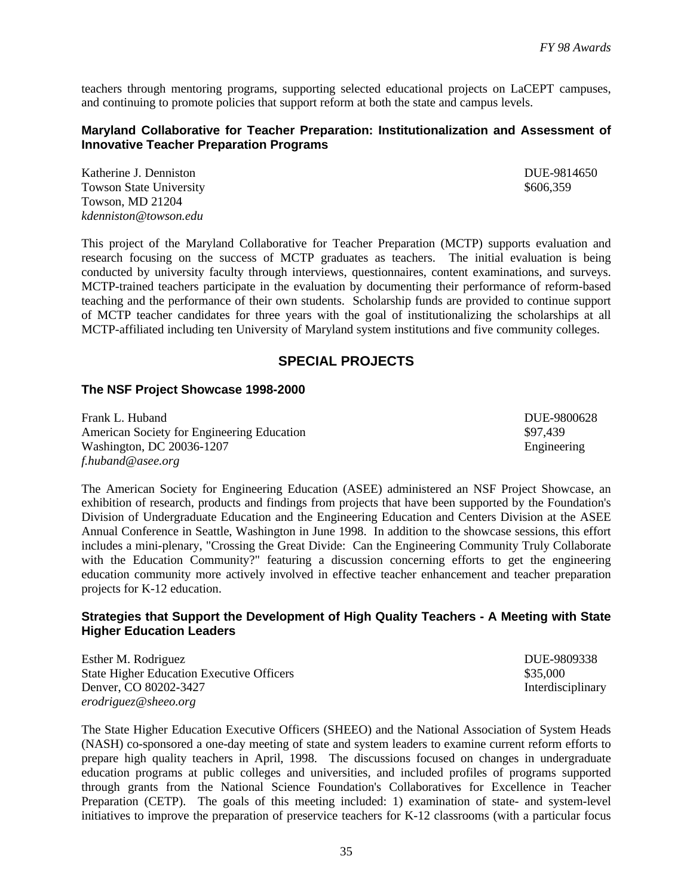teachers through mentoring programs, supporting selected educational projects on LaCEPT campuses, and continuing to promote policies that support reform at both the state and campus levels.

### Maryland Collaborative for Teacher Preparation: Institutionalization and Assessment of Innovative Teacher Preparation Programs

Katherine J. Denniston — DUE-9814650
Towson State University — $606,359
Towson, MD 21204
*kdenniston@towson.edu*

This project of the Maryland Collaborative for Teacher Preparation (MCTP) supports evaluation and research focusing on the success of MCTP graduates as teachers. The initial evaluation is being conducted by university faculty through interviews, questionnaires, content examinations, and surveys. MCTP-trained teachers participate in the evaluation by documenting their performance of reform-based teaching and the performance of their own students. Scholarship funds are provided to continue support of MCTP teacher candidates for three years with the goal of institutionalizing the scholarships at all MCTP-affiliated including ten University of Maryland system institutions and five community colleges.

## SPECIAL PROJECTS

### The NSF Project Showcase 1998-2000

Frank L. Huband — DUE-9800628
American Society for Engineering Education — $97,439
Washington, DC 20036-1207 — Engineering
*f.huband@asee.org*

The American Society for Engineering Education (ASEE) administered an NSF Project Showcase, an exhibition of research, products and findings from projects that have been supported by the Foundation's Division of Undergraduate Education and the Engineering Education and Centers Division at the ASEE Annual Conference in Seattle, Washington in June 1998. In addition to the showcase sessions, this effort includes a mini-plenary, "Crossing the Great Divide: Can the Engineering Community Truly Collaborate with the Education Community?" featuring a discussion concerning efforts to get the engineering education community more actively involved in effective teacher enhancement and teacher preparation projects for K-12 education.

### Strategies that Support the Development of High Quality Teachers - A Meeting with State Higher Education Leaders

Esther M. Rodriguez — DUE-9809338
State Higher Education Executive Officers — $35,000
Denver, CO 80202-3427 — Interdisciplinary
*erodriguez@sheeo.org*

The State Higher Education Executive Officers (SHEEO) and the National Association of System Heads (NASH) co-sponsored a one-day meeting of state and system leaders to examine current reform efforts to prepare high quality teachers in April, 1998. The discussions focused on changes in undergraduate education programs at public colleges and universities, and included profiles of programs supported through grants from the National Science Foundation's Collaboratives for Excellence in Teacher Preparation (CETP). The goals of this meeting included: 1) examination of state- and system-level initiatives to improve the preparation of preservice teachers for K-12 classrooms (with a particular focus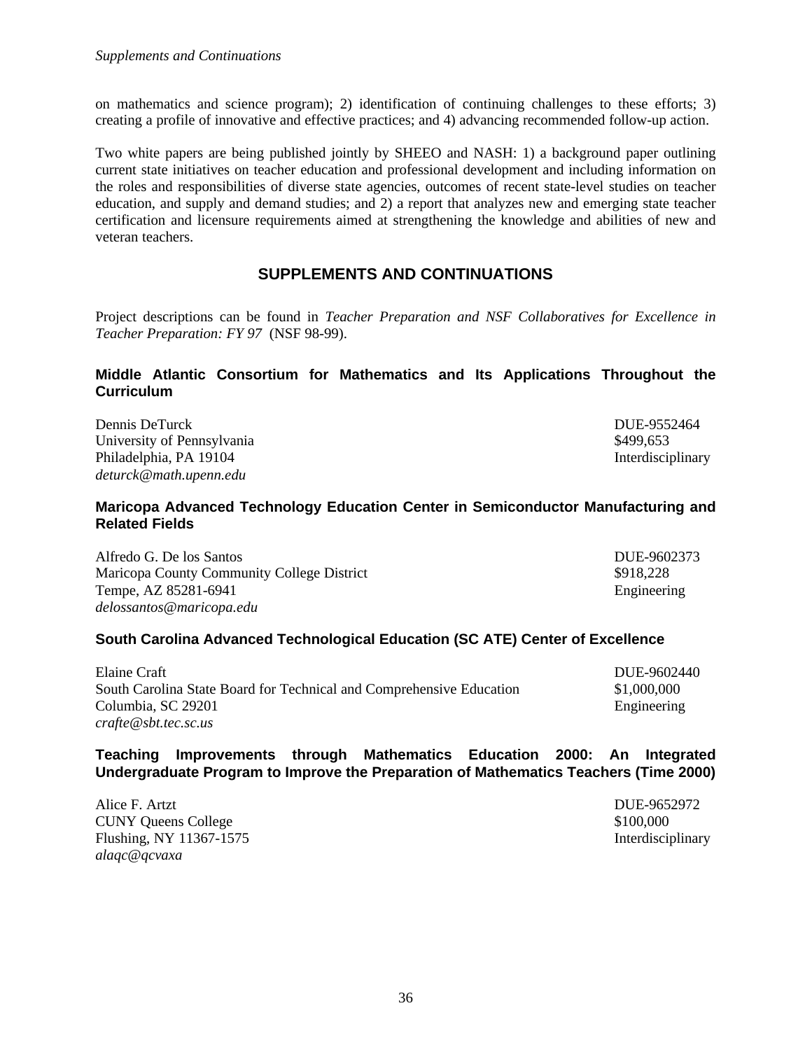on mathematics and science program); 2) identification of continuing challenges to these efforts; 3) creating a profile of innovative and effective practices; and 4) advancing recommended follow-up action.

Two white papers are being published jointly by SHEEO and NASH: 1) a background paper outlining current state initiatives on teacher education and professional development and including information on the roles and responsibilities of diverse state agencies, outcomes of recent state-level studies on teacher education, and supply and demand studies; and 2) a report that analyzes new and emerging state teacher certification and licensure requirements aimed at strengthening the knowledge and abilities of new and veteran teachers.

## SUPPLEMENTS AND CONTINUATIONS

Project descriptions can be found in *Teacher Preparation and NSF Collaboratives for Excellence in Teacher Preparation: FY 97* (NSF 98-99).

### Middle Atlantic Consortium for Mathematics and Its Applications Throughout the Curriculum

Dennis DeTurck — DUE-9552464
University of Pennsylvania — $499,653
Philadelphia, PA 19104 — Interdisciplinary
*deturck@math.upenn.edu*

### Maricopa Advanced Technology Education Center in Semiconductor Manufacturing and Related Fields

Alfredo G. De los Santos — DUE-9602373
Maricopa County Community College District — $918,228
Tempe, AZ 85281-6941 — Engineering
*delossantos@maricopa.edu*

### South Carolina Advanced Technological Education (SC ATE) Center of Excellence

Elaine Craft — DUE-9602440
South Carolina State Board for Technical and Comprehensive Education — $1,000,000
Columbia, SC 29201 — Engineering
*crafte@sbt.tec.sc.us*

### Teaching Improvements through Mathematics Education 2000: An Integrated Undergraduate Program to Improve the Preparation of Mathematics Teachers (Time 2000)

Alice F. Artzt — DUE-9652972
CUNY Queens College — $100,000
Flushing, NY 11367-1575 — Interdisciplinary
*alaqc@qcvaxa*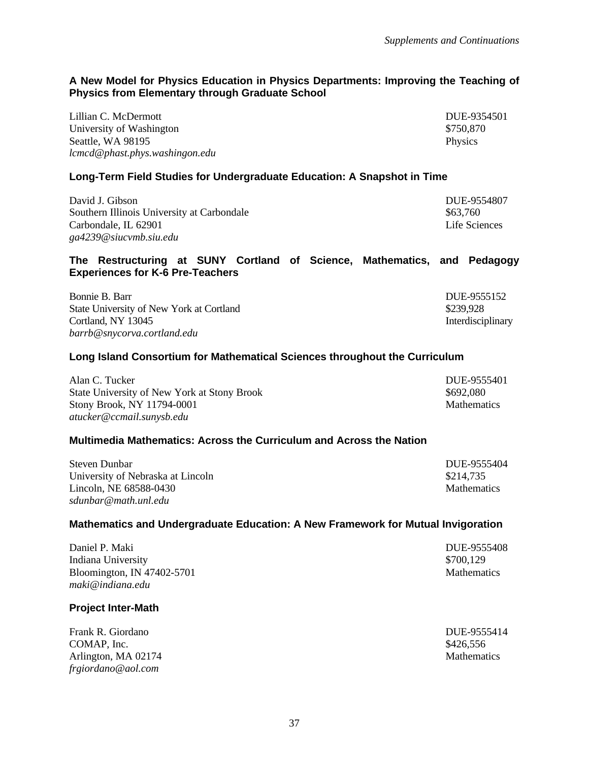### A New Model for Physics Education in Physics Departments: Improving the Teaching of Physics from Elementary through Graduate School

Lillian C. McDermott
University of Washington
Seattle, WA 98195
*lcmcd@phast.phys.washingon.edu*

DUE-9354501
$750,870
Physics

### Long-Term Field Studies for Undergraduate Education: A Snapshot in Time

David J. Gibson
Southern Illinois University at Carbondale
Carbondale, IL 62901
*ga4239@siucvmb.siu.edu*

DUE-9554807
$63,760
Life Sciences

### The Restructuring at SUNY Cortland of Science, Mathematics, and Pedagogy Experiences for K-6 Pre-Teachers

Bonnie B. Barr
State University of New York at Cortland
Cortland, NY 13045
*barrb@snycorva.cortland.edu*

DUE-9555152
$239,928
Interdisciplinary

### Long Island Consortium for Mathematical Sciences throughout the Curriculum

Alan C. Tucker
State University of New York at Stony Brook
Stony Brook, NY 11794-0001
*atucker@ccmail.sunysb.edu*

DUE-9555401
$692,080
Mathematics

### Multimedia Mathematics: Across the Curriculum and Across the Nation

Steven Dunbar
University of Nebraska at Lincoln
Lincoln, NE 68588-0430
*sdunbar@math.unl.edu*

DUE-9555404
$214,735
Mathematics

### Mathematics and Undergraduate Education: A New Framework for Mutual Invigoration

Daniel P. Maki
Indiana University
Bloomington, IN 47402-5701
*maki@indiana.edu*

DUE-9555408
$700,129
Mathematics

### Project Inter-Math

Frank R. Giordano
COMAP, Inc.
Arlington, MA 02174
*frgiordano@aol.com*

DUE-9555414
$426,556
Mathematics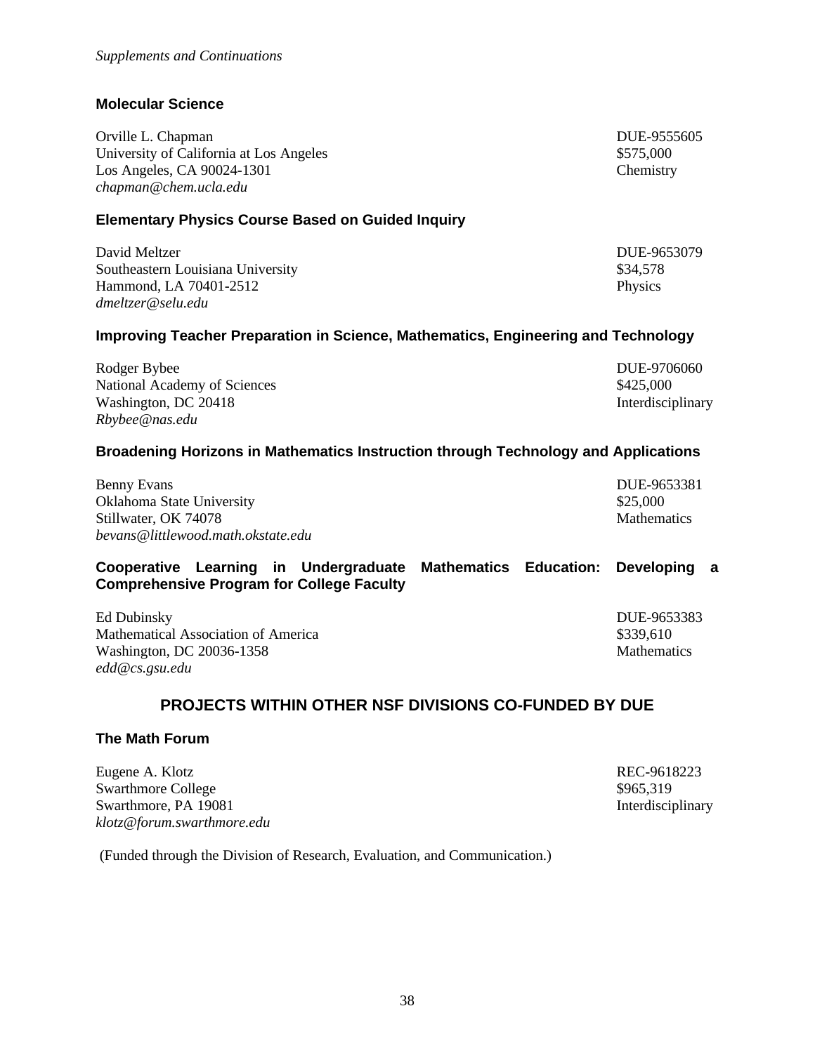### Molecular Science

Orville L. Chapman
University of California at Los Angeles
Los Angeles, CA 90024-1301
*chapman@chem.ucla.edu*

DUE-9555605
$575,000
Chemistry

### Elementary Physics Course Based on Guided Inquiry

David Meltzer
Southeastern Louisiana University
Hammond, LA 70401-2512
*dmeltzer@selu.edu*

DUE-9653079
$34,578
Physics

### Improving Teacher Preparation in Science, Mathematics, Engineering and Technology

Rodger Bybee
National Academy of Sciences
Washington, DC 20418
*Rbybee@nas.edu*

DUE-9706060
$425,000
Interdisciplinary

### Broadening Horizons in Mathematics Instruction through Technology and Applications

Benny Evans
Oklahoma State University
Stillwater, OK 74078
*bevans@littlewood.math.okstate.edu*

DUE-9653381
$25,000
Mathematics

### Cooperative Learning in Undergraduate Mathematics Education: Developing a Comprehensive Program for College Faculty

Ed Dubinsky
Mathematical Association of America
Washington, DC 20036-1358
*edd@cs.gsu.edu*

DUE-9653383
$339,610
Mathematics

## PROJECTS WITHIN OTHER NSF DIVISIONS CO-FUNDED BY DUE

### The Math Forum

Eugene A. Klotz
Swarthmore College
Swarthmore, PA 19081
*klotz@forum.swarthmore.edu*

REC-9618223
$965,319
Interdisciplinary

(Funded through the Division of Research, Evaluation, and Communication.)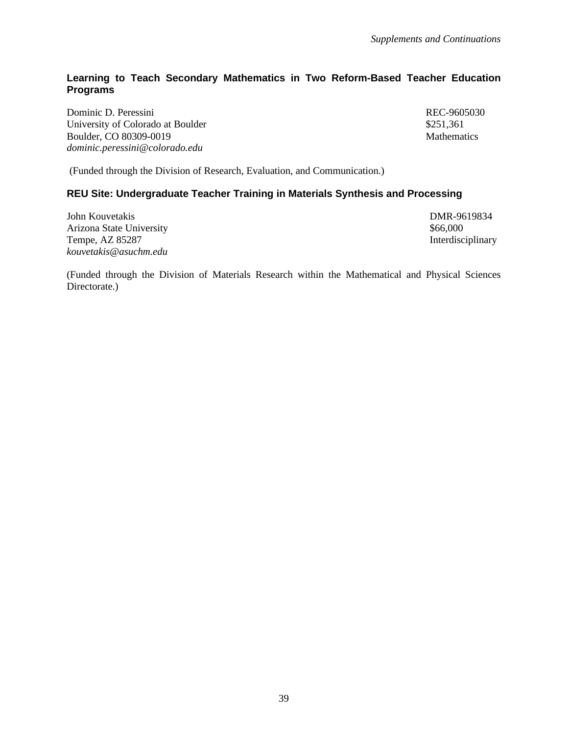### Learning to Teach Secondary Mathematics in Two Reform-Based Teacher Education Programs

Dominic D. Peressini  
University of Colorado at Boulder  
Boulder, CO 80309-0019  
*dominic.peressini@colorado.edu*

REC-9605030  
$251,361  
Mathematics

(Funded through the Division of Research, Evaluation, and Communication.)

### REU Site: Undergraduate Teacher Training in Materials Synthesis and Processing

John Kouvetakis  
Arizona State University  
Tempe, AZ 85287  
*kouvetakis@asuchm.edu*

DMR-9619834  
$66,000  
Interdisciplinary

(Funded through the Division of Materials Research within the Mathematical and Physical Sciences Directorate.)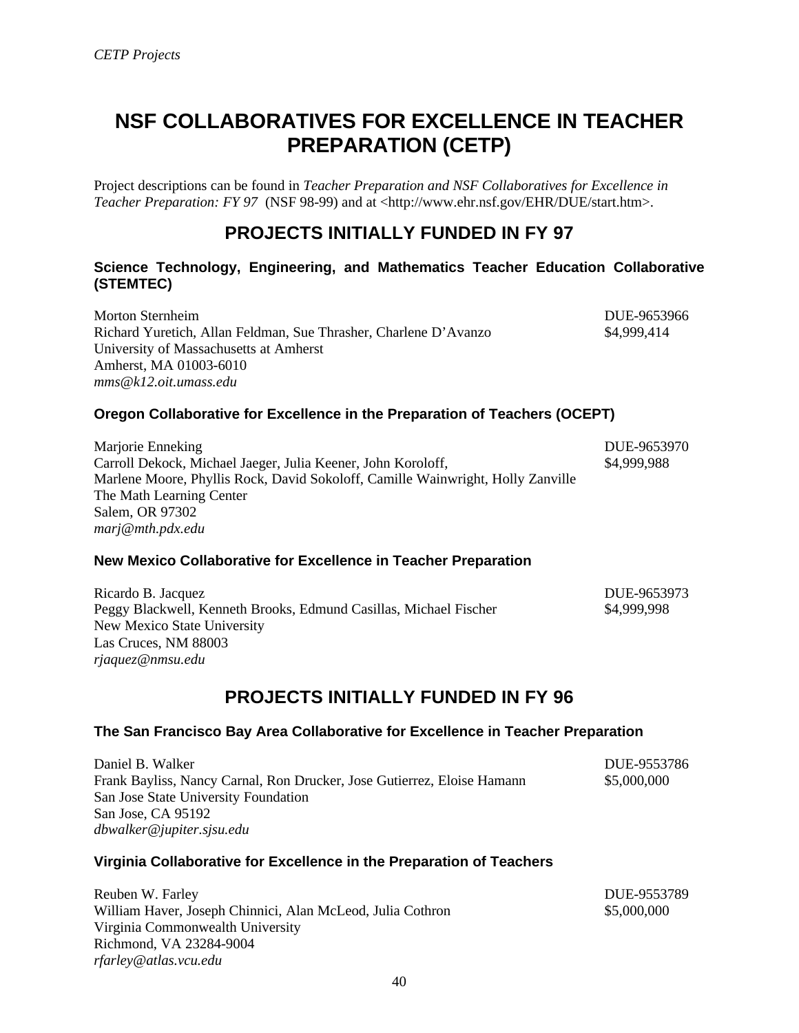# NSF COLLABORATIVES FOR EXCELLENCE IN TEACHER PREPARATION (CETP)

Project descriptions can be found in *Teacher Preparation and NSF Collaboratives for Excellence in Teacher Preparation: FY 97* (NSF 98-99) and at <http://www.ehr.nsf.gov/EHR/DUE/start.htm>.

## PROJECTS INITIALLY FUNDED IN FY 97

### Science Technology, Engineering, and Mathematics Teacher Education Collaborative (STEMTEC)

Morton Sternheim — DUE-9653966
Richard Yuretich, Allan Feldman, Sue Thrasher, Charlene D'Avanzo — $4,999,414
University of Massachusetts at Amherst
Amherst, MA 01003-6010
*mms@k12.oit.umass.edu*

### Oregon Collaborative for Excellence in the Preparation of Teachers (OCEPT)

Marjorie Enneking — DUE-9653970
Carroll Dekock, Michael Jaeger, Julia Keener, John Koroloff, — $4,999,988
Marlene Moore, Phyllis Rock, David Sokoloff, Camille Wainwright, Holly Zanville
The Math Learning Center
Salem, OR 97302
*marj@mth.pdx.edu*

### New Mexico Collaborative for Excellence in Teacher Preparation

Ricardo B. Jacquez — DUE-9653973
Peggy Blackwell, Kenneth Brooks, Edmund Casillas, Michael Fischer — $4,999,998
New Mexico State University
Las Cruces, NM 88003
*rjaquez@nmsu.edu*

## PROJECTS INITIALLY FUNDED IN FY 96

### The San Francisco Bay Area Collaborative for Excellence in Teacher Preparation

Daniel B. Walker — DUE-9553786
Frank Bayliss, Nancy Carnal, Ron Drucker, Jose Gutierrez, Eloise Hamann — $5,000,000
San Jose State University Foundation
San Jose, CA 95192
*dbwalker@jupiter.sjsu.edu*

### Virginia Collaborative for Excellence in the Preparation of Teachers

Reuben W. Farley — DUE-9553789
William Haver, Joseph Chinnici, Alan McLeod, Julia Cothron — $5,000,000
Virginia Commonwealth University
Richmond, VA 23284-9004
*rfarley@atlas.vcu.edu*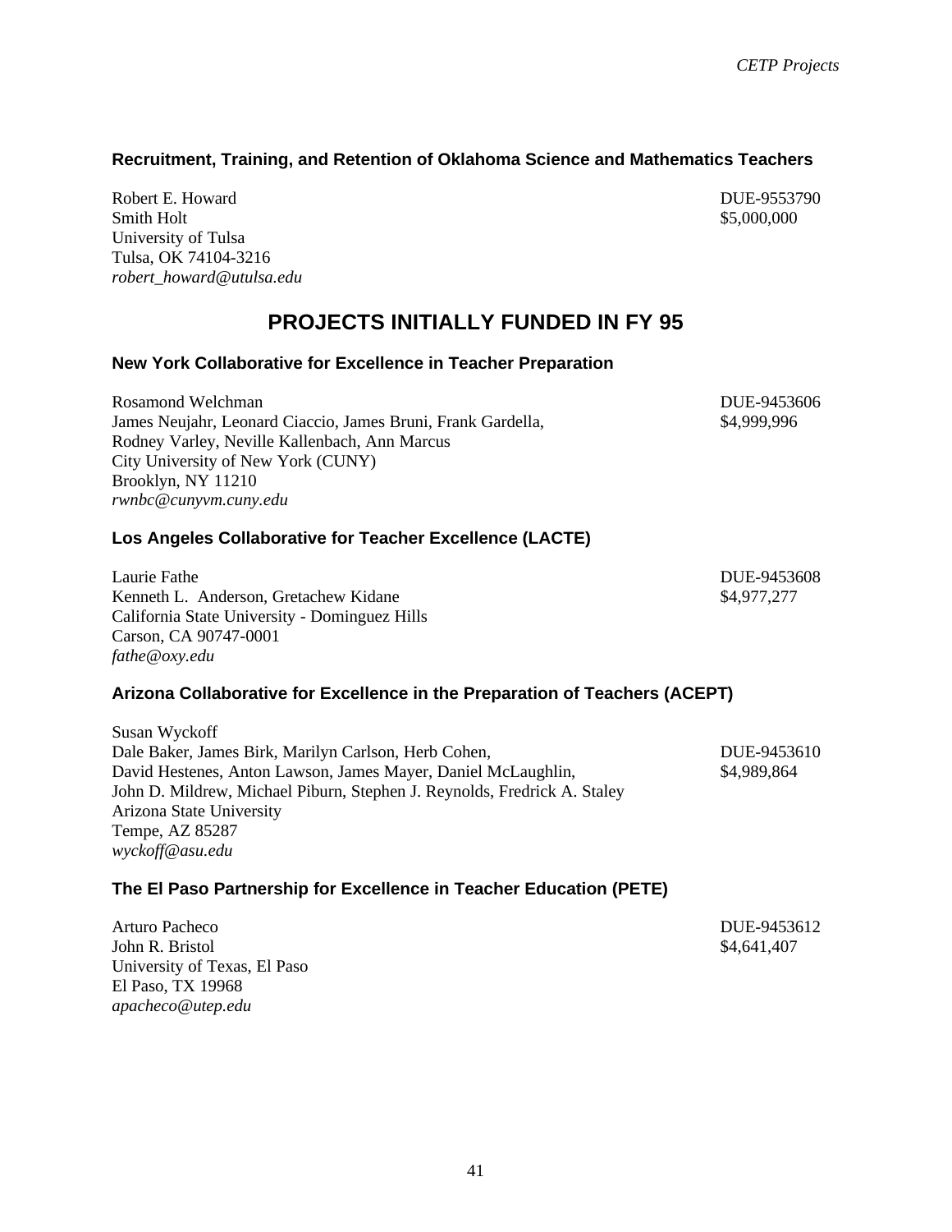### Recruitment, Training, and Retention of Oklahoma Science and Mathematics Teachers

Robert E. Howard
Smith Holt
University of Tulsa
Tulsa, OK 74104-3216
*robert_howard@utulsa.edu*

DUE-9553790
$5,000,000

## PROJECTS INITIALLY FUNDED IN FY 95

### New York Collaborative for Excellence in Teacher Preparation

Rosamond Welchman
James Neujahr, Leonard Ciaccio, James Bruni, Frank Gardella,
Rodney Varley, Neville Kallenbach, Ann Marcus
City University of New York (CUNY)
Brooklyn, NY 11210
*rwnbc@cunyvm.cuny.edu*

DUE-9453606
$4,999,996

### Los Angeles Collaborative for Teacher Excellence (LACTE)

Laurie Fathe
Kenneth L. Anderson, Gretachew Kidane
California State University - Dominguez Hills
Carson, CA 90747-0001
*fathe@oxy.edu*

DUE-9453608
$4,977,277

### Arizona Collaborative for Excellence in the Preparation of Teachers (ACEPT)

Susan Wyckoff
Dale Baker, James Birk, Marilyn Carlson, Herb Cohen,
David Hestenes, Anton Lawson, James Mayer, Daniel McLaughlin,
John D. Mildrew, Michael Piburn, Stephen J. Reynolds, Fredrick A. Staley
Arizona State University
Tempe, AZ 85287
*wyckoff@asu.edu*

DUE-9453610
$4,989,864

### The El Paso Partnership for Excellence in Teacher Education (PETE)

Arturo Pacheco
John R. Bristol
University of Texas, El Paso
El Paso, TX 19968
*apacheco@utep.edu*

DUE-9453612
$4,641,407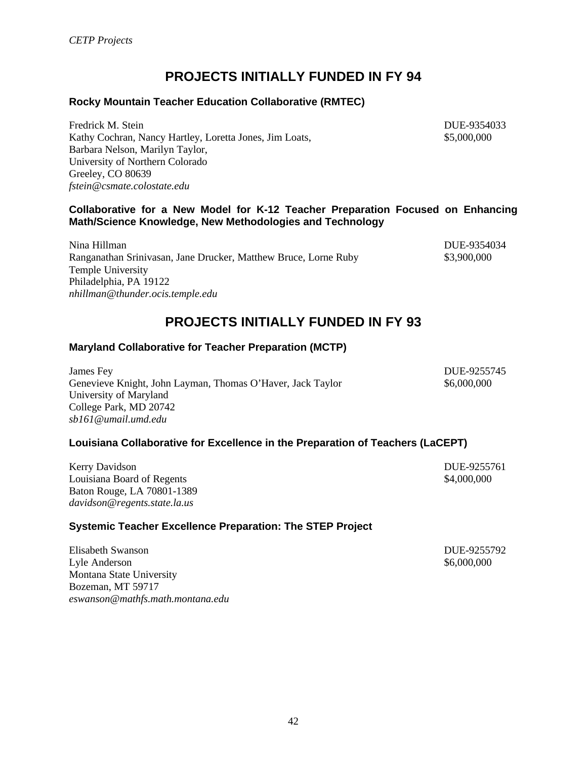## PROJECTS INITIALLY FUNDED IN FY 94

### Rocky Mountain Teacher Education Collaborative (RMTEC)

Fredrick M. Stein — DUE-9354033
Kathy Cochran, Nancy Hartley, Loretta Jones, Jim Loats, — $5,000,000
Barbara Nelson, Marilyn Taylor,
University of Northern Colorado
Greeley, CO 80639
*fstein@csmate.colostate.edu*

### Collaborative for a New Model for K-12 Teacher Preparation Focused on Enhancing Math/Science Knowledge, New Methodologies and Technology

Nina Hillman — DUE-9354034
Ranganathan Srinivasan, Jane Drucker, Matthew Bruce, Lorne Ruby — $3,900,000
Temple University
Philadelphia, PA 19122
*nhillman@thunder.ocis.temple.edu*

## PROJECTS INITIALLY FUNDED IN FY 93

### Maryland Collaborative for Teacher Preparation (MCTP)

James Fey — DUE-9255745
Genevieve Knight, John Layman, Thomas O'Haver, Jack Taylor — $6,000,000
University of Maryland
College Park, MD 20742
*sb161@umail.umd.edu*

### Louisiana Collaborative for Excellence in the Preparation of Teachers (LaCEPT)

Kerry Davidson — DUE-9255761
Louisiana Board of Regents — $4,000,000
Baton Rouge, LA 70801-1389
*davidson@regents.state.la.us*

### Systemic Teacher Excellence Preparation: The STEP Project

Elisabeth Swanson — DUE-9255792
Lyle Anderson — $6,000,000
Montana State University
Bozeman, MT 59717
*eswanson@mathfs.math.montana.edu*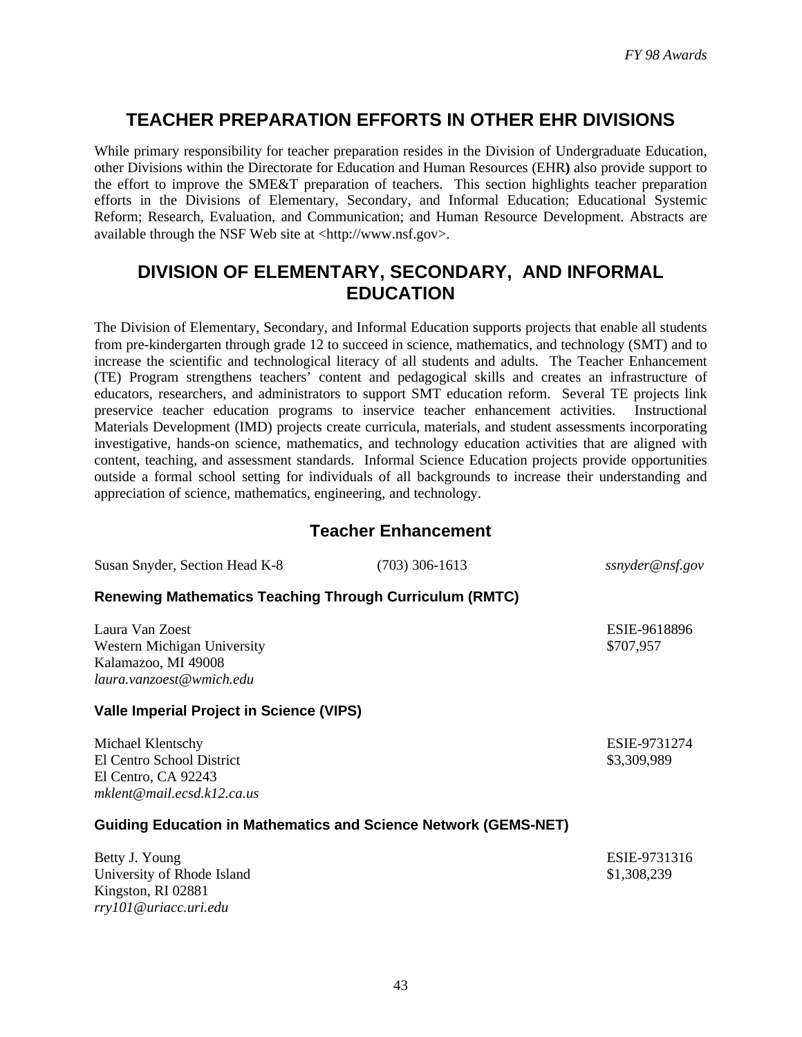# TEACHER PREPARATION EFFORTS IN OTHER EHR DIVISIONS

While primary responsibility for teacher preparation resides in the Division of Undergraduate Education, other Divisions within the Directorate for Education and Human Resources (EHR**)** also provide support to the effort to improve the SME&T preparation of teachers. This section highlights teacher preparation efforts in the Divisions of Elementary, Secondary, and Informal Education; Educational Systemic Reform; Research, Evaluation, and Communication; and Human Resource Development. Abstracts are available through the NSF Web site at <http://www.nsf.gov>.

# DIVISION OF ELEMENTARY, SECONDARY, AND INFORMAL EDUCATION

The Division of Elementary, Secondary, and Informal Education supports projects that enable all students from pre-kindergarten through grade 12 to succeed in science, mathematics, and technology (SMT) and to increase the scientific and technological literacy of all students and adults. The Teacher Enhancement (TE) Program strengthens teachers' content and pedagogical skills and creates an infrastructure of educators, researchers, and administrators to support SMT education reform. Several TE projects link preservice teacher education programs to inservice teacher enhancement activities. Instructional Materials Development (IMD) projects create curricula, materials, and student assessments incorporating investigative, hands-on science, mathematics, and technology education activities that are aligned with content, teaching, and assessment standards. Informal Science Education projects provide opportunities outside a formal school setting for individuals of all backgrounds to increase their understanding and appreciation of science, mathematics, engineering, and technology.

## Teacher Enhancement

Susan Snyder, Section Head K-8 (703) 306-1613 *ssnyder@nsf.gov*

### Renewing Mathematics Teaching Through Curriculum (RMTC)

Laura Van Zoest  
Western Michigan University  
Kalamazoo, MI 49008  
*laura.vanzoest@wmich.edu*

ESIE-9618896  
$707,957

### Valle Imperial Project in Science (VIPS)

Michael Klentschy  
El Centro School District  
El Centro, CA 92243  
*mklent@mail.ecsd.k12.ca.us*

ESIE-9731274  
$3,309,989

### Guiding Education in Mathematics and Science Network (GEMS-NET)

Betty J. Young  
University of Rhode Island  
Kingston, RI 02881  
*rry101@uriacc.uri.edu*

ESIE-9731316  
$1,308,239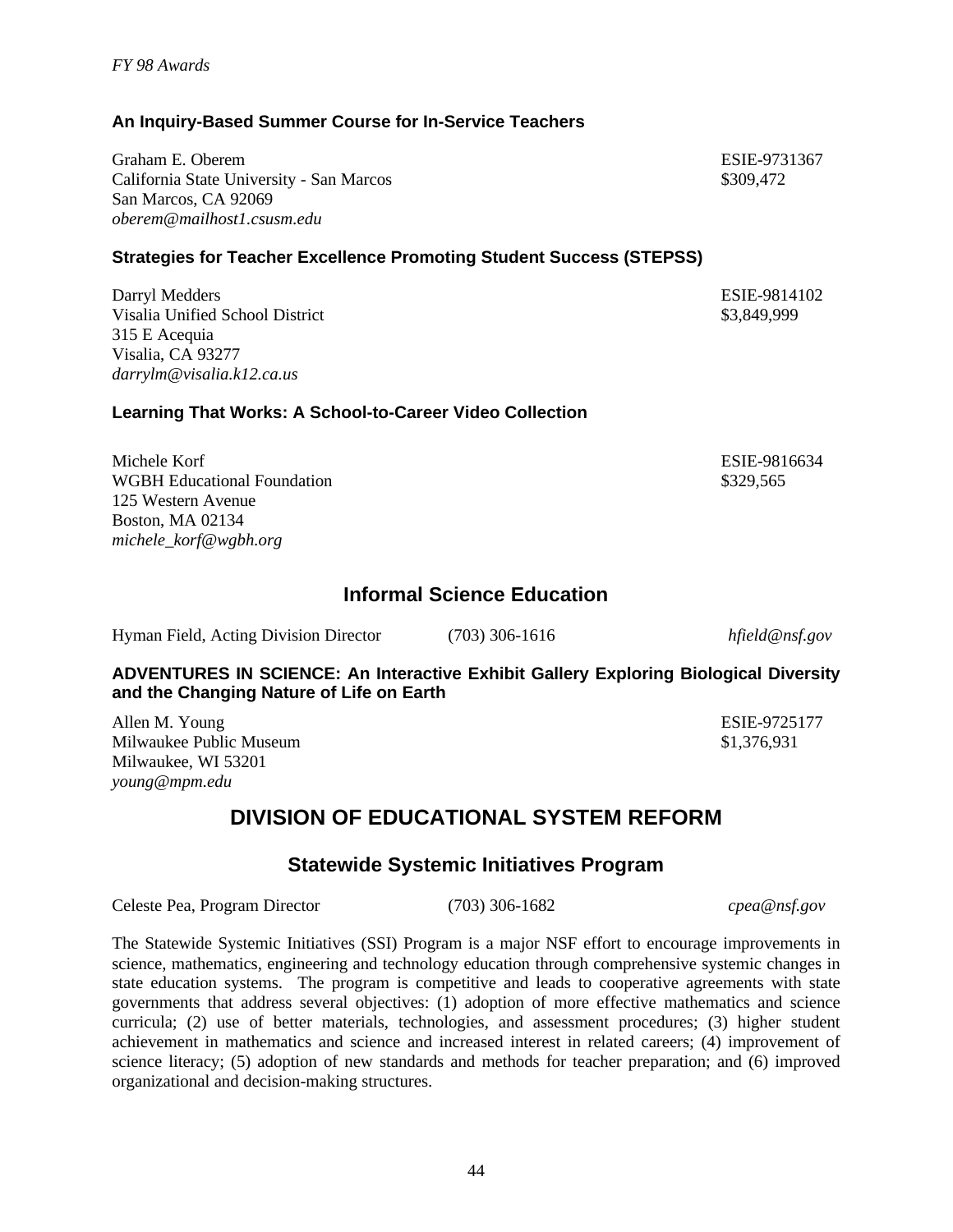### An Inquiry-Based Summer Course for In-Service Teachers

Graham E. Oberem — ESIE-9731367
California State University - San Marcos — $309,472
San Marcos, CA 92069
*oberem@mailhost1.csusm.edu*

### Strategies for Teacher Excellence Promoting Student Success (STEPSS)

Darryl Medders — ESIE-9814102
Visalia Unified School District — $3,849,999
315 E Acequia
Visalia, CA 93277
*darrylm@visalia.k12.ca.us*

### Learning That Works: A School-to-Career Video Collection

Michele Korf — ESIE-9816634
WGBH Educational Foundation — $329,565
125 Western Avenue
Boston, MA 02134
*michele_korf@wgbh.org*

## Informal Science Education

Hyman Field, Acting Division Director — (703) 306-1616 — *hfield@nsf.gov*

### ADVENTURES IN SCIENCE: An Interactive Exhibit Gallery Exploring Biological Diversity and the Changing Nature of Life on Earth

Allen M. Young — ESIE-9725177
Milwaukee Public Museum — $1,376,931
Milwaukee, WI 53201
*young@mpm.edu*

# DIVISION OF EDUCATIONAL SYSTEM REFORM

## Statewide Systemic Initiatives Program

Celeste Pea, Program Director — (703) 306-1682 — *cpea@nsf.gov*

The Statewide Systemic Initiatives (SSI) Program is a major NSF effort to encourage improvements in science, mathematics, engineering and technology education through comprehensive systemic changes in state education systems. The program is competitive and leads to cooperative agreements with state governments that address several objectives: (1) adoption of more effective mathematics and science curricula; (2) use of better materials, technologies, and assessment procedures; (3) higher student achievement in mathematics and science and increased interest in related careers; (4) improvement of science literacy; (5) adoption of new standards and methods for teacher preparation; and (6) improved organizational and decision-making structures.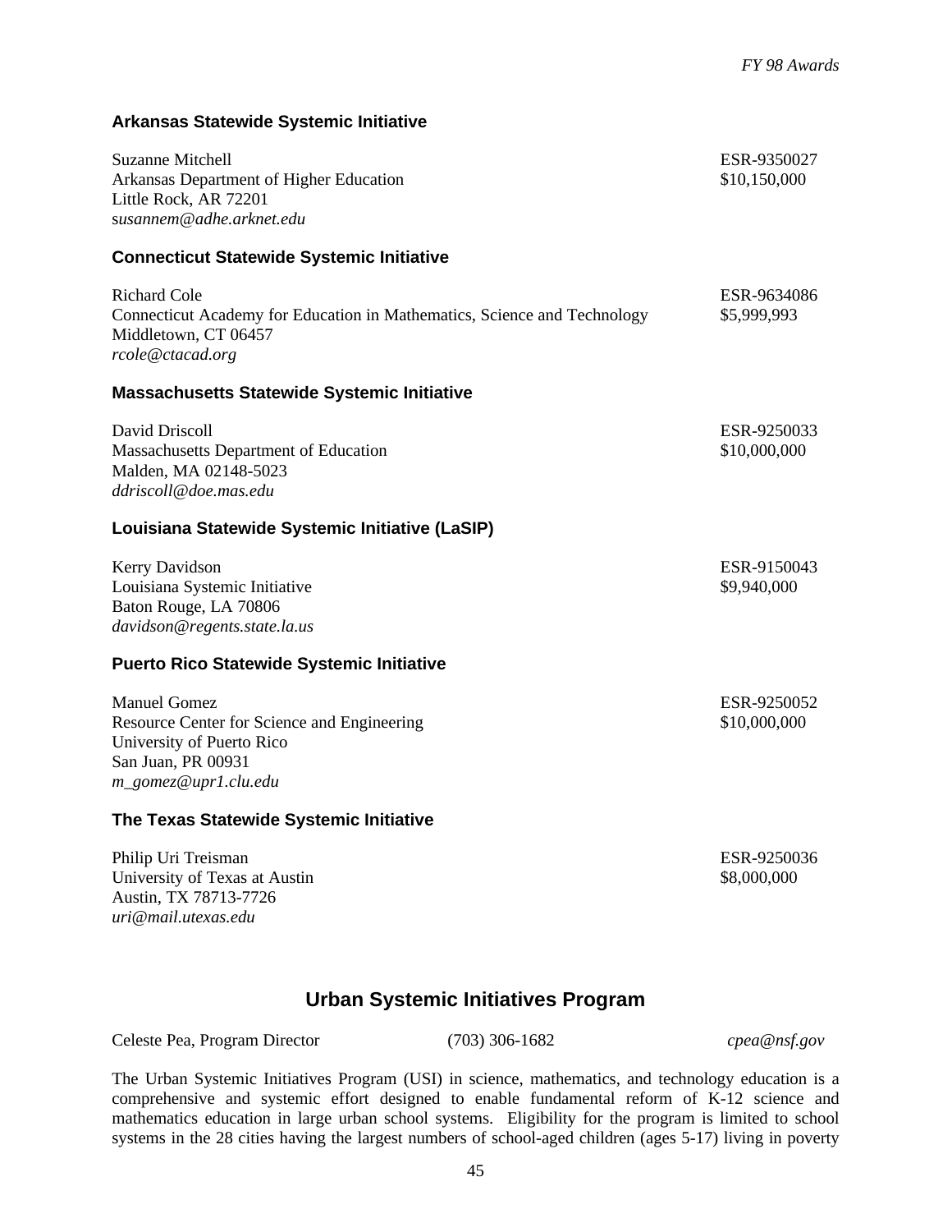### Arkansas Statewide Systemic Initiative

Suzanne Mitchell  
Arkansas Department of Higher Education  
Little Rock, AR 72201  
*susannem@adhe.arknet.edu*

ESR-9350027  
$10,150,000

### Connecticut Statewide Systemic Initiative

Richard Cole  
Connecticut Academy for Education in Mathematics, Science and Technology  
Middletown, CT 06457  
*rcole@ctacad.org*

ESR-9634086  
$5,999,993

### Massachusetts Statewide Systemic Initiative

David Driscoll  
Massachusetts Department of Education  
Malden, MA 02148-5023  
*ddriscoll@doe.mas.edu*

ESR-9250033  
$10,000,000

### Louisiana Statewide Systemic Initiative (LaSIP)

Kerry Davidson  
Louisiana Systemic Initiative  
Baton Rouge, LA 70806  
*davidson@regents.state.la.us*

ESR-9150043  
$9,940,000

### Puerto Rico Statewide Systemic Initiative

Manuel Gomez  
Resource Center for Science and Engineering  
University of Puerto Rico  
San Juan, PR 00931  
*m_gomez@upr1.clu.edu*

ESR-9250052  
$10,000,000

### The Texas Statewide Systemic Initiative

Philip Uri Treisman  
University of Texas at Austin  
Austin, TX 78713-7726  
*uri@mail.utexas.edu*

ESR-9250036  
$8,000,000

## Urban Systemic Initiatives Program

Celeste Pea, Program Director (703) 306-1682 *cpea@nsf.gov*

The Urban Systemic Initiatives Program (USI) in science, mathematics, and technology education is a comprehensive and systemic effort designed to enable fundamental reform of K-12 science and mathematics education in large urban school systems. Eligibility for the program is limited to school systems in the 28 cities having the largest numbers of school-aged children (ages 5-17) living in poverty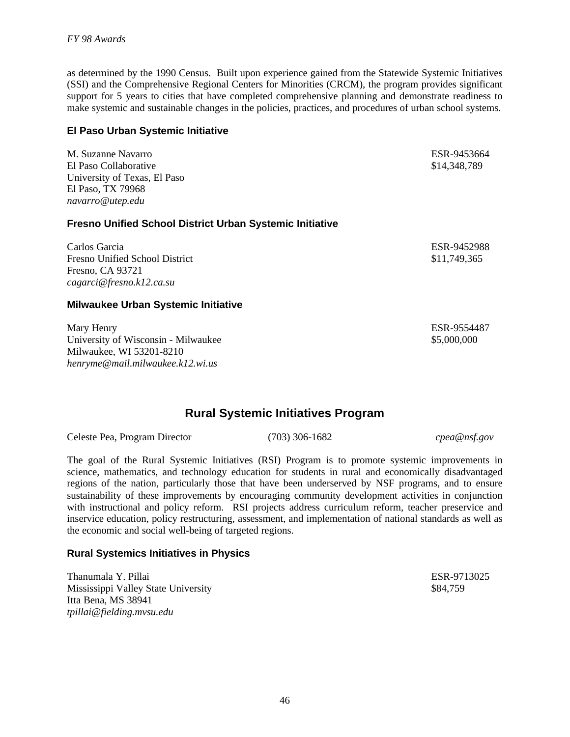as determined by the 1990 Census. Built upon experience gained from the Statewide Systemic Initiatives (SSI) and the Comprehensive Regional Centers for Minorities (CRCM), the program provides significant support for 5 years to cities that have completed comprehensive planning and demonstrate readiness to make systemic and sustainable changes in the policies, practices, and procedures of urban school systems.

### El Paso Urban Systemic Initiative

M. Suzanne Navarro — ESR-9453664
El Paso Collaborative — $14,348,789
University of Texas, El Paso
El Paso, TX 79968
*navarro@utep.edu*

### Fresno Unified School District Urban Systemic Initiative

Carlos Garcia — ESR-9452988
Fresno Unified School District — $11,749,365
Fresno, CA 93721
*cagarci@fresno.k12.ca.su*

### Milwaukee Urban Systemic Initiative

Mary Henry — ESR-9554487
University of Wisconsin - Milwaukee — $5,000,000
Milwaukee, WI 53201-8210
*henryme@mail.milwaukee.k12.wi.us*

## Rural Systemic Initiatives Program

Celeste Pea, Program Director (703) 306-1682 *cpea@nsf.gov*

The goal of the Rural Systemic Initiatives (RSI) Program is to promote systemic improvements in science, mathematics, and technology education for students in rural and economically disadvantaged regions of the nation, particularly those that have been underserved by NSF programs, and to ensure sustainability of these improvements by encouraging community development activities in conjunction with instructional and policy reform. RSI projects address curriculum reform, teacher preservice and inservice education, policy restructuring, assessment, and implementation of national standards as well as the economic and social well-being of targeted regions.

### Rural Systemics Initiatives in Physics

Thanumala Y. Pillai — ESR-9713025
Mississippi Valley State University — $84,759
Itta Bena, MS 38941
*tpillai@fielding.mvsu.edu*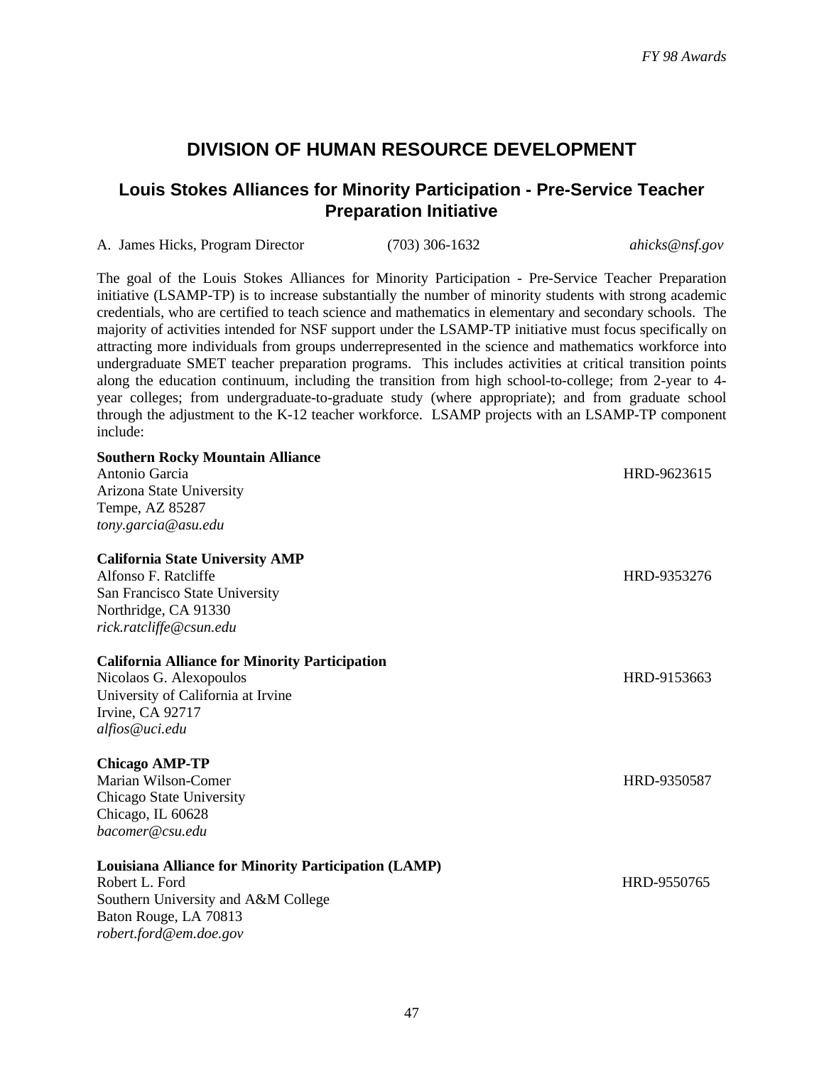## DIVISION OF HUMAN RESOURCE DEVELOPMENT

### Louis Stokes Alliances for Minority Participation - Pre-Service Teacher Preparation Initiative

A. James Hicks, Program Director (703) 306-1632 *ahicks@nsf.gov*

The goal of the Louis Stokes Alliances for Minority Participation - Pre-Service Teacher Preparation initiative (LSAMP-TP) is to increase substantially the number of minority students with strong academic credentials, who are certified to teach science and mathematics in elementary and secondary schools. The majority of activities intended for NSF support under the LSAMP-TP initiative must focus specifically on attracting more individuals from groups underrepresented in the science and mathematics workforce into undergraduate SMET teacher preparation programs. This includes activities at critical transition points along the education continuum, including the transition from high school-to-college; from 2-year to 4-year colleges; from undergraduate-to-graduate study (where appropriate); and from graduate school through the adjustment to the K-12 teacher workforce. LSAMP projects with an LSAMP-TP component include:

**Southern Rocky Mountain Alliance**
Antonio Garcia — HRD-9623615
Arizona State University
Tempe, AZ 85287
*tony.garcia@asu.edu*

**California State University AMP**
Alfonso F. Ratcliffe — HRD-9353276
San Francisco State University
Northridge, CA 91330
*rick.ratcliffe@csun.edu*

**California Alliance for Minority Participation**
Nicolaos G. Alexopoulos — HRD-9153663
University of California at Irvine
Irvine, CA 92717
*alfios@uci.edu*

**Chicago AMP-TP**
Marian Wilson-Comer — HRD-9350587
Chicago State University
Chicago, IL 60628
*bacomer@csu.edu*

**Louisiana Alliance for Minority Participation (LAMP)**
Robert L. Ford — HRD-9550765
Southern University and A&M College
Baton Rouge, LA 70813
*robert.ford@em.doe.gov*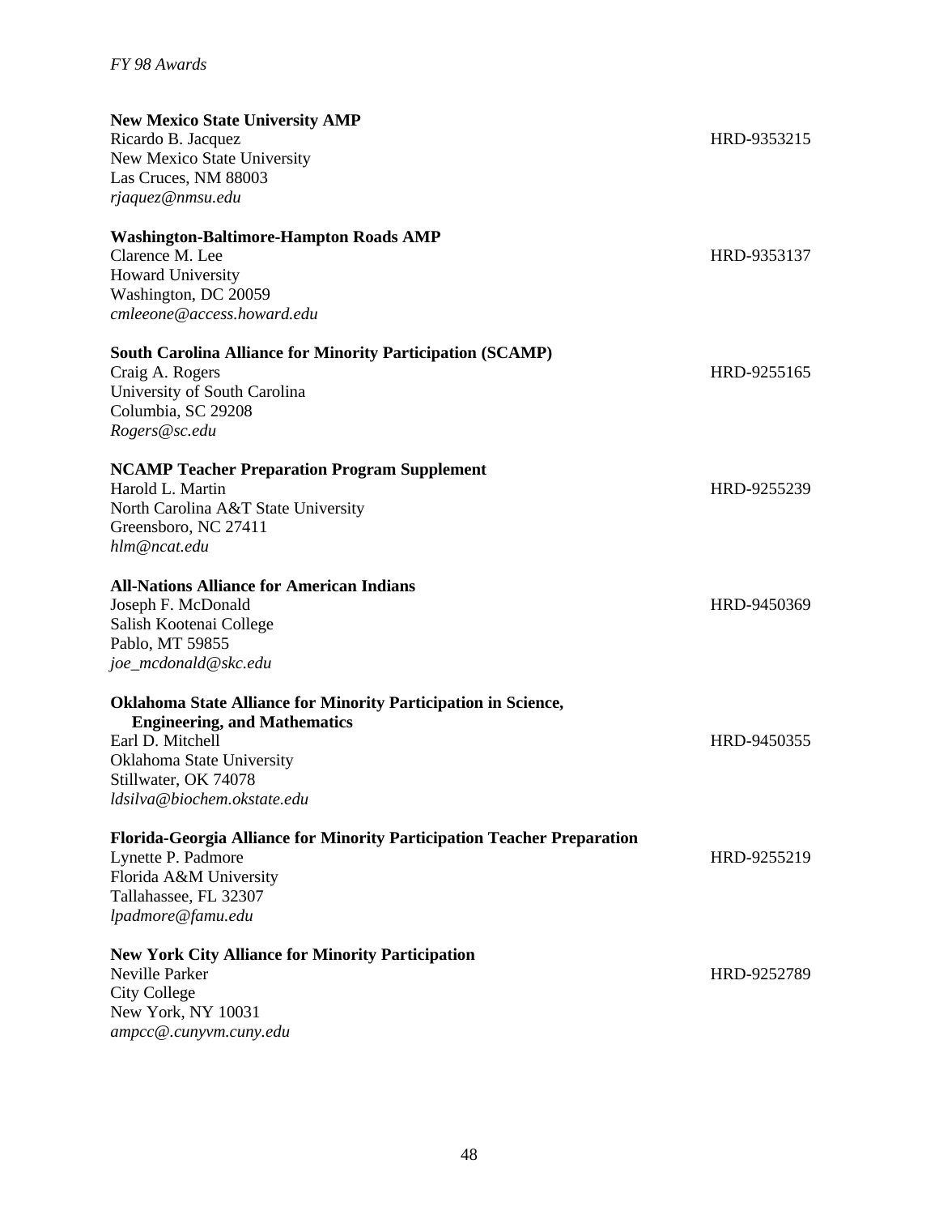**New Mexico State University AMP**
Ricardo B. Jacquez HRD-9353215
New Mexico State University
Las Cruces, NM 88003
*rjaquez@nmsu.edu*

**Washington-Baltimore-Hampton Roads AMP**
Clarence M. Lee HRD-9353137
Howard University
Washington, DC 20059
*cmleeone@access.howard.edu*

**South Carolina Alliance for Minority Participation (SCAMP)**
Craig A. Rogers HRD-9255165
University of South Carolina
Columbia, SC 29208
*Rogers@sc.edu*

**NCAMP Teacher Preparation Program Supplement**
Harold L. Martin HRD-9255239
North Carolina A&T State University
Greensboro, NC 27411
*hlm@ncat.edu*

**All-Nations Alliance for American Indians**
Joseph F. McDonald HRD-9450369
Salish Kootenai College
Pablo, MT 59855
*joe_mcdonald@skc.edu*

**Oklahoma State Alliance for Minority Participation in Science, Engineering, and Mathematics**
Earl D. Mitchell HRD-9450355
Oklahoma State University
Stillwater, OK 74078
*ldsilva@biochem.okstate.edu*

**Florida-Georgia Alliance for Minority Participation Teacher Preparation**
Lynette P. Padmore HRD-9255219
Florida A&M University
Tallahassee, FL 32307
*lpadmore@famu.edu*

**New York City Alliance for Minority Participation**
Neville Parker HRD-9252789
City College
New York, NY 10031
*ampcc@.cunyvm.cuny.edu*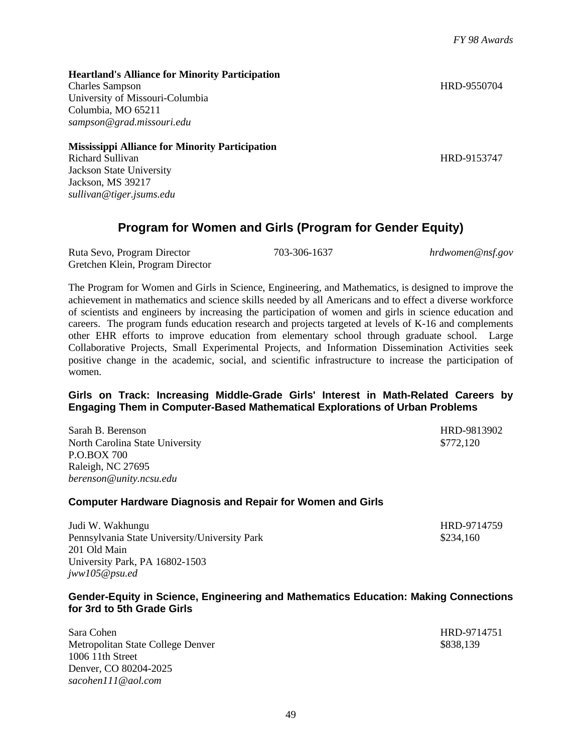**Heartland's Alliance for Minority Participation**
Charles Sampson HRD-9550704
University of Missouri-Columbia
Columbia, MO 65211
*sampson@grad.missouri.edu*

**Mississippi Alliance for Minority Participation**
Richard Sullivan HRD-9153747
Jackson State University
Jackson, MS 39217
*sullivan@tiger.jsums.edu*

## Program for Women and Girls (Program for Gender Equity)

Ruta Sevo, Program Director 703-306-1637 *hrdwomen@nsf.gov*
Gretchen Klein, Program Director

The Program for Women and Girls in Science, Engineering, and Mathematics, is designed to improve the achievement in mathematics and science skills needed by all Americans and to effect a diverse workforce of scientists and engineers by increasing the participation of women and girls in science education and careers. The program funds education research and projects targeted at levels of K-16 and complements other EHR efforts to improve education from elementary school through graduate school. Large Collaborative Projects, Small Experimental Projects, and Information Dissemination Activities seek positive change in the academic, social, and scientific infrastructure to increase the participation of women.

### Girls on Track: Increasing Middle-Grade Girls' Interest in Math-Related Careers by Engaging Them in Computer-Based Mathematical Explorations of Urban Problems

Sarah B. Berenson HRD-9813902
North Carolina State University $772,120
P.O.BOX 700
Raleigh, NC 27695
*berenson@unity.ncsu.edu*

### Computer Hardware Diagnosis and Repair for Women and Girls

Judi W. Wakhungu HRD-9714759
Pennsylvania State University/University Park $234,160
201 Old Main
University Park, PA 16802-1503
*jww105@psu.ed*

### Gender-Equity in Science, Engineering and Mathematics Education: Making Connections for 3rd to 5th Grade Girls

Sara Cohen HRD-9714751
Metropolitan State College Denver $838,139
1006 11th Street
Denver, CO 80204-2025
*sacohen111@aol.com*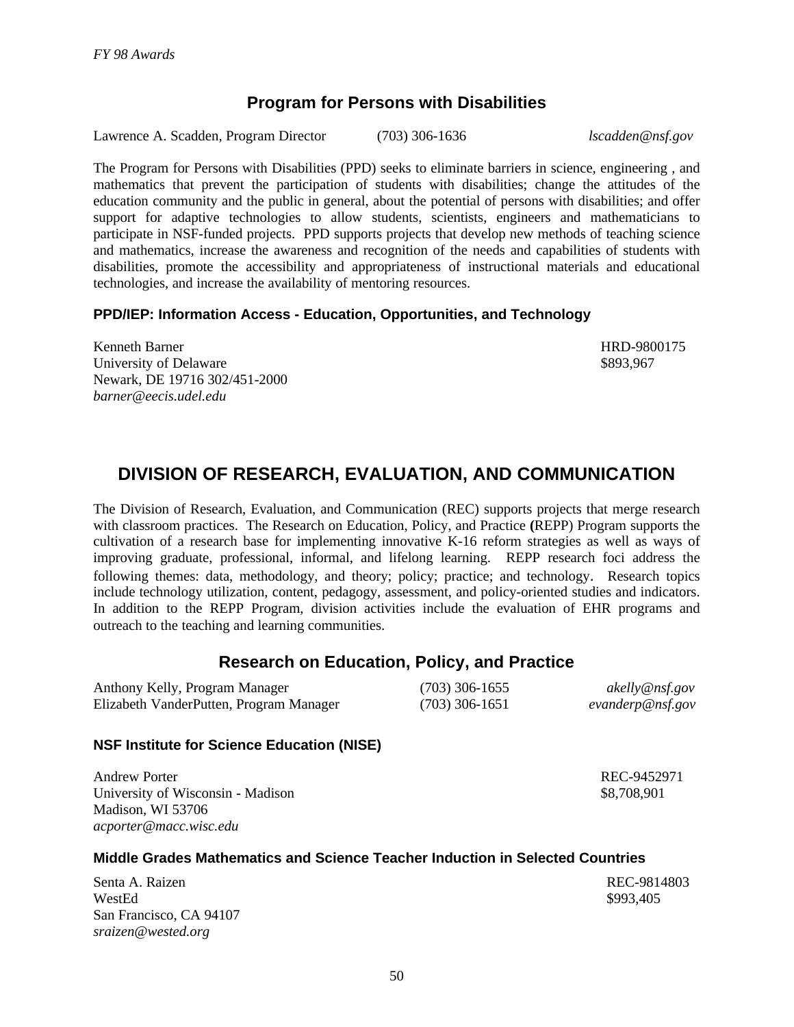## Program for Persons with Disabilities

Lawrence A. Scadden, Program Director (703) 306-1636 *lscadden@nsf.gov*

The Program for Persons with Disabilities (PPD) seeks to eliminate barriers in science, engineering , and mathematics that prevent the participation of students with disabilities; change the attitudes of the education community and the public in general, about the potential of persons with disabilities; and offer support for adaptive technologies to allow students, scientists, engineers and mathematicians to participate in NSF-funded projects. PPD supports projects that develop new methods of teaching science and mathematics, increase the awareness and recognition of the needs and capabilities of students with disabilities, promote the accessibility and appropriateness of instructional materials and educational technologies, and increase the availability of mentoring resources.

### PPD/IEP: Information Access - Education, Opportunities, and Technology

Kenneth Barner HRD-9800175
University of Delaware $893,967
Newark, DE 19716 302/451-2000
*barner@eecis.udel.edu*

# DIVISION OF RESEARCH, EVALUATION, AND COMMUNICATION

The Division of Research, Evaluation, and Communication (REC) supports projects that merge research with classroom practices. The Research on Education, Policy, and Practice **(**REPP) Program supports the cultivation of a research base for implementing innovative K-16 reform strategies as well as ways of improving graduate, professional, informal, and lifelong learning. REPP research foci address the following themes: data, methodology, and theory; policy; practice; and technology. Research topics include technology utilization, content, pedagogy, assessment, and policy-oriented studies and indicators. In addition to the REPP Program, division activities include the evaluation of EHR programs and outreach to the teaching and learning communities.

## Research on Education, Policy, and Practice

Anthony Kelly, Program Manager (703) 306-1655 *akelly@nsf.gov*
Elizabeth VanderPutten, Program Manager (703) 306-1651 *evanderp@nsf.gov*

### NSF Institute for Science Education (NISE)

Andrew Porter REC-9452971
University of Wisconsin - Madison $8,708,901
Madison, WI 53706
*acporter@macc.wisc.edu*

### Middle Grades Mathematics and Science Teacher Induction in Selected Countries

Senta A. Raizen REC-9814803
WestEd $993,405
San Francisco, CA 94107
*sraizen@wested.org*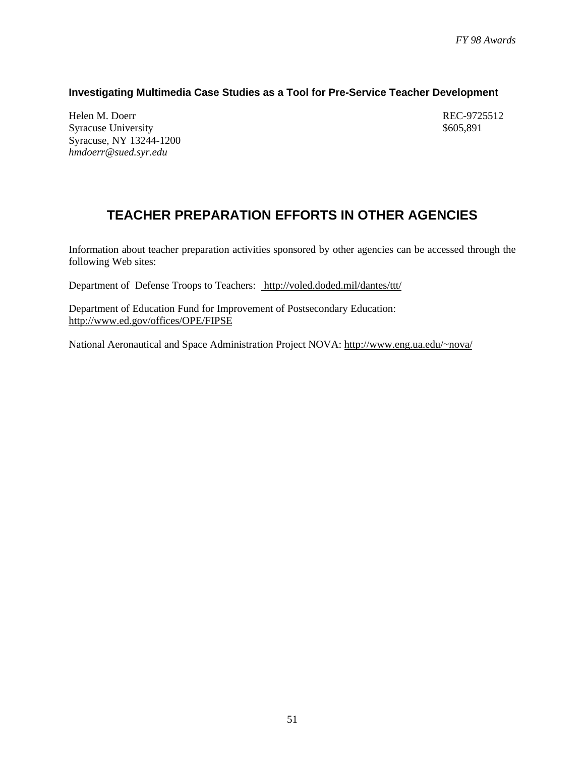### Investigating Multimedia Case Studies as a Tool for Pre-Service Teacher Development

Helen M. Doerr
Syracuse University
Syracuse, NY 13244-1200
*hmdoerr@sued.syr.edu*

REC-9725512
$605,891

## TEACHER PREPARATION EFFORTS IN OTHER AGENCIES

Information about teacher preparation activities sponsored by other agencies can be accessed through the following Web sites:

Department of Defense Troops to Teachers: http://voled.doded.mil/dantes/ttt/

Department of Education Fund for Improvement of Postsecondary Education: http://www.ed.gov/offices/OPE/FIPSE

National Aeronautical and Space Administration Project NOVA: http://www.eng.ua.edu/~nova/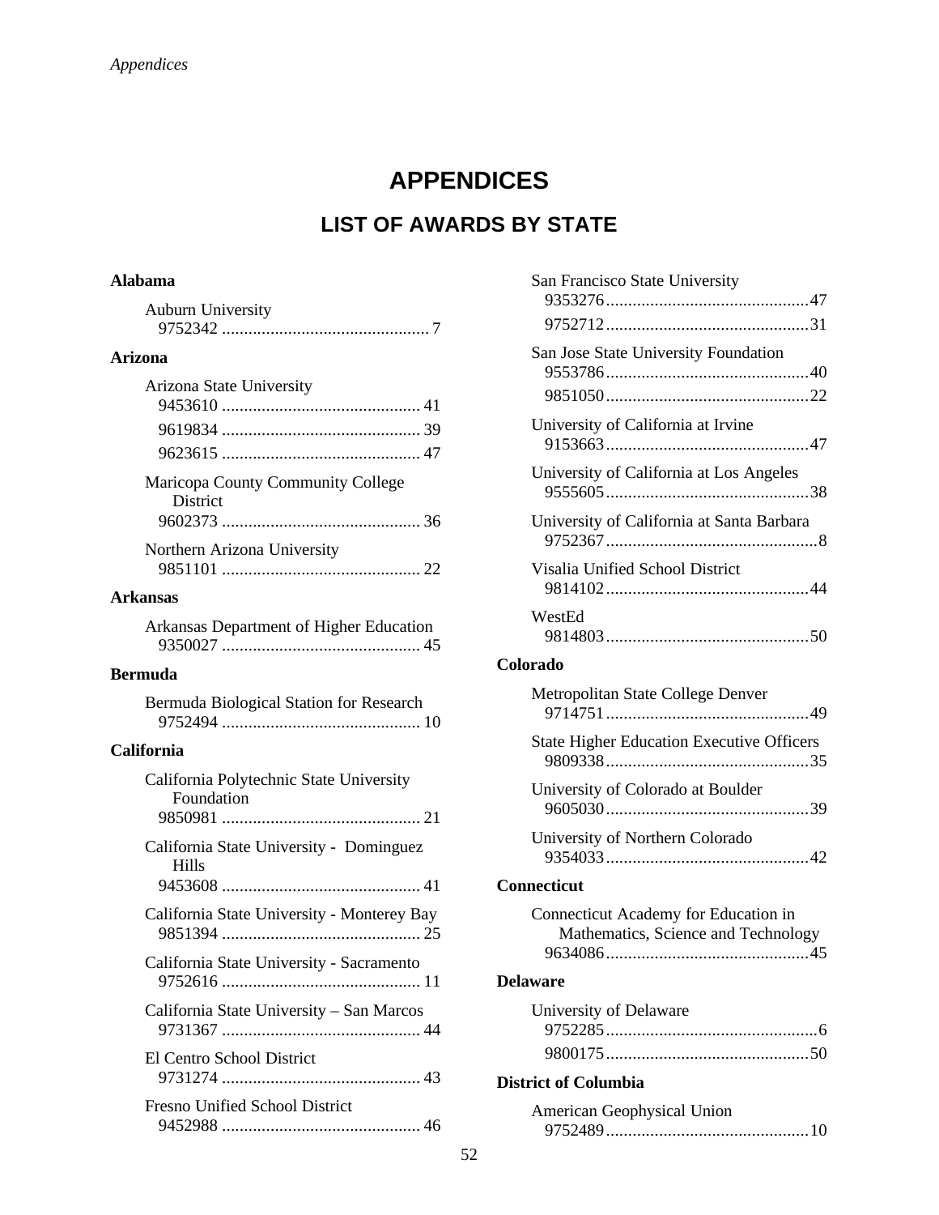# APPENDICES

## LIST OF AWARDS BY STATE

**Alabama**

Auburn University
9752342 .............................................. 7

**Arizona**

Arizona State University
9453610 ............................................ 41
9619834 ............................................ 39
9623615 ............................................ 47

Maricopa County Community College District
9602373 ............................................ 36

Northern Arizona University
9851101 ............................................ 22

**Arkansas**

Arkansas Department of Higher Education
9350027 ............................................ 45

**Bermuda**

Bermuda Biological Station for Research
9752494 ............................................ 10

**California**

California Polytechnic State University Foundation
9850981 ............................................ 21

California State University - Dominguez Hills
9453608 ............................................ 41

California State University - Monterey Bay
9851394 ............................................ 25

California State University - Sacramento
9752616 ............................................ 11

California State University – San Marcos
9731367 ............................................ 44

El Centro School District
9731274 ............................................ 43

Fresno Unified School District
9452988 ............................................ 46

San Francisco State University
9353276 ............................................ 47
9752712 ............................................ 31

San Jose State University Foundation
9553786 ............................................ 40
9851050 ............................................ 22

University of California at Irvine
9153663 ............................................ 47

University of California at Los Angeles
9555605 ............................................ 38

University of California at Santa Barbara
9752367 .............................................. 8

Visalia Unified School District
9814102 ............................................ 44

WestEd
9814803 ............................................ 50

**Colorado**

Metropolitan State College Denver
9714751 ............................................ 49

State Higher Education Executive Officers
9809338 ............................................ 35

University of Colorado at Boulder
9605030 ............................................ 39

University of Northern Colorado
9354033 ............................................ 42

**Connecticut**

Connecticut Academy for Education in Mathematics, Science and Technology
9634086 ............................................ 45

**Delaware**

University of Delaware
9752285 .............................................. 6
9800175 ............................................ 50

**District of Columbia**

American Geophysical Union
9752489 ............................................ 10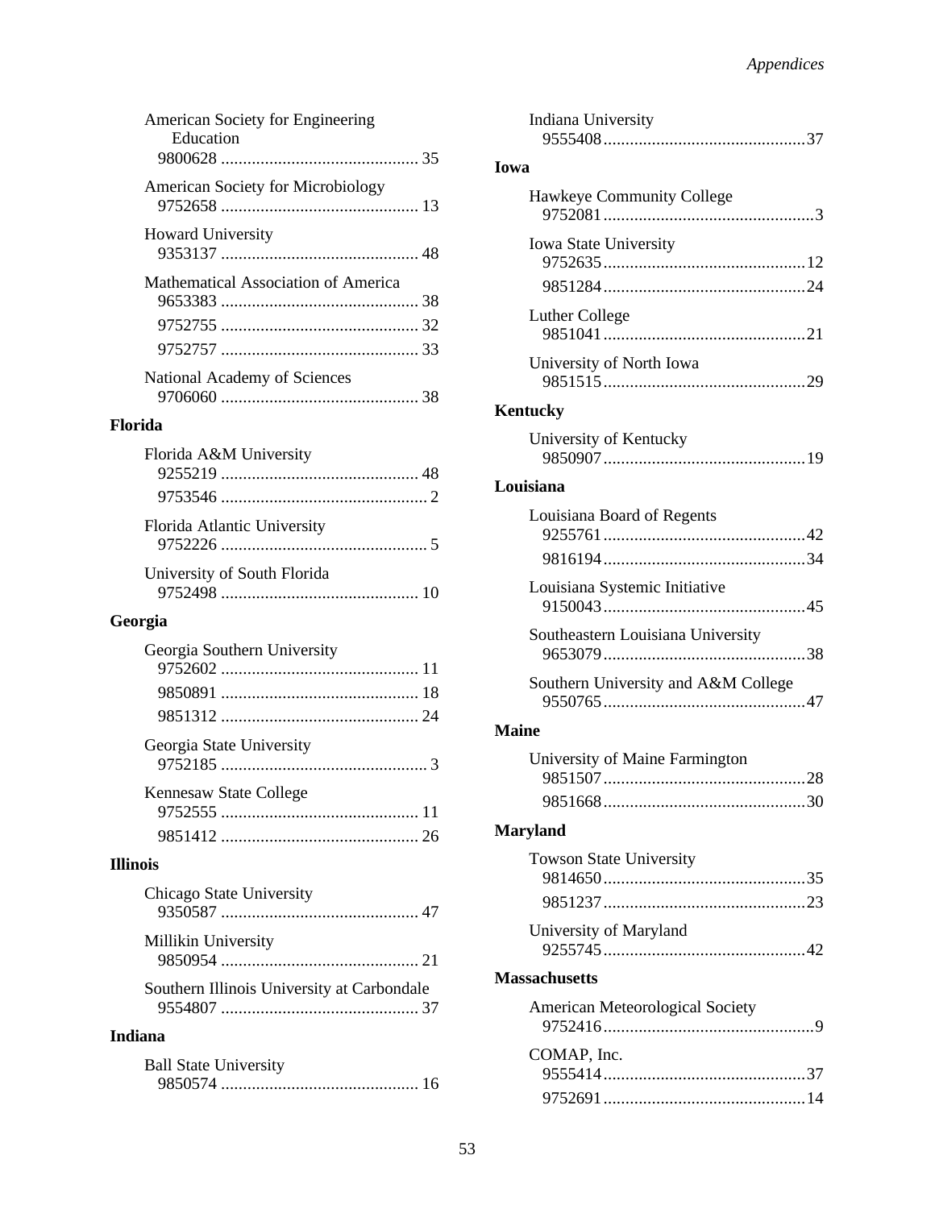American Society for Engineering Education
9800628 ............................................. 35

American Society for Microbiology
9752658 ............................................. 13

Howard University
9353137 ............................................. 48

Mathematical Association of America
9653383 ............................................. 38
9752755 ............................................. 32
9752757 ............................................. 33

National Academy of Sciences
9706060 ............................................. 38

**Florida**

Florida A&M University
9255219 ............................................. 48
9753546 ............................................... 2

Florida Atlantic University
9752226 ............................................... 5

University of South Florida
9752498 ............................................. 10

**Georgia**

Georgia Southern University
9752602 ............................................. 11
9850891 ............................................. 18
9851312 ............................................. 24

Georgia State University
9752185 ............................................... 3

Kennesaw State College
9752555 ............................................. 11
9851412 ............................................. 26

**Illinois**

Chicago State University
9350587 ............................................. 47

Millikin University
9850954 ............................................. 21

Southern Illinois University at Carbondale
9554807 ............................................. 37

**Indiana**

Ball State University
9850574 ............................................. 16

Indiana University
9555408 ............................................. 37

**Iowa**

Hawkeye Community College
9752081 ............................................... 3

Iowa State University
9752635 ............................................. 12
9851284 ............................................. 24

Luther College
9851041 ............................................. 21

University of North Iowa
9851515 ............................................. 29

**Kentucky**

University of Kentucky
9850907 ............................................. 19

**Louisiana**

Louisiana Board of Regents
9255761 ............................................. 42
9816194 ............................................. 34

Louisiana Systemic Initiative
9150043 ............................................. 45

Southeastern Louisiana University
9653079 ............................................. 38

Southern University and A&M College
9550765 ............................................. 47

**Maine**

University of Maine Farmington
9851507 ............................................. 28
9851668 ............................................. 30

**Maryland**

Towson State University
9814650 ............................................. 35
9851237 ............................................. 23

University of Maryland
9255745 ............................................. 42

**Massachusetts**

American Meteorological Society
9752416 ............................................... 9

COMAP, Inc.
9555414 ............................................. 37
9752691 ............................................. 14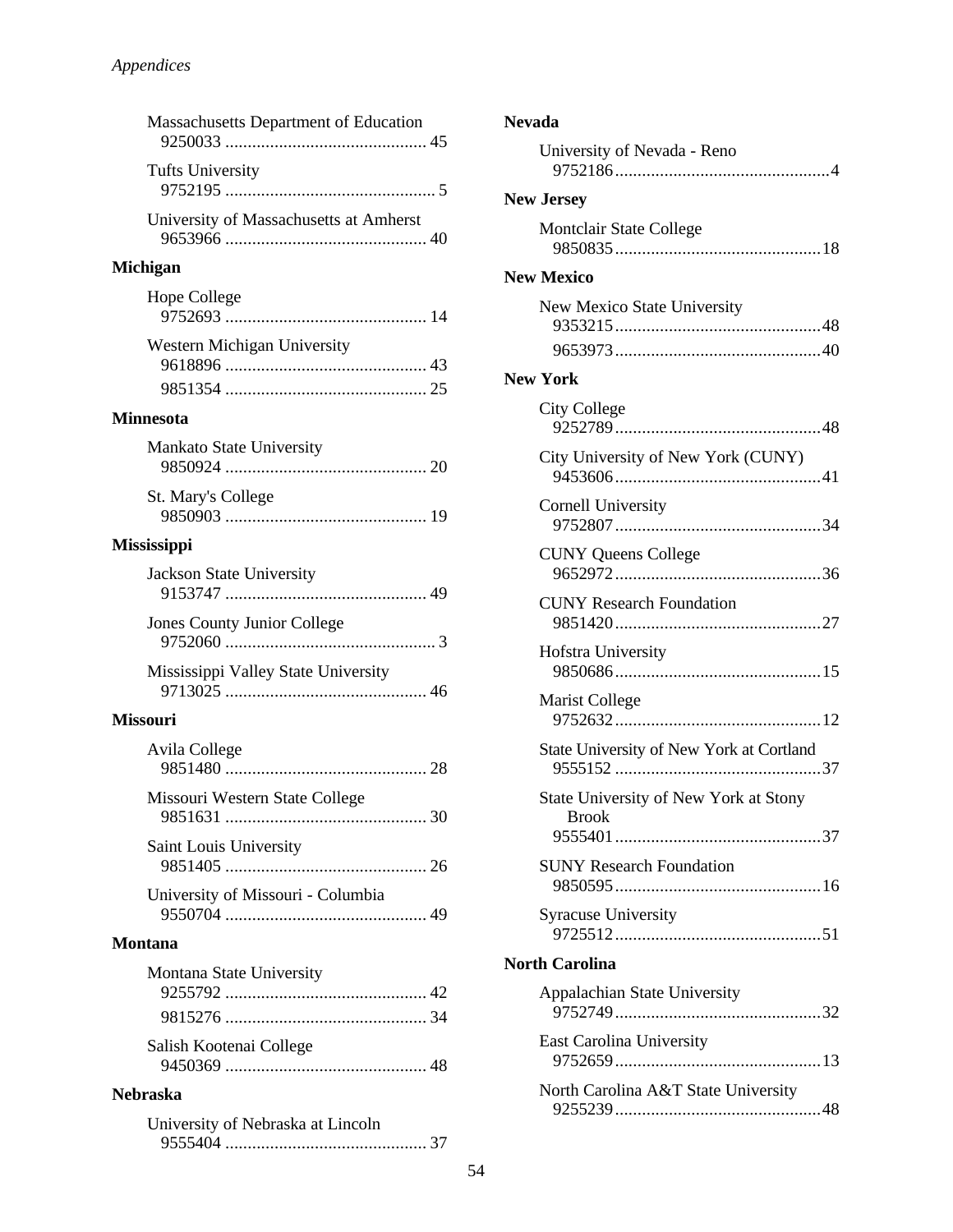Massachusetts Department of Education
9250033 ............................................ 45

Tufts University
9752195 .............................................. 5

University of Massachusetts at Amherst
9653966 ............................................ 40

**Michigan**

Hope College
9752693 ............................................ 14

Western Michigan University
9618896 ............................................ 43
9851354 ............................................ 25

**Minnesota**

Mankato State University
9850924 ............................................ 20

St. Mary's College
9850903 ............................................ 19

**Mississippi**

Jackson State University
9153747 ............................................ 49

Jones County Junior College
9752060 .............................................. 3

Mississippi Valley State University
9713025 ............................................ 46

**Missouri**

Avila College
9851480 ............................................ 28

Missouri Western State College
9851631 ............................................ 30

Saint Louis University
9851405 ............................................ 26

University of Missouri - Columbia
9550704 ............................................ 49

**Montana**

Montana State University
9255792 ............................................ 42
9815276 ............................................ 34

Salish Kootenai College
9450369 ............................................ 48

**Nebraska**

University of Nebraska at Lincoln
9555404 ............................................ 37

**Nevada**

University of Nevada - Reno
9752186...............................................4

**New Jersey**

Montclair State College
9850835.............................................18

**New Mexico**

New Mexico State University
9353215.............................................48
9653973.............................................40

**New York**

City College
9252789.............................................48

City University of New York (CUNY)
9453606.............................................41

Cornell University
9752807.............................................34

CUNY Queens College
9652972.............................................36

CUNY Research Foundation
9851420.............................................27

Hofstra University
9850686.............................................15

Marist College
9752632.............................................12

State University of New York at Cortland
9555152 .............................................37

State University of New York at Stony Brook
9555401.............................................37

SUNY Research Foundation
9850595.............................................16

Syracuse University
9725512.............................................51

**North Carolina**

Appalachian State University
9752749.............................................32

East Carolina University
9752659.............................................13

North Carolina A&T State University
9255239.............................................48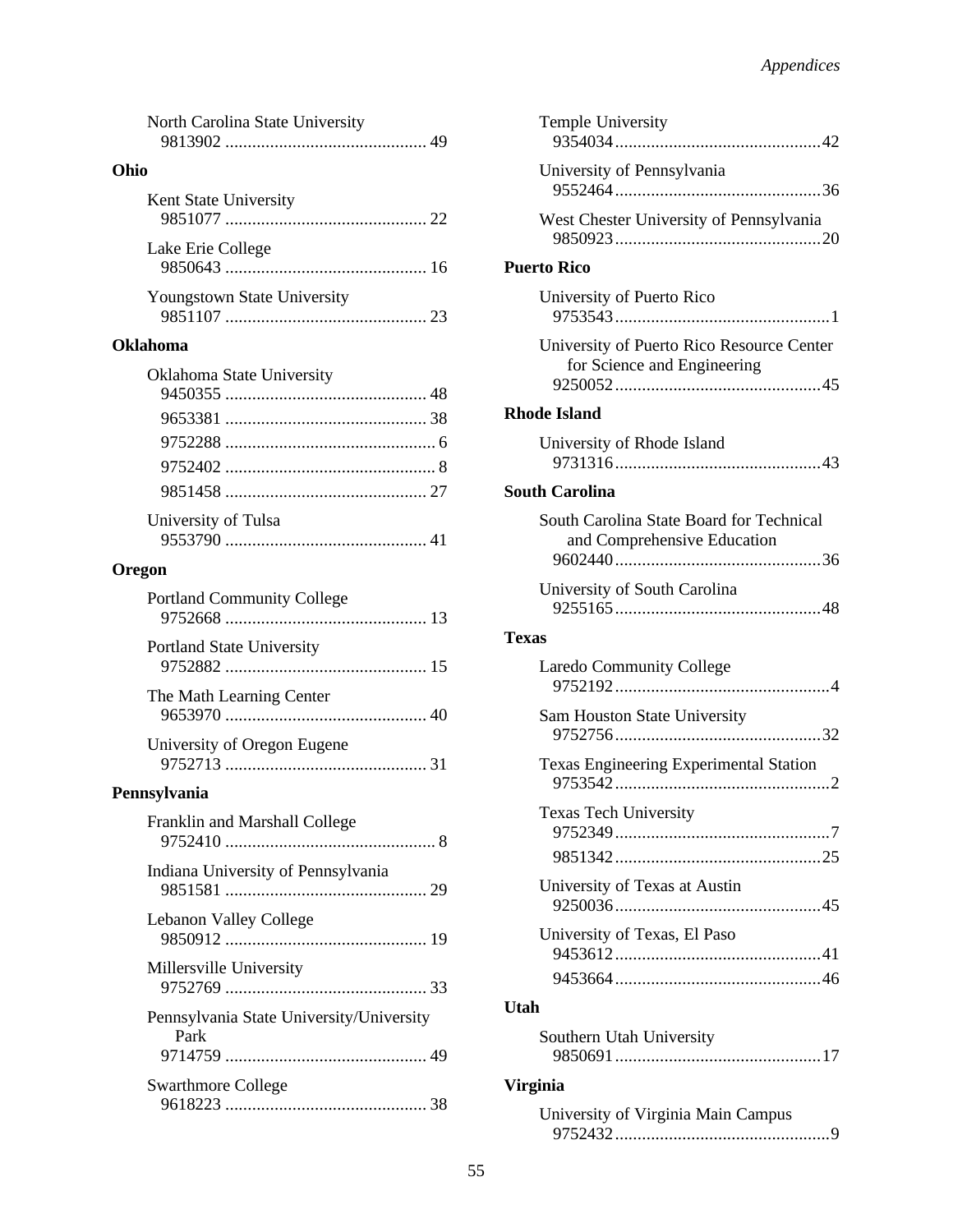North Carolina State University
9813902 ............................................ 49

**Ohio**

Kent State University
9851077 ............................................ 22

Lake Erie College
9850643 ............................................ 16

Youngstown State University
9851107 ............................................ 23

**Oklahoma**

Oklahoma State University
9450355 ............................................ 48
9653381 ............................................ 38
9752288 .............................................. 6
9752402 .............................................. 8
9851458 ............................................ 27

University of Tulsa
9553790 ............................................ 41

**Oregon**

Portland Community College
9752668 ............................................ 13

Portland State University
9752882 ............................................ 15

The Math Learning Center
9653970 ............................................ 40

University of Oregon Eugene
9752713 ............................................ 31

**Pennsylvania**

Franklin and Marshall College
9752410 .............................................. 8

Indiana University of Pennsylvania
9851581 ............................................ 29

Lebanon Valley College
9850912 ............................................ 19

Millersville University
9752769 ............................................ 33

Pennsylvania State University/University Park
9714759 ............................................ 49

Swarthmore College
9618223 ............................................ 38

Temple University
9354034 ............................................. 42

University of Pennsylvania
9552464 ............................................. 36

West Chester University of Pennsylvania
9850923 ............................................. 20

**Puerto Rico**

University of Puerto Rico
9753543 ............................................... 1

University of Puerto Rico Resource Center for Science and Engineering
9250052 ............................................. 45

**Rhode Island**

University of Rhode Island
9731316 ............................................. 43

**South Carolina**

South Carolina State Board for Technical and Comprehensive Education
9602440 ............................................. 36

University of South Carolina
9255165 ............................................. 48

**Texas**

Laredo Community College
9752192 ............................................... 4

Sam Houston State University
9752756 ............................................. 32

Texas Engineering Experimental Station
9753542 ............................................... 2

Texas Tech University
9752349 ............................................... 7
9851342 ............................................. 25

University of Texas at Austin
9250036 ............................................. 45

University of Texas, El Paso
9453612 ............................................. 41
9453664 ............................................. 46

**Utah**

Southern Utah University
9850691 ............................................. 17

**Virginia**

University of Virginia Main Campus
9752432 ............................................... 9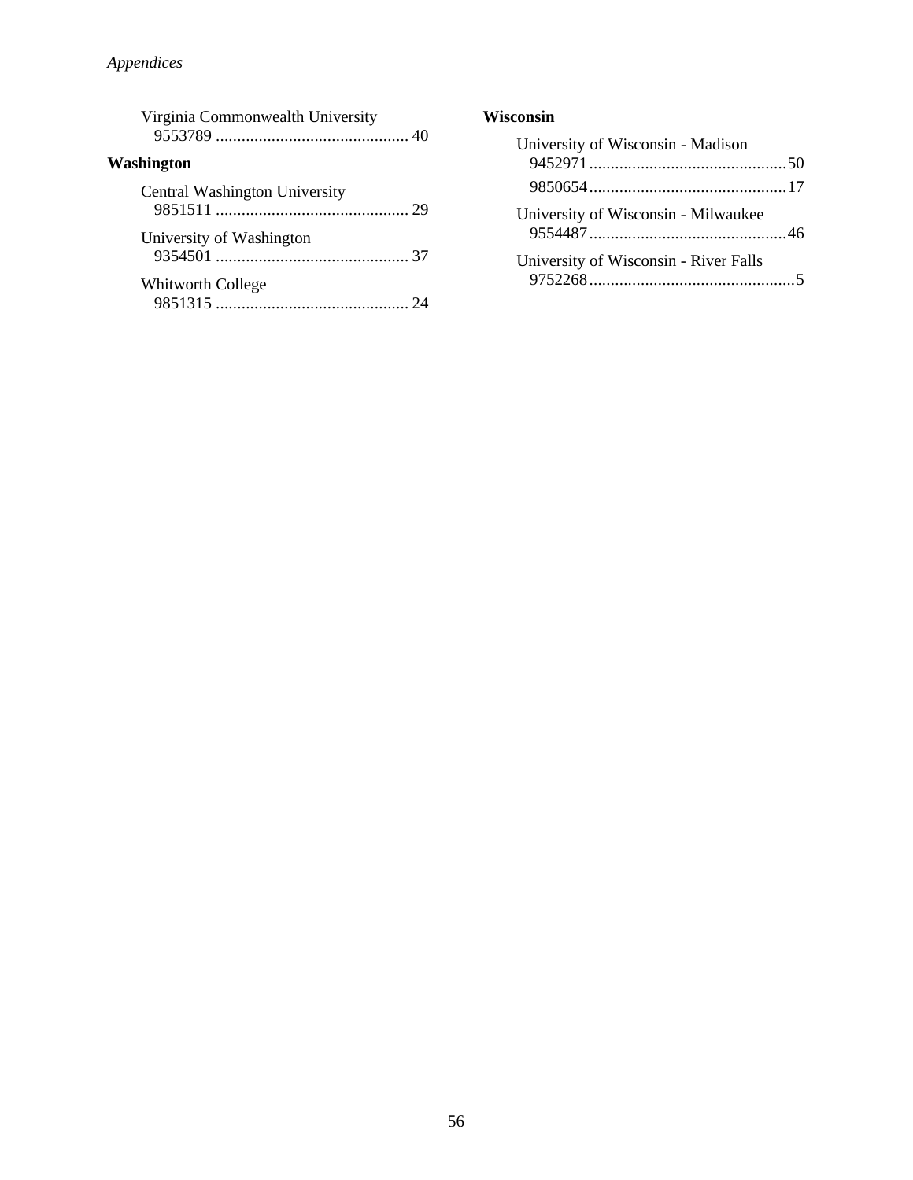Virginia Commonwealth University
9553789 ............................................ 40

**Washington**

Central Washington University
9851511 ............................................ 29

University of Washington
9354501 ............................................ 37

Whitworth College
9851315 ............................................ 24

**Wisconsin**

University of Wisconsin - Madison
9452971 ............................................ 50
9850654 ............................................ 17

University of Wisconsin - Milwaukee
9554487 ............................................ 46

University of Wisconsin - River Falls
9752268 .............................................. 5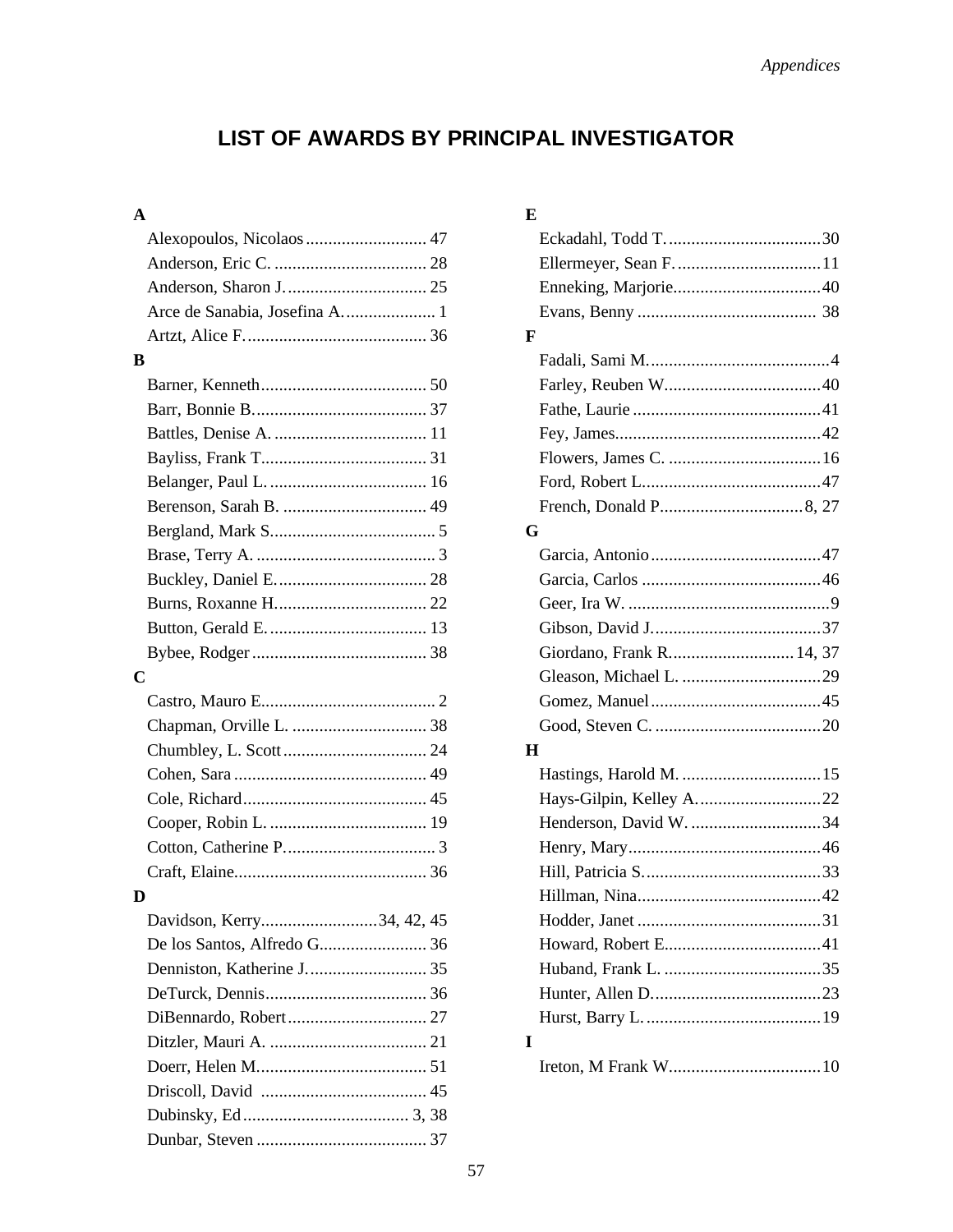# LIST OF AWARDS BY PRINCIPAL INVESTIGATOR

**A**

- Alexopoulos, Nicolaos .......................... 47
- Anderson, Eric C. .................................. 28
- Anderson, Sharon J. ............................... 25
- Arce de Sanabia, Josefina A. .................... 1
- Artzt, Alice F. ........................................ 36

**B**

- Barner, Kenneth ..................................... 50
- Barr, Bonnie B. ...................................... 37
- Battles, Denise A. .................................. 11
- Bayliss, Frank T. .................................... 31
- Belanger, Paul L. ................................... 16
- Berenson, Sarah B. ................................ 49
- Bergland, Mark S. ................................... 5
- Brase, Terry A. ........................................ 3
- Buckley, Daniel E. ................................. 28
- Burns, Roxanne H. ................................. 22
- Button, Gerald E. ................................... 13
- Bybee, Rodger ....................................... 38

**C**

- Castro, Mauro E. ...................................... 2
- Chapman, Orville L. .............................. 38
- Chumbley, L. Scott ................................ 24
- Cohen, Sara ........................................... 49
- Cole, Richard ......................................... 45
- Cooper, Robin L. ................................... 19
- Cotton, Catherine P. ................................. 3
- Craft, Elaine .......................................... 36

**D**

- Davidson, Kerry .......................... 34, 42, 45
- De los Santos, Alfredo G. ....................... 36
- Denniston, Katherine J. .......................... 35
- DeTurck, Dennis .................................... 36
- DiBennardo, Robert ............................... 27
- Ditzler, Mauri A. ................................... 21
- Doerr, Helen M. ..................................... 51
- Driscoll, David ..................................... 45
- Dubinsky, Ed ..................................... 3, 38
- Dunbar, Steven ...................................... 37

**E**

- Eckadahl, Todd T. .................................. 30
- Ellermeyer, Sean F. ................................ 11
- Enneking, Marjorie ................................ 40
- Evans, Benny ........................................ 38

**F**

- Fadali, Sami M. ........................................ 4
- Farley, Reuben W. .................................. 40
- Fathe, Laurie .......................................... 41
- Fey, James .............................................. 42
- Flowers, James C. .................................. 16
- Ford, Robert L. ....................................... 47
- French, Donald P. ................................ 8, 27

**G**

- Garcia, Antonio ...................................... 47
- Garcia, Carlos ........................................ 46
- Geer, Ira W. ............................................. 9
- Gibson, David J. ..................................... 37
- Giordano, Frank R. ........................... 14, 37
- Gleason, Michael L. ............................... 29
- Gomez, Manuel ...................................... 45
- Good, Steven C. ..................................... 20

**H**

- Hastings, Harold M. ............................... 15
- Hays-Gilpin, Kelley A. ........................... 22
- Henderson, David W. ............................. 34
- Henry, Mary ........................................... 46
- Hill, Patricia S. ....................................... 33
- Hillman, Nina ......................................... 42
- Hodder, Janet ......................................... 31
- Howard, Robert E. .................................. 41
- Huband, Frank L. ................................... 35
- Hunter, Allen D. ..................................... 23
- Hurst, Barry L. ....................................... 19

**I**

- Ireton, M Frank W. ................................. 10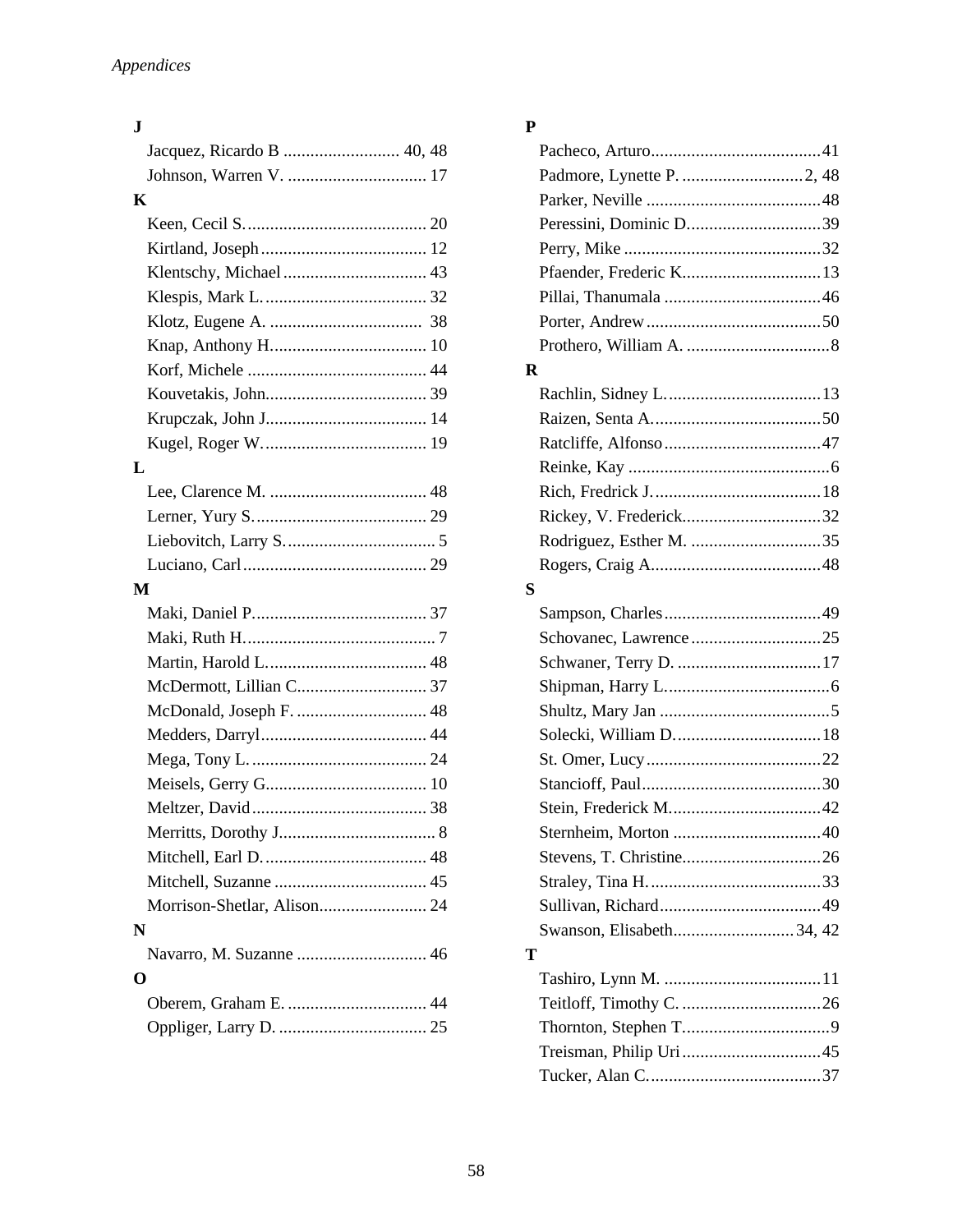**J**

- Jacquez, Ricardo B .......................... 40, 48
- Johnson, Warren V. ............................... 17

**K**

- Keen, Cecil S......................................... 20
- Kirtland, Joseph..................................... 12
- Klentschy, Michael................................ 43
- Klespis, Mark L..................................... 32
- Klotz, Eugene A. .................................. 38
- Knap, Anthony H................................... 10
- Korf, Michele ........................................ 44
- Kouvetakis, John.................................... 39
- Krupczak, John J.................................... 14
- Kugel, Roger W..................................... 19

**L**

- Lee, Clarence M. ................................... 48
- Lerner, Yury S....................................... 29
- Liebovitch, Larry S................................. 5
- Luciano, Carl......................................... 29

**M**

- Maki, Daniel P....................................... 37
- Maki, Ruth H........................................... 7
- Martin, Harold L.................................... 48
- McDermott, Lillian C............................. 37
- McDonald, Joseph F. ............................. 48
- Medders, Darryl..................................... 44
- Mega, Tony L........................................ 24
- Meisels, Gerry G.................................... 10
- Meltzer, David....................................... 38
- Merritts, Dorothy J................................... 8
- Mitchell, Earl D..................................... 48
- Mitchell, Suzanne .................................. 45
- Morrison-Shetlar, Alison........................ 24

**N**

- Navarro, M. Suzanne ............................. 46

**O**

- Oberem, Graham E. ............................... 44
- Oppliger, Larry D. ................................. 25

**P**

- Pacheco, Arturo......................................41
- Padmore, Lynette P. ...........................2, 48
- Parker, Neville .......................................48
- Peressini, Dominic D..............................39
- Perry, Mike ............................................32
- Pfaender, Frederic K...............................13
- Pillai, Thanumala ...................................46
- Porter, Andrew.......................................50
- Prothero, William A. ................................8

**R**

- Rachlin, Sidney L...................................13
- Raizen, Senta A......................................50
- Ratcliffe, Alfonso...................................47
- Reinke, Kay .............................................6
- Rich, Fredrick J......................................18
- Rickey, V. Frederick...............................32
- Rodriguez, Esther M. .............................35
- Rogers, Craig A......................................48

**S**

- Sampson, Charles...................................49
- Schovanec, Lawrence.............................25
- Schwaner, Terry D. ................................17
- Shipman, Harry L.....................................6
- Shultz, Mary Jan ......................................5
- Solecki, William D.................................18
- St. Omer, Lucy.......................................22
- Stancioff, Paul........................................30
- Stein, Frederick M..................................42
- Sternheim, Morton .................................40
- Stevens, T. Christine...............................26
- Straley, Tina H........................................33
- Sullivan, Richard....................................49
- Swanson, Elisabeth...........................34, 42

**T**

- Tashiro, Lynn M. ...................................11
- Teitloff, Timothy C. ...............................26
- Thornton, Stephen T.................................9
- Treisman, Philip Uri...............................45
- Tucker, Alan C.......................................37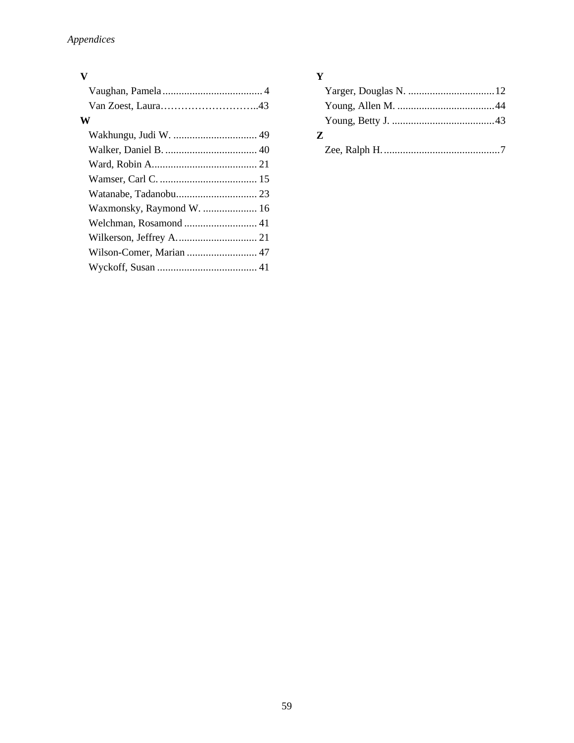**V**

- Vaughan, Pamela ..................................... 4
- Van Zoest, Laura………………………..43

**W**

- Wakhungu, Judi W. ............................... 49
- Walker, Daniel B. .................................. 40
- Ward, Robin A....................................... 21
- Wamser, Carl C. .................................... 15
- Watanabe, Tadanobu.............................. 23
- Waxmonsky, Raymond W. .................... 16
- Welchman, Rosamond ........................... 41
- Wilkerson, Jeffrey A.............................. 21
- Wilson-Comer, Marian .......................... 47
- Wyckoff, Susan ..................................... 41

**Y**

- Yarger, Douglas N. ................................12
- Young, Allen M. ....................................44
- Young, Betty J. ......................................43

**Z**

- Zee, Ralph H. ...........................................7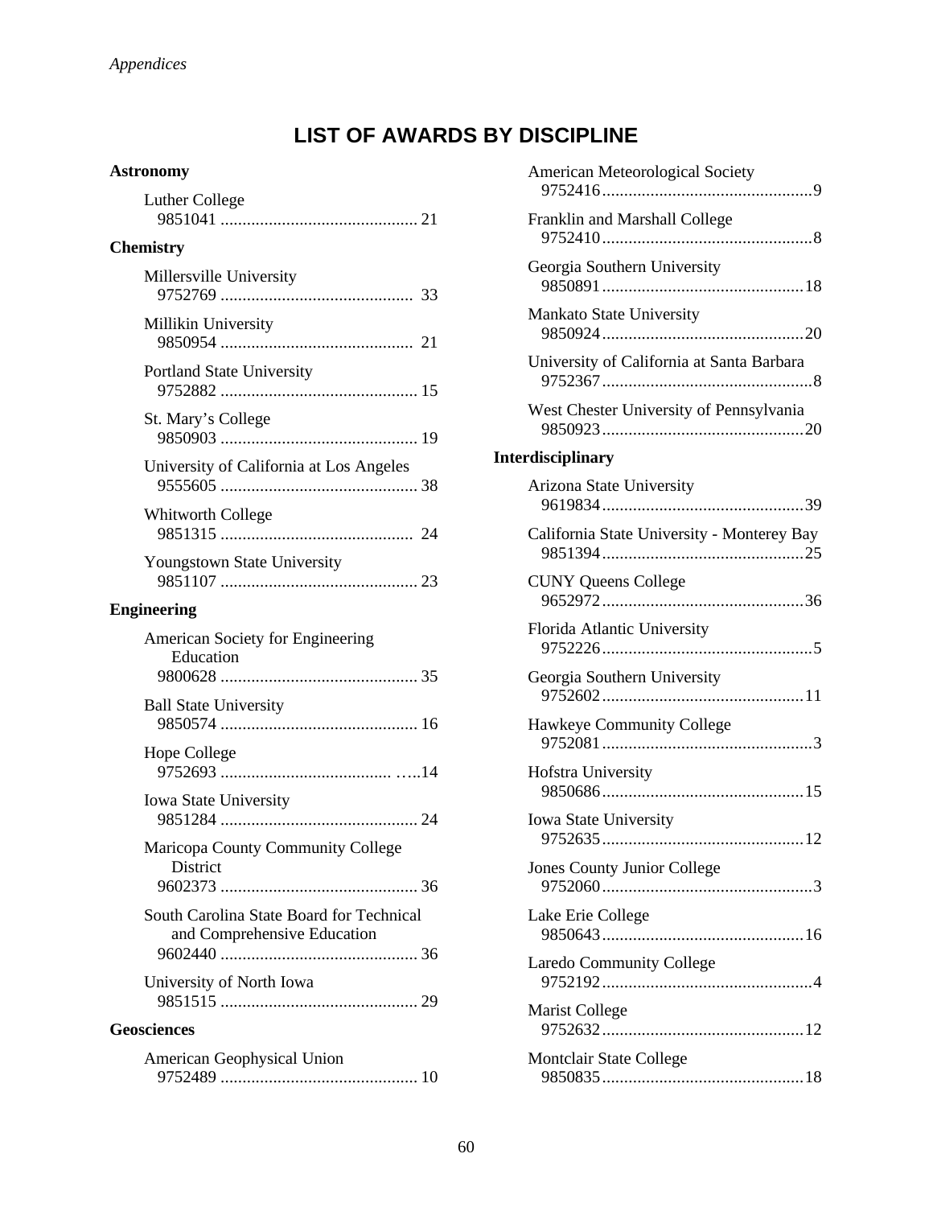# LIST OF AWARDS BY DISCIPLINE

**Astronomy**

- Luther College
  9851041 ............................................ 21

**Chemistry**

- Millersville University
  9752769 ............................................ 33
- Millikin University
  9850954 ............................................ 21
- Portland State University
  9752882 ............................................ 15
- St. Mary's College
  9850903 ............................................ 19
- University of California at Los Angeles
  9555605 ............................................ 38
- Whitworth College
  9851315 ............................................ 24
- Youngstown State University
  9851107 ............................................ 23

**Engineering**

- American Society for Engineering Education
  9800628 ............................................ 35
- Ball State University
  9850574 ............................................ 16
- Hope College
  9752693 ............................................ 14
- Iowa State University
  9851284 ............................................ 24
- Maricopa County Community College District
  9602373 ............................................ 36
- South Carolina State Board for Technical and Comprehensive Education
  9602440 ............................................ 36
- University of North Iowa
  9851515 ............................................ 29

**Geosciences**

- American Geophysical Union
  9752489 ............................................ 10
- American Meteorological Society
  9752416 ............................................ 9
- Franklin and Marshall College
  9752410 ............................................ 8
- Georgia Southern University
  9850891 ............................................ 18
- Mankato State University
  9850924 ............................................ 20
- University of California at Santa Barbara
  9752367 ............................................ 8
- West Chester University of Pennsylvania
  9850923 ............................................ 20

**Interdisciplinary**

- Arizona State University
  9619834 ............................................ 39
- California State University - Monterey Bay
  9851394 ............................................ 25
- CUNY Queens College
  9652972 ............................................ 36
- Florida Atlantic University
  9752226 ............................................ 5
- Georgia Southern University
  9752602 ............................................ 11
- Hawkeye Community College
  9752081 ............................................ 3
- Hofstra University
  9850686 ............................................ 15
- Iowa State University
  9752635 ............................................ 12
- Jones County Junior College
  9752060 ............................................ 3
- Lake Erie College
  9850643 ............................................ 16
- Laredo Community College
  9752192 ............................................ 4
- Marist College
  9752632 ............................................ 12
- Montclair State College
  9850835 ............................................ 18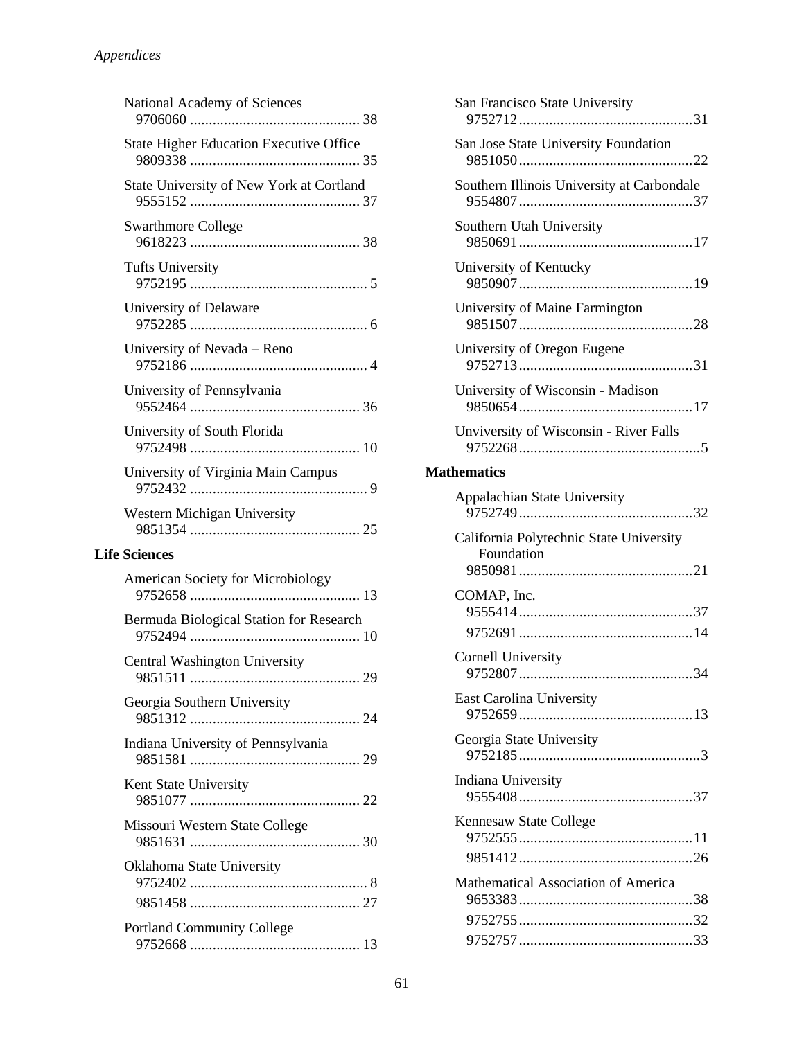National Academy of Sciences
9706060 ............................................ 38

State Higher Education Executive Office
9809338 ............................................ 35

State University of New York at Cortland
9555152 ............................................ 37

Swarthmore College
9618223 ............................................ 38

Tufts University
9752195 .............................................. 5

University of Delaware
9752285 .............................................. 6

University of Nevada – Reno
9752186 .............................................. 4

University of Pennsylvania
9552464 ............................................ 36

University of South Florida
9752498 ............................................ 10

University of Virginia Main Campus
9752432 .............................................. 9

Western Michigan University
9851354 ............................................ 25

**Life Sciences**

American Society for Microbiology
9752658 ............................................ 13

Bermuda Biological Station for Research
9752494 ............................................ 10

Central Washington University
9851511 ............................................ 29

Georgia Southern University
9851312 ............................................ 24

Indiana University of Pennsylvania
9851581 ............................................ 29

Kent State University
9851077 ............................................ 22

Missouri Western State College
9851631 ............................................ 30

Oklahoma State University
9752402 .............................................. 8
9851458 ............................................ 27

Portland Community College
9752668 ............................................ 13

San Francisco State University
9752712.............................................31

San Jose State University Foundation
9851050.............................................22

Southern Illinois University at Carbondale
9554807.............................................37

Southern Utah University
9850691.............................................17

University of Kentucky
9850907.............................................19

University of Maine Farmington
9851507.............................................28

University of Oregon Eugene
9752713.............................................31

University of Wisconsin - Madison
9850654.............................................17

Unviversity of Wisconsin - River Falls
9752268...............................................5

**Mathematics**

Appalachian State University
9752749.............................................32

California Polytechnic State University Foundation
9850981.............................................21

COMAP, Inc.
9555414.............................................37
9752691.............................................14

Cornell University
9752807.............................................34

East Carolina University
9752659.............................................13

Georgia State University
9752185...............................................3

Indiana University
9555408.............................................37

Kennesaw State College
9752555.............................................11
9851412.............................................26

Mathematical Association of America
9653383.............................................38
9752755.............................................32
9752757.............................................33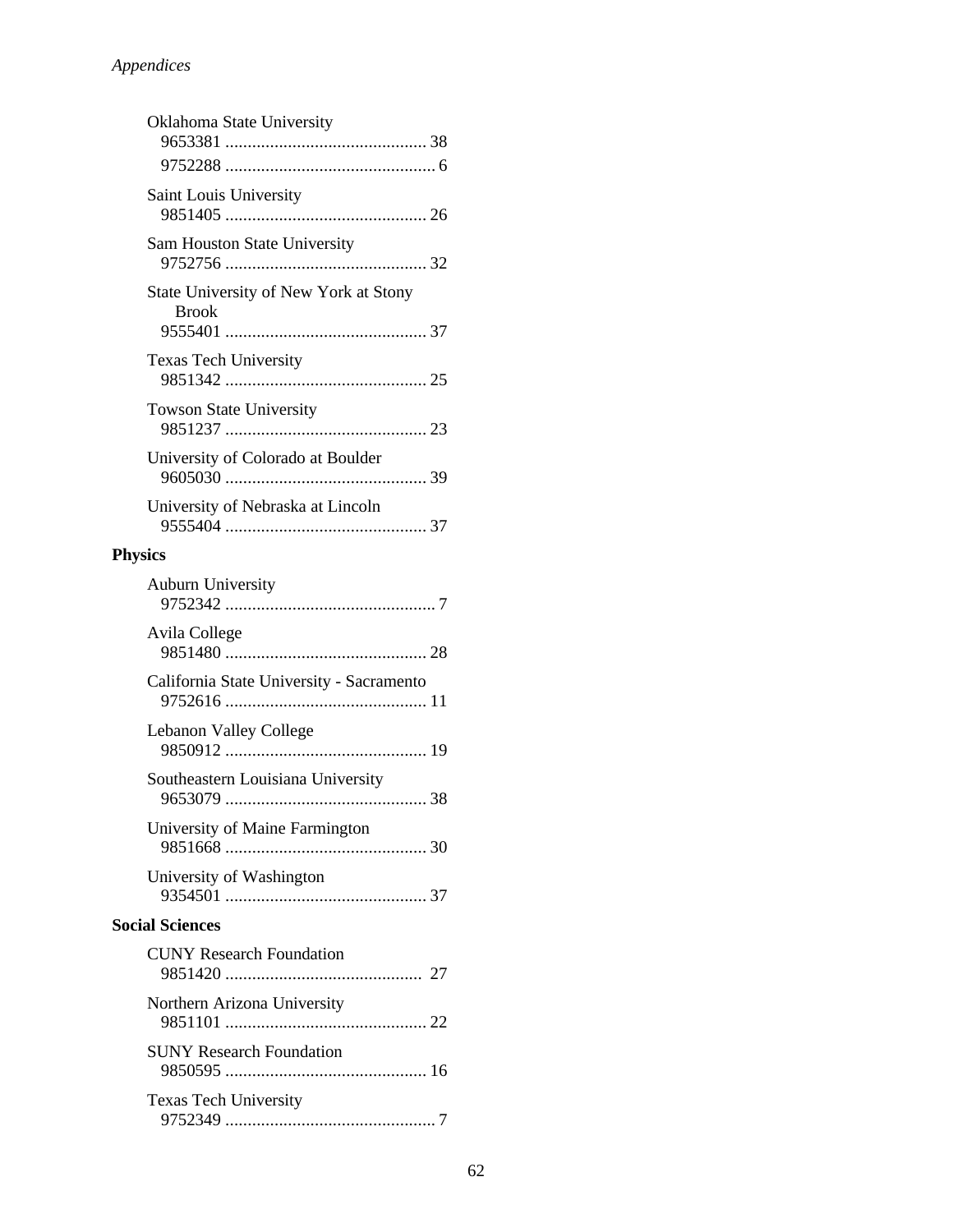Oklahoma State University
9653381 ............................................ 38
9752288 .............................................. 6

Saint Louis University
9851405 ............................................ 26

Sam Houston State University
9752756 ............................................ 32

State University of New York at Stony Brook
9555401 ............................................ 37

Texas Tech University
9851342 ............................................ 25

Towson State University
9851237 ............................................ 23

University of Colorado at Boulder
9605030 ............................................ 39

University of Nebraska at Lincoln
9555404 ............................................ 37

**Physics**

Auburn University
9752342 .............................................. 7

Avila College
9851480 ............................................ 28

California State University - Sacramento
9752616 ............................................ 11

Lebanon Valley College
9850912 ............................................ 19

Southeastern Louisiana University
9653079 ............................................ 38

University of Maine Farmington
9851668 ............................................ 30

University of Washington
9354501 ............................................ 37

**Social Sciences**

CUNY Research Foundation
9851420 ............................................ 27

Northern Arizona University
9851101 ............................................ 22

SUNY Research Foundation
9850595 ............................................ 16

Texas Tech University
9752349 .............................................. 7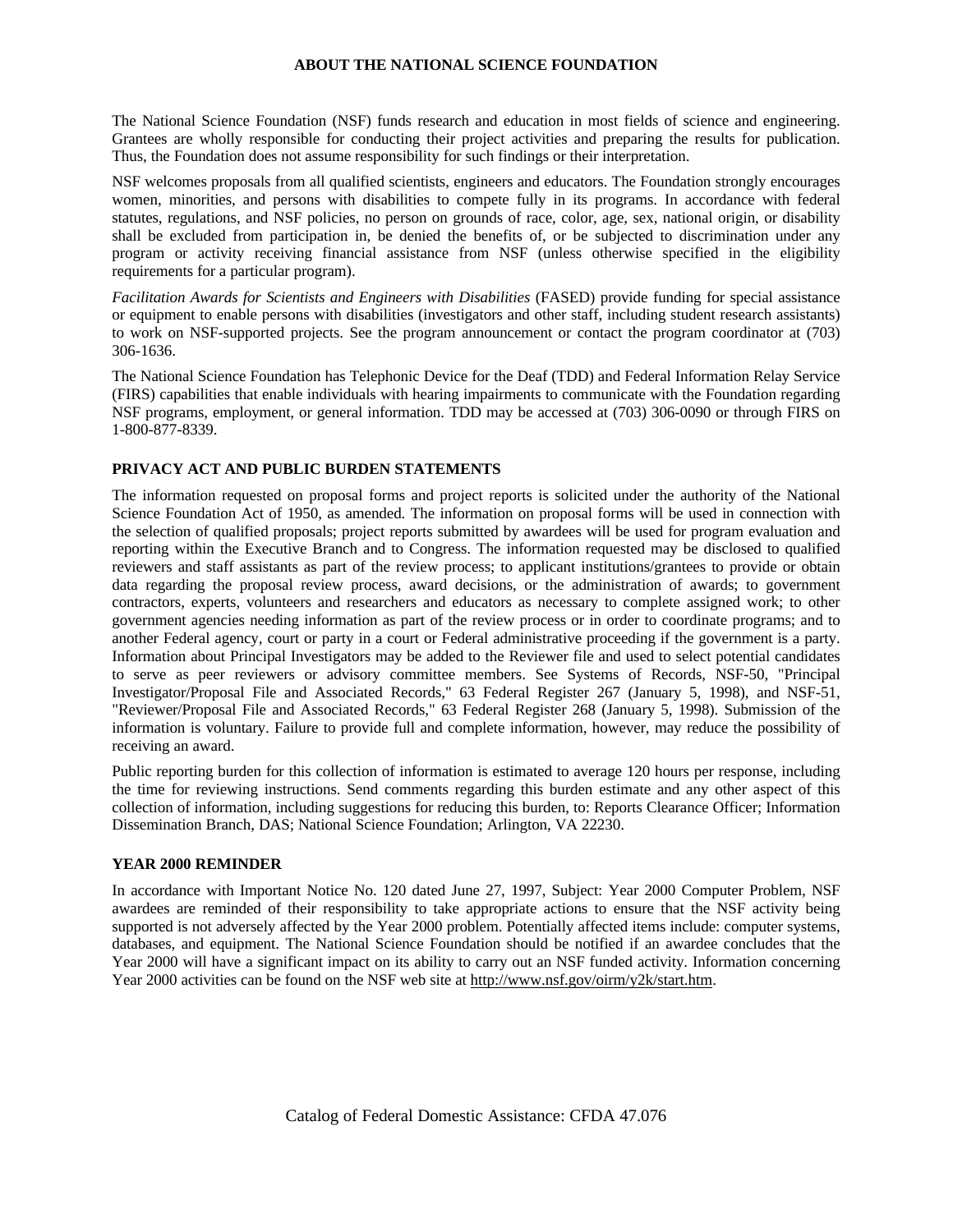## ABOUT THE NATIONAL SCIENCE FOUNDATION

The National Science Foundation (NSF) funds research and education in most fields of science and engineering. Grantees are wholly responsible for conducting their project activities and preparing the results for publication. Thus, the Foundation does not assume responsibility for such findings or their interpretation.

NSF welcomes proposals from all qualified scientists, engineers and educators. The Foundation strongly encourages women, minorities, and persons with disabilities to compete fully in its programs. In accordance with federal statutes, regulations, and NSF policies, no person on grounds of race, color, age, sex, national origin, or disability shall be excluded from participation in, be denied the benefits of, or be subjected to discrimination under any program or activity receiving financial assistance from NSF (unless otherwise specified in the eligibility requirements for a particular program).

*Facilitation Awards for Scientists and Engineers with Disabilities* (FASED) provide funding for special assistance or equipment to enable persons with disabilities (investigators and other staff, including student research assistants) to work on NSF-supported projects. See the program announcement or contact the program coordinator at (703) 306-1636.

The National Science Foundation has Telephonic Device for the Deaf (TDD) and Federal Information Relay Service (FIRS) capabilities that enable individuals with hearing impairments to communicate with the Foundation regarding NSF programs, employment, or general information. TDD may be accessed at (703) 306-0090 or through FIRS on 1-800-877-8339.

### PRIVACY ACT AND PUBLIC BURDEN STATEMENTS

The information requested on proposal forms and project reports is solicited under the authority of the National Science Foundation Act of 1950, as amended. The information on proposal forms will be used in connection with the selection of qualified proposals; project reports submitted by awardees will be used for program evaluation and reporting within the Executive Branch and to Congress. The information requested may be disclosed to qualified reviewers and staff assistants as part of the review process; to applicant institutions/grantees to provide or obtain data regarding the proposal review process, award decisions, or the administration of awards; to government contractors, experts, volunteers and researchers and educators as necessary to complete assigned work; to other government agencies needing information as part of the review process or in order to coordinate programs; and to another Federal agency, court or party in a court or Federal administrative proceeding if the government is a party. Information about Principal Investigators may be added to the Reviewer file and used to select potential candidates to serve as peer reviewers or advisory committee members. See Systems of Records, NSF-50, "Principal Investigator/Proposal File and Associated Records," 63 Federal Register 267 (January 5, 1998), and NSF-51, "Reviewer/Proposal File and Associated Records," 63 Federal Register 268 (January 5, 1998). Submission of the information is voluntary. Failure to provide full and complete information, however, may reduce the possibility of receiving an award.

Public reporting burden for this collection of information is estimated to average 120 hours per response, including the time for reviewing instructions. Send comments regarding this burden estimate and any other aspect of this collection of information, including suggestions for reducing this burden, to: Reports Clearance Officer; Information Dissemination Branch, DAS; National Science Foundation; Arlington, VA 22230.

### YEAR 2000 REMINDER

In accordance with Important Notice No. 120 dated June 27, 1997, Subject: Year 2000 Computer Problem, NSF awardees are reminded of their responsibility to take appropriate actions to ensure that the NSF activity being supported is not adversely affected by the Year 2000 problem. Potentially affected items include: computer systems, databases, and equipment. The National Science Foundation should be notified if an awardee concludes that the Year 2000 will have a significant impact on its ability to carry out an NSF funded activity. Information concerning Year 2000 activities can be found on the NSF web site at http://www.nsf.gov/oirm/y2k/start.htm.

Catalog of Federal Domestic Assistance: CFDA 47.076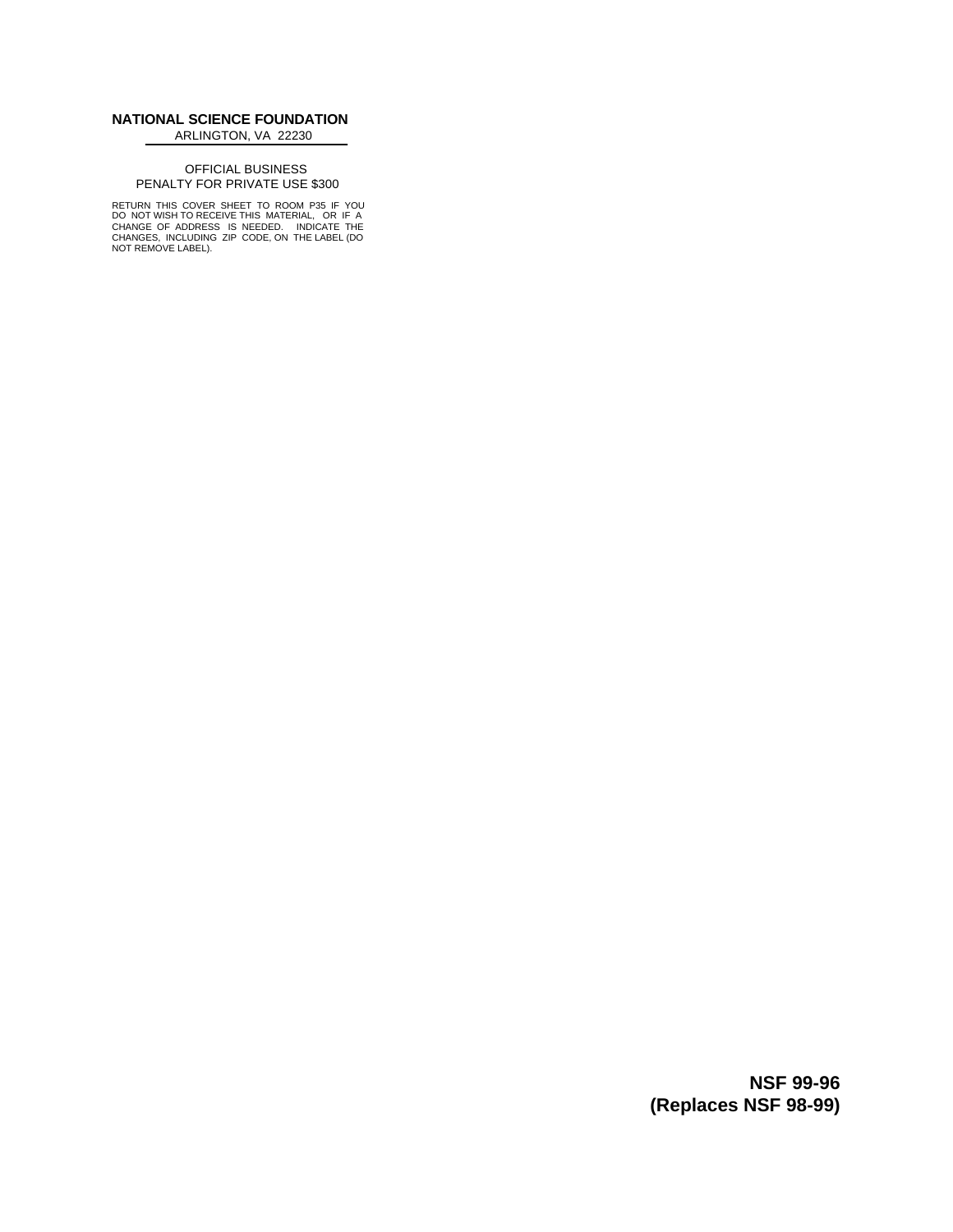**NATIONAL SCIENCE FOUNDATION**
ARLINGTON, VA 22230

OFFICIAL BUSINESS
PENALTY FOR PRIVATE USE $300

RETURN THIS COVER SHEET TO ROOM P35 IF YOU DO NOT WISH TO RECEIVE THIS MATERIAL, OR IF A CHANGE OF ADDRESS IS NEEDED. INDICATE THE CHANGES, INCLUDING ZIP CODE, ON THE LABEL (DO NOT REMOVE LABEL).

**NSF 99-96**
**(Replaces NSF 98-99)**